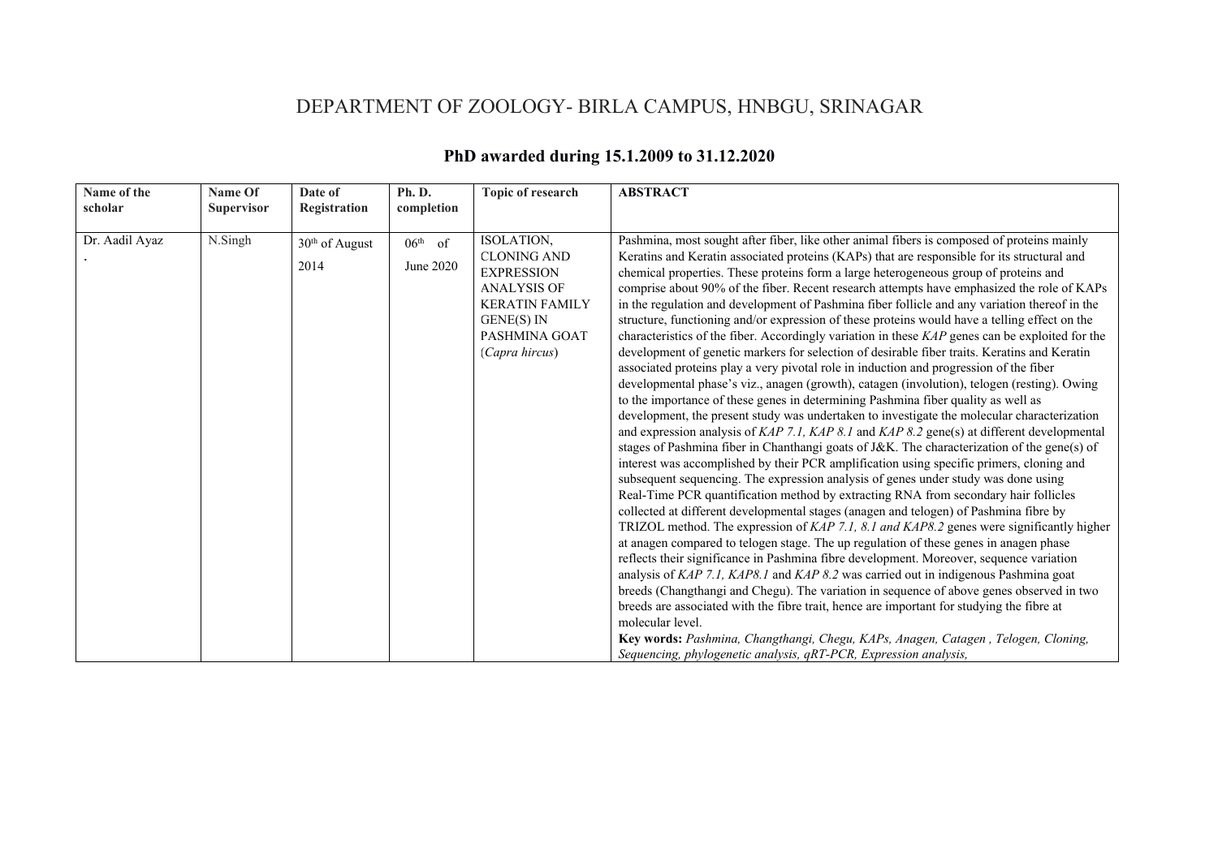# DEPARTMENT OF ZOOLOGY- BIRLA CAMPUS, HNBGU, SRINAGAR

## PhD awarded during 15.1.2009 to 31.12.2020

| Name of the scholar | Name Of Supervisor | Date of Registration | Ph. D. completion | Topic of research | ABSTRACT |
|---|---|---|---|---|---|
| Dr. Aadil Ayaz . | N.Singh | 30th of August 2014 | 06th of June 2020 | ISOLATION, CLONING AND EXPRESSION ANALYSIS OF KERATIN FAMILY GENE(S) IN PASHMINA GOAT (*Capra hircus*) | Pashmina, most sought after fiber, like other animal fibers is composed of proteins mainly Keratins and Keratin associated proteins (KAPs) that are responsible for its structural and chemical properties. These proteins form a large heterogeneous group of proteins and comprise about 90% of the fiber. Recent research attempts have emphasized the role of KAPs in the regulation and development of Pashmina fiber follicle and any variation thereof in the structure, functioning and/or expression of these proteins would have a telling effect on the characteristics of the fiber. Accordingly variation in these *KAP* genes can be exploited for the development of genetic markers for selection of desirable fiber traits. Keratins and Keratin associated proteins play a very pivotal role in induction and progression of the fiber developmental phase's viz., anagen (growth), catagen (involution), telogen (resting). Owing to the importance of these genes in determining Pashmina fiber quality as well as development, the present study was undertaken to investigate the molecular characterization and expression analysis of *KAP 7.1, KAP 8.1* and *KAP 8.2* gene(s) at different developmental stages of Pashmina fiber in Chanthangi goats of J&K. The characterization of the gene(s) of interest was accomplished by their PCR amplification using specific primers, cloning and subsequent sequencing. The expression analysis of genes under study was done using Real-Time PCR quantification method by extracting RNA from secondary hair follicles collected at different developmental stages (anagen and telogen) of Pashmina fibre by TRIZOL method. The expression of *KAP 7.1, 8.1 and KAP8.2* genes were significantly higher at anagen compared to telogen stage. The up regulation of these genes in anagen phase reflects their significance in Pashmina fibre development. Moreover, sequence variation analysis of *KAP 7.1, KAP8.1* and *KAP 8.2* was carried out in indigenous Pashmina goat breeds (Changthangi and Chegu). The variation in sequence of above genes observed in two breeds are associated with the fibre trait, hence are important for studying the fibre at molecular level. **Key words:** *Pashmina, Changthangi, Chegu, KAPs, Anagen, Catagen , Telogen, Cloning, Sequencing, phylogenetic analysis, qRT-PCR, Expression analysis,* |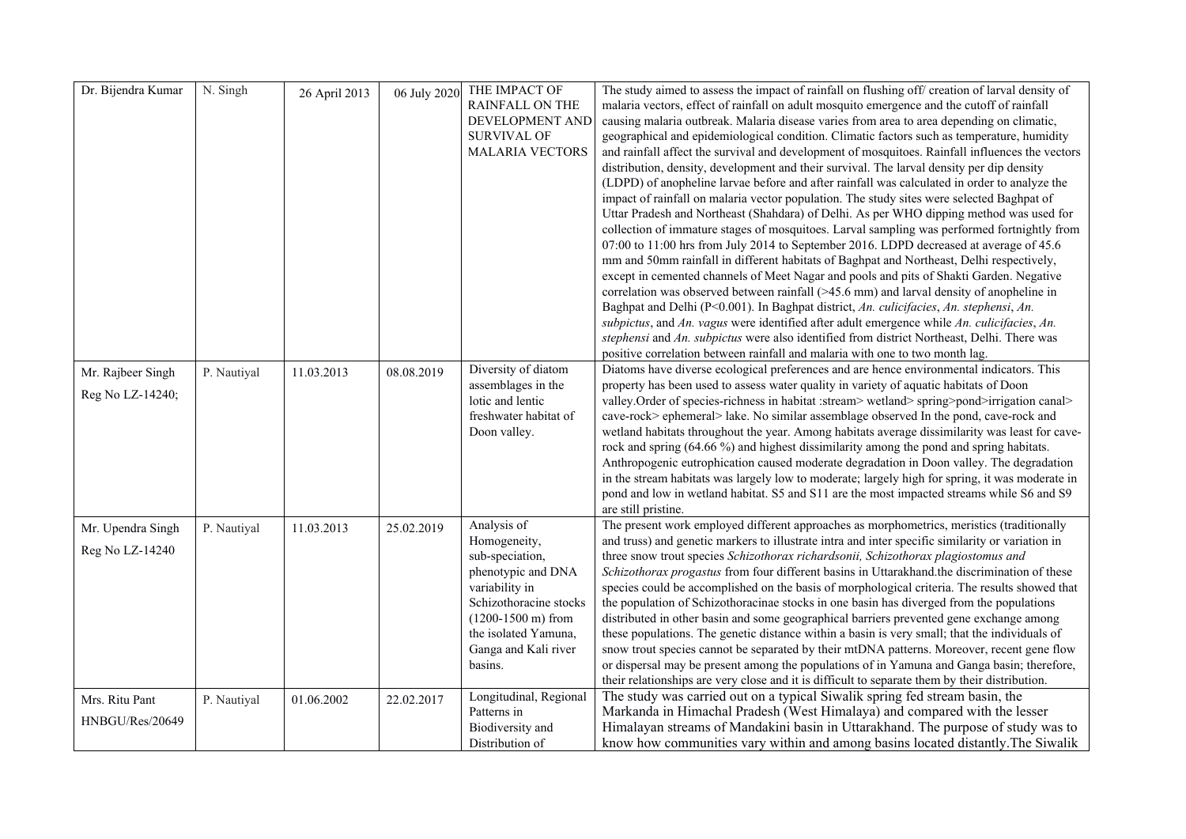| | | | | | |
|---|---|---|---|---|---|
| Dr. Bijendra Kumar | N. Singh | 26 April 2013 | 06 July 2020 | THE IMPACT OF RAINFALL ON THE DEVELOPMENT AND SURVIVAL OF MALARIA VECTORS | The study aimed to assess the impact of rainfall on flushing off/ creation of larval density of malaria vectors, effect of rainfall on adult mosquito emergence and the cutoff of rainfall causing malaria outbreak. Malaria disease varies from area to area depending on climatic, geographical and epidemiological condition. Climatic factors such as temperature, humidity and rainfall affect the survival and development of mosquitoes. Rainfall influences the vectors distribution, density, development and their survival. The larval density per dip density (LDPD) of anopheline larvae before and after rainfall was calculated in order to analyze the impact of rainfall on malaria vector population. The study sites were selected Baghpat of Uttar Pradesh and Northeast (Shahdara) of Delhi. As per WHO dipping method was used for collection of immature stages of mosquitoes. Larval sampling was performed fortnightly from 07:00 to 11:00 hrs from July 2014 to September 2016. LDPD decreased at average of 45.6 mm and 50mm rainfall in different habitats of Baghpat and Northeast, Delhi respectively, except in cemented channels of Meet Nagar and pools and pits of Shakti Garden. Negative correlation was observed between rainfall (>45.6 mm) and larval density of anopheline in Baghpat and Delhi (P<0.001). In Baghpat district, *An. culicifacies*, *An. stephensi*, *An. subpictus*, and *An. vagus* were identified after adult emergence while *An. culicifacies*, *An. stephensi* and *An. subpictus* were also identified from district Northeast, Delhi. There was positive correlation between rainfall and malaria with one to two month lag. |
| Mr. Rajbeer Singh<br>Reg No LZ-14240; | P. Nautiyal | 11.03.2013 | 08.08.2019 | Diversity of diatom assemblages in the lotic and lentic freshwater habitat of Doon valley. | Diatoms have diverse ecological preferences and are hence environmental indicators. This property has been used to assess water quality in variety of aquatic habitats of Doon valley.Order of species-richness in habitat :stream> wetland> spring>pond>irrigation canal> cave-rock> ephemeral> lake. No similar assemblage observed In the pond, cave-rock and wetland habitats throughout the year. Among habitats average dissimilarity was least for cave-rock and spring (64.66 %) and highest dissimilarity among the pond and spring habitats. Anthropogenic eutrophication caused moderate degradation in Doon valley. The degradation in the stream habitats was largely low to moderate; largely high for spring, it was moderate in pond and low in wetland habitat. S5 and S11 are the most impacted streams while S6 and S9 are still pristine. |
| Mr. Upendra Singh<br>Reg No LZ-14240 | P. Nautiyal | 11.03.2013 | 25.02.2019 | Analysis of Homogeneity, sub-speciation, phenotypic and DNA variability in Schizothoracine stocks (1200-1500 m) from the isolated Yamuna, Ganga and Kali river basins. | The present work employed different approaches as morphometrics, meristics (traditionally and truss) and genetic markers to illustrate intra and inter specific similarity or variation in three snow trout species *Schizothorax richardsonii, Schizothorax plagiostomus and Schizothorax progastus* from four different basins in Uttarakhand.the discrimination of these species could be accomplished on the basis of morphological criteria. The results showed that the population of Schizothoracinae stocks in one basin has diverged from the populations distributed in other basin and some geographical barriers prevented gene exchange among these populations. The genetic distance within a basin is very small; that the individuals of snow trout species cannot be separated by their mtDNA patterns. Moreover, recent gene flow or dispersal may be present among the populations of in Yamuna and Ganga basin; therefore, their relationships are very close and it is difficult to separate them by their distribution. |
| Mrs. Ritu Pant<br>HNBGU/Res/20649 | P. Nautiyal | 01.06.2002 | 22.02.2017 | Longitudinal, Regional Patterns in Biodiversity and Distribution of | The study was carried out on a typical Siwalik spring fed stream basin, the Markanda in Himachal Pradesh (West Himalaya) and compared with the lesser Himalayan streams of Mandakini basin in Uttarakhand. The purpose of study was to know how communities vary within and among basins located distantly.The Siwalik |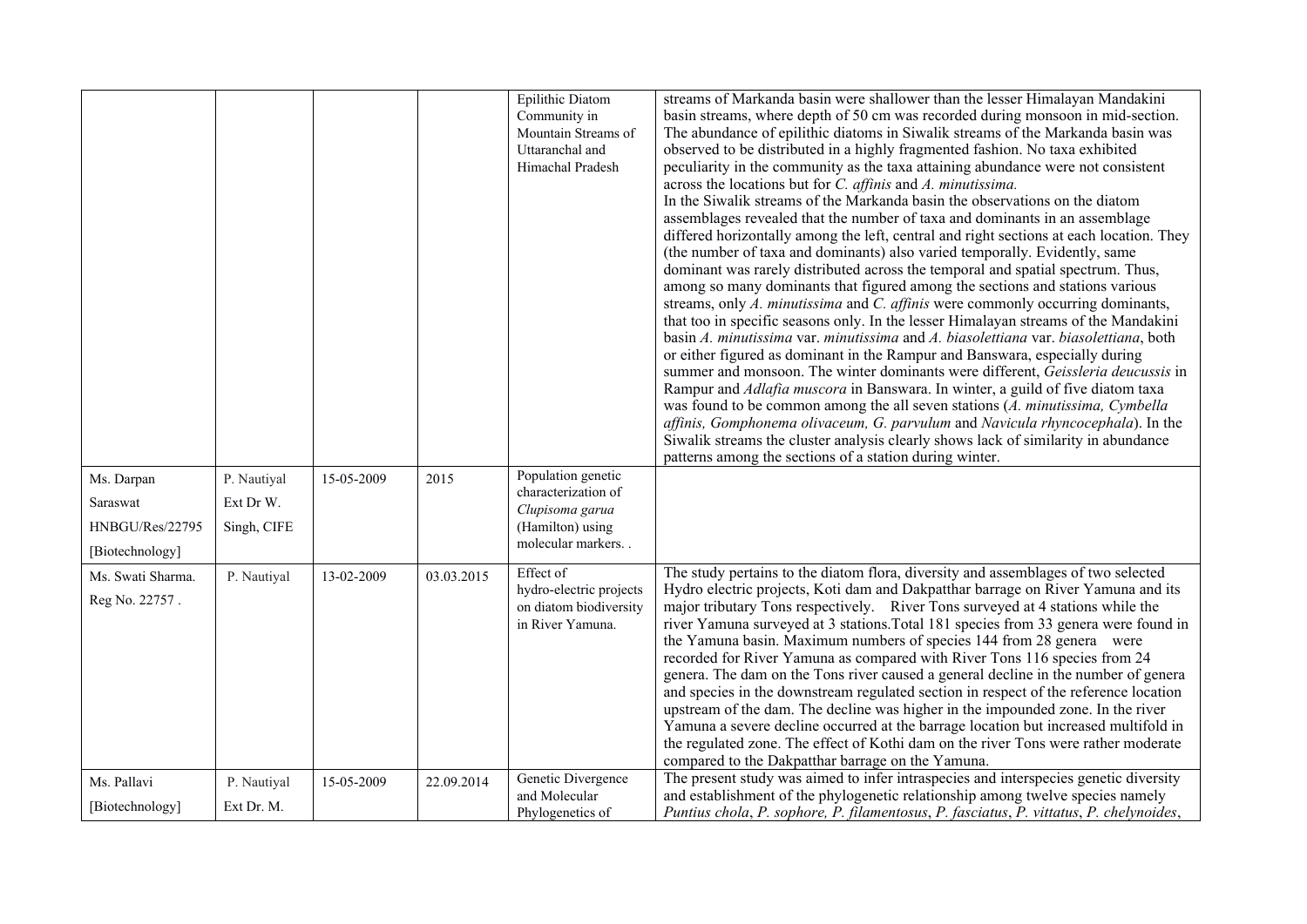| | | | | | |
|---|---|---|---|---|---|
| | | | | Epilithic Diatom Community in Mountain Streams of Uttaranchal and Himachal Pradesh | streams of Markanda basin were shallower than the lesser Himalayan Mandakini basin streams, where depth of 50 cm was recorded during monsoon in mid-section. The abundance of epilithic diatoms in Siwalik streams of the Markanda basin was observed to be distributed in a highly fragmented fashion. No taxa exhibited peculiarity in the community as the taxa attaining abundance were not consistent across the locations but for *C. affinis* and *A. minutissima.* In the Siwalik streams of the Markanda basin the observations on the diatom assemblages revealed that the number of taxa and dominants in an assemblage differed horizontally among the left, central and right sections at each location. They (the number of taxa and dominants) also varied temporally. Evidently, same dominant was rarely distributed across the temporal and spatial spectrum. Thus, among so many dominants that figured among the sections and stations various streams, only *A. minutissima* and *C. affinis* were commonly occurring dominants, that too in specific seasons only. In the lesser Himalayan seams of the Mandakini basin *A. minutissima* var. *minutissima* and *A. biasolettiana* var. *biasolettiana*, both or either figured as dominant in the Rampur and Banswara, especially during summer and monsoon. The winter dominants were different, *Geissleria deucussis* in Rampur and *Adlafia muscora* in Banswara. In winter, a guild of five diatom taxa was found to be common among the all seven stations (*A. minutissima, Cymbella affinis, Gomphonema olivaceum, G. parvulum* and *Navicula rhyncocephala*). In the Siwalik streams the cluster analysis clearly shows lack of similarity in abundance patterns among the sections of a station during winter. |
| Ms. Darpan Saraswat HNBGU/Res/22795 [Biotechnology] | P. Nautiyal Ext Dr W. Singh, CIFE | 15-05-2009 | 2015 | Population genetic characterization of *Clupisoma garua* (Hamilton) using molecular markers. . | |
| Ms. Swati Sharma. Reg No. 22757 . | P. Nautiyal | 13-02-2009 | 03.03.2015 | Effect of hydro-electric projects on diatom biodiversity in River Yamuna. | The study pertains to the diatom flora, diversity and assemblages of two selected Hydro electric projects, Koti dam and Dakpatthar barrage on River Yamuna and its major tributary Tons respectively. River Tons surveyed at 4 stations while the river Yamuna surveyed at 3 stations.Total 181 species from 33 genera were found in the Yamuna basin. Maximum numbers of species 144 from 28 genera were recorded for River Yamuna as compared with River Tons 116 species from 24 genera. The dam on the Tons river caused a general decline in the number of genera and species in the downstream regulated section in respect of the reference location upstream of the dam. The decline was higher in the impounded zone. In the river Yamuna a severe decline occurred at the barrage location but increased multifold in the regulated zone. The effect of Kothi dam on the river Tons were rather moderate compared to the Dakpatthar barrage on the Yamuna. |
| Ms. Pallavi [Biotechnology] | P. Nautiyal Ext Dr. M. | 15-05-2009 | 22.09.2014 | Genetic Divergence and Molecular Phylogenetics of | The present study was aimed to infer intraspecies and interspecies genetic diversity and establishment of the phylogenetic relationship among twelve species namely *Puntius chola*, *P. sophore, P. filamentosus*, *P. fasciatus*, *P. vittatus*, *P. chelynoides*, |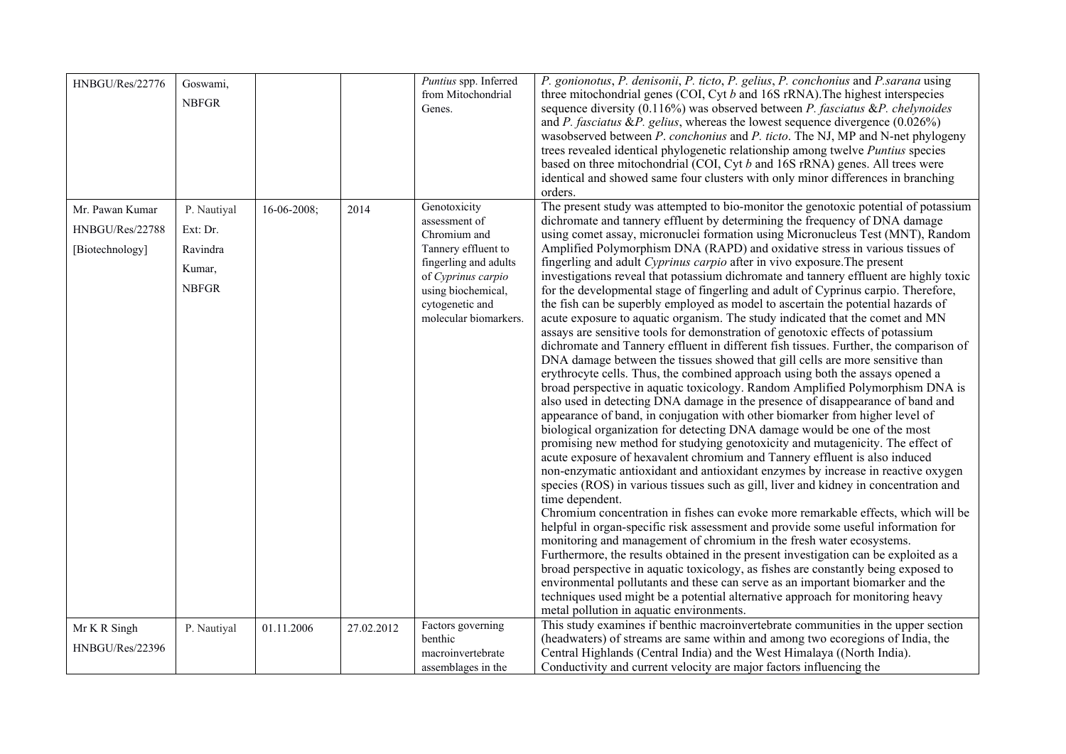| | | | | | |
|---|---|---|---|---|---|
| HNBGU/Res/22776 | Goswami, NBFGR | | | *Puntius* spp. Inferred from Mitochondrial Genes. | *P. gonionotus*, *P. denisonii*, *P. ticto*, *P. gelius*, *P. conchonius* and *P.sarana* using three mitochondrial genes (COI, Cyt *b* and 16S rRNA).The highest interspecies sequence diversity (0.116%) was observed between *P. fasciatus* &*P. chelynoides* and *P. fasciatus* &*P. gelius*, whereas the lowest sequence divergence (0.026%) wasobserved between *P. conchonius* and *P. ticto*. The NJ, MP and N-net phylogeny trees revealed identical phylogenetic relationship among twelve *Puntius* species based on three mitochondrial (COI, Cyt *b* and 16S rRNA) genes. All trees were identical and showed same four clusters with only minor differences in branching orders. |
| Mr. Pawan Kumar HNBGU/Res/22788 [Biotechnology] | P. Nautiyal Ext: Dr. Ravindra Kumar, NBFGR | 16-06-2008; | 2014 | Genotoxicity assessment of Chromium and Tannery effluent to fingerling and adults of *Cyprinus carpio* using biochemical, cytogenetic and molecular biomarkers. | The present study was attempted to bio-monitor the genotoxic potential of potassium dichromate and tannery effluent by determining the frequency of DNA damage using comet assay, micronuclei formation using Micronucleus Test (MNT), Random Amplified Polymorphism DNA (RAPD) and oxidative stress in various tissues of fingerling and adult *Cyprinus carpio* after in vivo exposure.The present investigations reveal that potassium dichromate and tannery effluent are highly toxic for the developmental stage of fingerling and adult of Cyprinus carpio. Therefore, the fish can be superbly employed as model to ascertain the potential hazards of acute exposure to aquatic organism. The study indicated that the comet and MN assays are sensitive tools for demonstration of genotoxic effects of potassium dichromate and Tannery effluent in different fish tissues. Further, the comparison of DNA damage between the tissues showed that gill cells are more sensitive than erythrocyte cells. Thus, the combined approach using both the assays opened a broad perspective in aquatic toxicology. Random Amplified Polymorphism DNA is also used in detecting DNA damage in the presence of disappearance of band and appearance of band, in conjugation with other biomarker from higher level of biological organization for detecting DNA damage would be one of the most promising new method for studying genotoxicity and mutagenicity. The effect of acute exposure of hexavalent chromium and Tannery effluent is also induced non-enzymatic antioxidant and antioxidant enzymes by increase in reactive oxygen species (ROS) in various tissues such as gill, liver and kidney in concentration and time dependent. Chromium concentration in fishes can evoke more remarkable effects, which will be helpful in organ-specific risk assessment and provide some useful information for monitoring and management of chromium in the fresh water ecosystems. Furthermore, the results obtained in the present investigation can be exploited as a broad perspective in aquatic toxicology, as fishes are constantly being exposed to environmental pollutants and these can serve as an important biomarker and the techniques used might be a potential alternative approach for monitoring heavy metal pollution in aquatic environments. |
| Mr K R Singh HNBGU/Res/22396 | P. Nautiyal | 01.11.2006 | 27.02.2012 | Factors governing benthic macroinvertebrate assemblages in the | This study examines if benthic macroinvertebrate communities in the upper section (headwaters) of streams are same within and among two ecoregions of India, the Central Highlands (Central India) and the West Himalaya ((North India). Conductivity and current velocity are major factors influencing the |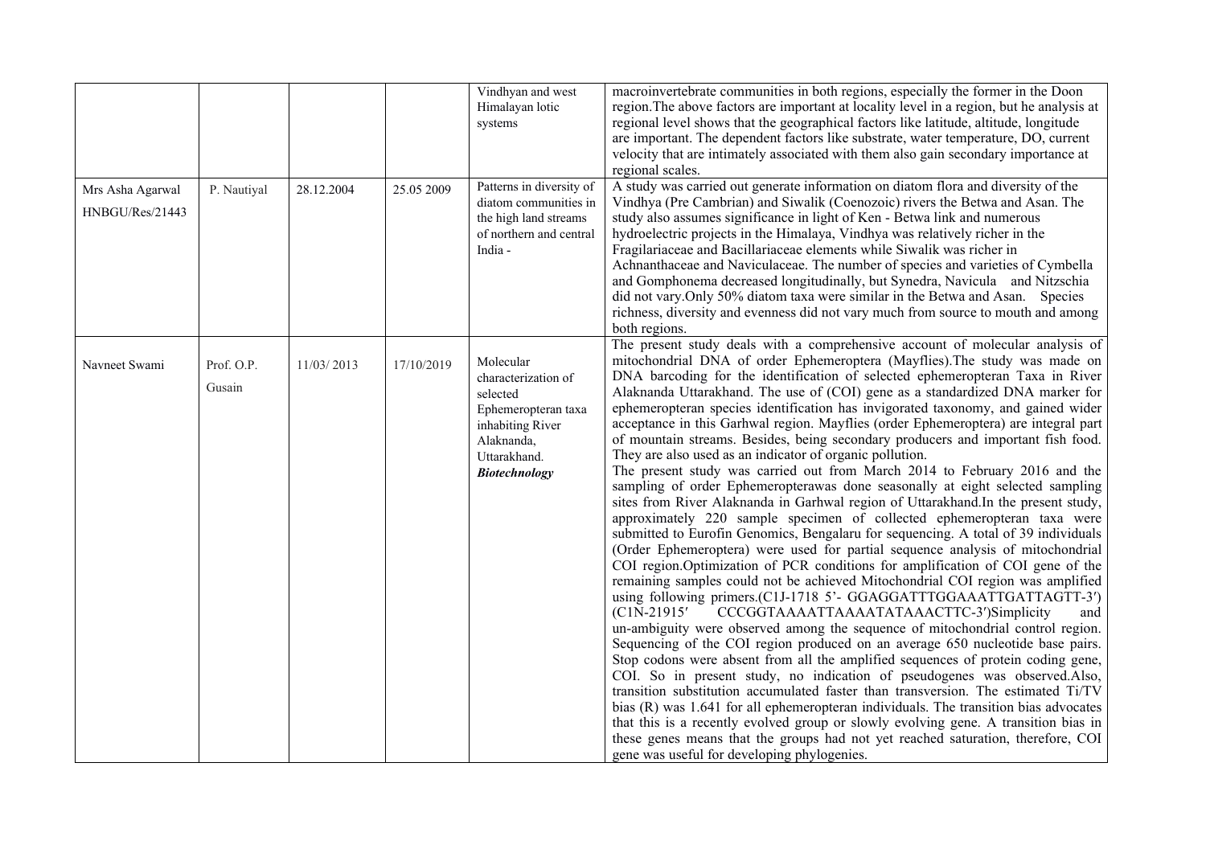| | | | | Vindhyan and west Himalayan lotic systems | macroinvertebrate communities in both regions, especially the former in the Doon region.The above factors are important at locality level in a region, but he analysis at regional level shows that the geographical factors like latitude, altitude, longitude are important. The dependent factors like substrate, water temperature, DO, current velocity that are intimately associated with them also gain secondary importance at regional scales. |
|---|---|---|---|---|---|
| Mrs Asha Agarwal HNBGU/Res/21443 | P. Nautiyal | 28.12.2004 | 25.05 2009 | Patterns in diversity of diatom communities in the high land streams of northern and central India - | A study was carried out generate information on diatom flora and diversity of the Vindhya (Pre Cambrian) and Siwalik (Coenozoic) rivers the Betwa and Asan. The study also assumes significance in light of Ken - Betwa link and numerous hydroelectric projects in the Himalaya, Vindhya was relatively richer in the Fragilariaceae and Bacillariaceae elements while Siwalik was richer in Achnanthaceae and Naviculaceae. The number of species and varieties of Cymbella and Gomphonema decreased longitudinally, but Synedra, Navicula and Nitzschia did not vary.Only 50% diatom taxa were similar in the Betwa and Asan. Species richness, diversity and evenness did not vary much from source to mouth and among both regions. |
| Navneet Swami | Prof. O.P. Gusain | 11/03/ 2013 | 17/10/2019 | Molecular characterization of selected Ephemeropteran taxa inhabiting River Alaknanda, Uttarakhand. ***Biotechnology*** | The present study deals with a comprehensive account of molecular analysis of mitochondrial DNA of order Ephemeroptera (Mayflies).The study was made on DNA barcoding for the identification of selected ephemeropteran Taxa in River Alaknanda Uttarakhand. The use of (COI) gene as a standardized DNA marker for ephemeropteran species identification has invigorated taxonomy, and gained wider acceptance in this Garhwal region. Mayflies (order Ephemeroptera) are integral part of mountain streams. Besides, being secondary producers and important fish food. They are also used as an indicator of organic pollution. The present study was carried out from March 2014 to February 2016 and the sampling of order Ephemeropterawas done seasonally at eight selected sampling sites from River Alaknanda in Garhwal region of Uttarakhand.In the present study, approximately 220 sample specimen of collected ephemeropteran taxa were submitted to Eurofin Genomics, Bengalaru for sequencing. A total of 39 individuals (Order Ephemeroptera) were used for partial sequence analysis of mitochondrial COI region.Optimization of PCR conditions for amplification of COI gene of the remaining samples could not be achieved Mitochondrial COI region was amplified using following primers.(C1J-1718 5'- GGAGGATTTGGAAATTGATTAGTT-3′) (C1N-21915′ CCCGGTAAAATTAAAATATAAACTTC-3′)Simplicity and un-ambiguity were observed among the sequence of mitochondrial control region. Sequencing of the COI region produced on an average 650 nucleotide base pairs. Stop codons were absent from all the amplified sequences of protein coding gene, COI. So in present study, no indication of pseudogenes was observed.Also, transition substitution accumulated faster than transversion. The estimated Ti/TV bias (R) was 1.641 for all ephemeropteran individuals. The transition bias advocates that this is a recently evolved group or slowly evolving gene. A transition bias in these genes means that the groups had not yet reached saturation, therefore, COI gene was useful for developing phylogenies. |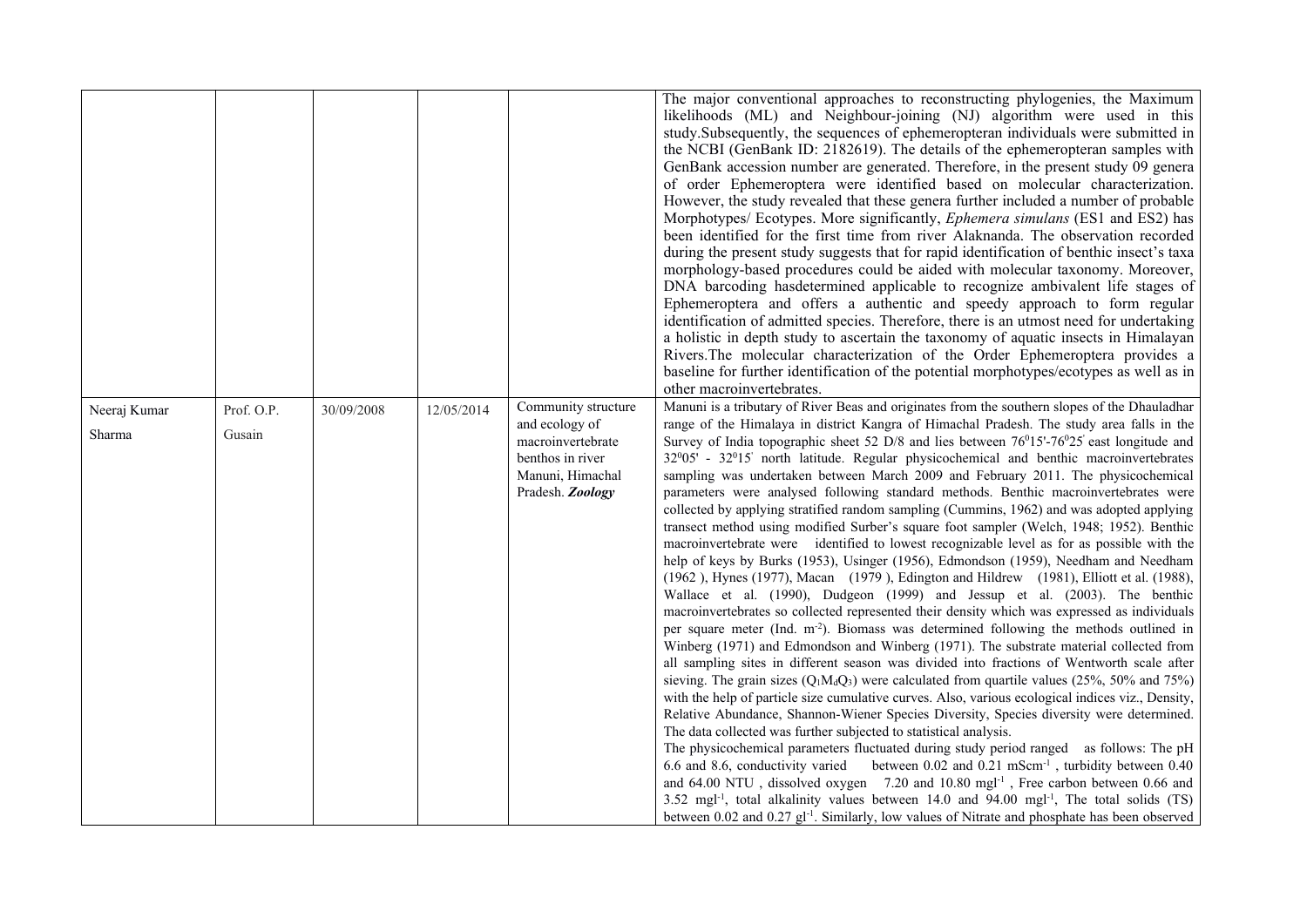| | | | | | |
|---|---|---|---|---|---|
| | | | | | The major conventional approaches to reconstructing phylogenies, the Maximum likelihoods (ML) and Neighbour-joining (NJ) algorithm were used in this study.Subsequently, the sequences of ephemeropteran individuals were submitted in the NCBI (GenBank ID: 2182619). The details of the ephemeropteran samples with GenBank accession number are generated. Therefore, in the present study 09 genera of order Ephemeroptera were identified based on molecular characterization. However, the study revealed that these genera further included a number of probable Morphotypes/ Ecotypes. More significantly, *Ephemera simulans* (ES1 and ES2) has been identified for the first time from river Alaknanda. The observation recorded during the present study suggests that for rapid identification of benthic insect's taxa morphology-based procedures could be aided with molecular taxonomy. Moreover, DNA barcoding hasdetermined applicable to recognize ambivalent life stages of Ephemeroptera and offers a authentic and speedy approach to form regular identification of admitted species. Therefore, there is an utmost need for undertaking a holistic in depth study to ascertain the taxonomy of aquatic insects in Himalayan Rivers.The molecular characterization of the Order Ephemeroptera provides a baseline for further identification of the potential morphotypes/ecotypes as well as in other macroinvertebrates. |
| Neeraj Kumar Sharma | Prof. O.P. Gusain | 30/09/2008 | 12/05/2014 | Community structure and ecology of macroinvertebrate benthos in river Manuni, Himachal Pradesh. ***Zoology*** | Manuni is a tributary of River Beas and originates from the southern slopes of the Dhauladhar range of the Himalaya in district Kangra of Himachal Pradesh. The study area falls in the Survey of India topographic sheet 52 D/8 and lies between $76^0 15'$-$76^0 25'$ east longitude and $32^0 05'$ - $32^0 15'$ north latitude. Regular physicochemical and benthic macroinvertebrates sampling was undertaken between March 2009 and February 2011. The physicochemical parameters were analysed following standard methods. Benthic macroinvertebrates were collected by applying stratified random sampling (Cummins, 1962) and was adopted applying transect method using modified Surber's square foot sampler (Welch, 1948; 1952). Benthic macroinvertebrate were identified to lowest recognizable level as for as possible with the help of keys by Burks (1953), Usinger (1956), Edmondson (1959), Needham and Needham (1962 ), Hynes (1977), Macan (1979 ), Edington and Hildrew (1981), Elliott et al. (1988), Wallace et al. (1990), Dudgeon (1999) and Jessup et al. (2003). The benthic macroinvertebrates so collected represented their density which was expressed as individuals per square meter (Ind. $m^{-2}$). Biomass was determined following the methods outlined in Winberg (1971) and Edmondson and Winberg (1971). The substrate material collected from all sampling sites in different season was divided into fractions of Wentworth scale after sieving. The grain sizes ($Q_1 M_d Q_3$) were calculated from quartile values (25%, 50% and 75%) with the help of particle size cumulative curves. Also, various ecological indices viz., Density, Relative Abundance, Shannon-Wiener Species Diversity, Species diversity were determined. The data collected was further subjected to statistical analysis.<br>The physicochemical parameters fluctuated during study period ranged as follows: The pH 6.6 and 8.6, conductivity varied between 0.02 and 0.21 $mScm^{-1}$ , turbidity between 0.40 and 64.00 NTU , dissolved oxygen 7.20 and 10.80 $mgl^{-1}$ , Free carbon between 0.66 and 3.52 $mgl^{-1}$, total alkalinity values between 14.0 and 94.00 $mgl^{-1}$, The total solids (TS) between 0.02 and 0.27 $gl^{-1}$. Similarly, low values of Nitrate and phosphate has been observed |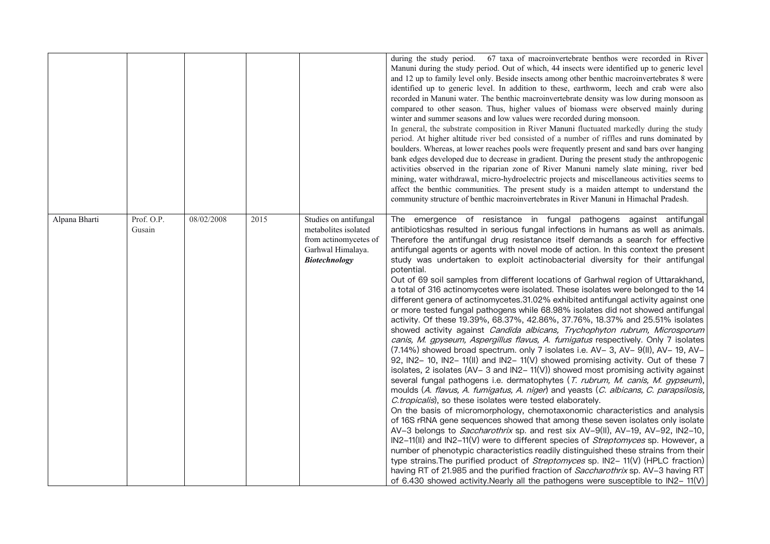| | | | | | |
|---|---|---|---|---|---|
| | | | | | during the study period. 67 taxa of macroinvertebrate benthos were recorded in River Manuni during the study period. Out of which, 44 insects were identified up to generic level and 12 up to family level only. Beside insects among other benthic macroinvertebrates 8 were identified up to generic level. In addition to these, earthworm, leech and crab were also recorded in Manuni water. The benthic macroinvertebrate density was low during monsoon as compared to other season. Thus, higher values of biomass were observed mainly during winter and summer seasons and low values were recorded during monsoon.<br>In general, the substrate composition in River Manuni fluctuated markedly during the study period. At higher altitude river bed consisted of a number of riffles and runs dominated by boulders. Whereas, at lower reaches pools were frequently present and sand bars over hanging bank edges developed due to decrease in gradient. During the present study the anthropogenic activities observed in the riparian zone of River Manuni namely slate mining, river bed mining, water withdrawal, micro-hydroelectric projects and miscellaneous activities seems to affect the benthic communities. The present study is a maiden attempt to understand the community structure of benthic macroinvertebrates in River Manuni in Himachal Pradesh. |
| Alpana Bharti | Prof. O.P. Gusain | 08/02/2008 | 2015 | Studies on antifungal metabolites isolated from actinomycetes of Garhwal Himalaya. ***Biotechnology*** | The emergence of resistance in fungal pathogens against antifungal antibioticshas resulted in serious fungal infections in humans as well as animals. Therefore the antifungal drug resistance itself demands a search for effective antifungal agents or agents with novel mode of action. In this context the present study was undertaken to exploit actinobacterial diversity for their antifungal potential.<br>Out of 69 soil samples from different locations of Garhwal region of Uttarakhand, a total of 316 actinomycetes were isolated. These isolates were belonged to the 14 different genera of actinomycetes.31.02% exhibited antifungal activity against one or more tested fungal pathogens while 68.98% isolates did not showed antifungal activity. Of these 19.39%, 68.37%, 42.86%, 37.76%, 18.37% and 25.51% isolates showed activity against *Candida albicans, Trychophyton rubrum, Microsporum canis, M. gpyseum, Aspergillus flavus, A. fumigatus* respectively. Only 7 isolates (7.14%) showed broad spectrum. only 7 isolates i.e. AV– 3, AV– 9(II), AV– 19, AV– 92, IN2– 10, IN2– 11(II) and IN2– 11(V) showed promising activity. Out of these 7 isolates, 2 isolates (AV– 3 and IN2– 11(V)) showed most promising activity against several fungal pathogens i.e. dermatophytes (*T. rubrum, M. canis, M. gypseum*), moulds (*A. flavus, A. fumigatus, A. niger*) and yeasts (*C. albicans, C. parapsilosis, C.tropicalis*), so these isolates were tested elaborately.<br>On the basis of micromorphology, chemotaxonomic characteristics and analysis of 16S rRNA gene sequences showed that among these seven isolates only isolate AV–3 belongs to *Saccharothrix* sp. and rest six AV–9(II), AV–19, AV–92, IN2–10, IN2–11(II) and IN2–11(V) were to different species of *Streptomyces* sp. However, a number of phenotypic characteristics readily distinguished these strains from their type strains.The purified product of *Streptomyces* sp. IN2– 11(V) (HPLC fraction) having RT of 21.985 and the purified fraction of *Saccharothrix* sp. AV–3 having RT of 6.430 showed activity.Nearly all the pathogens were susceptible to IN2– 11(V) |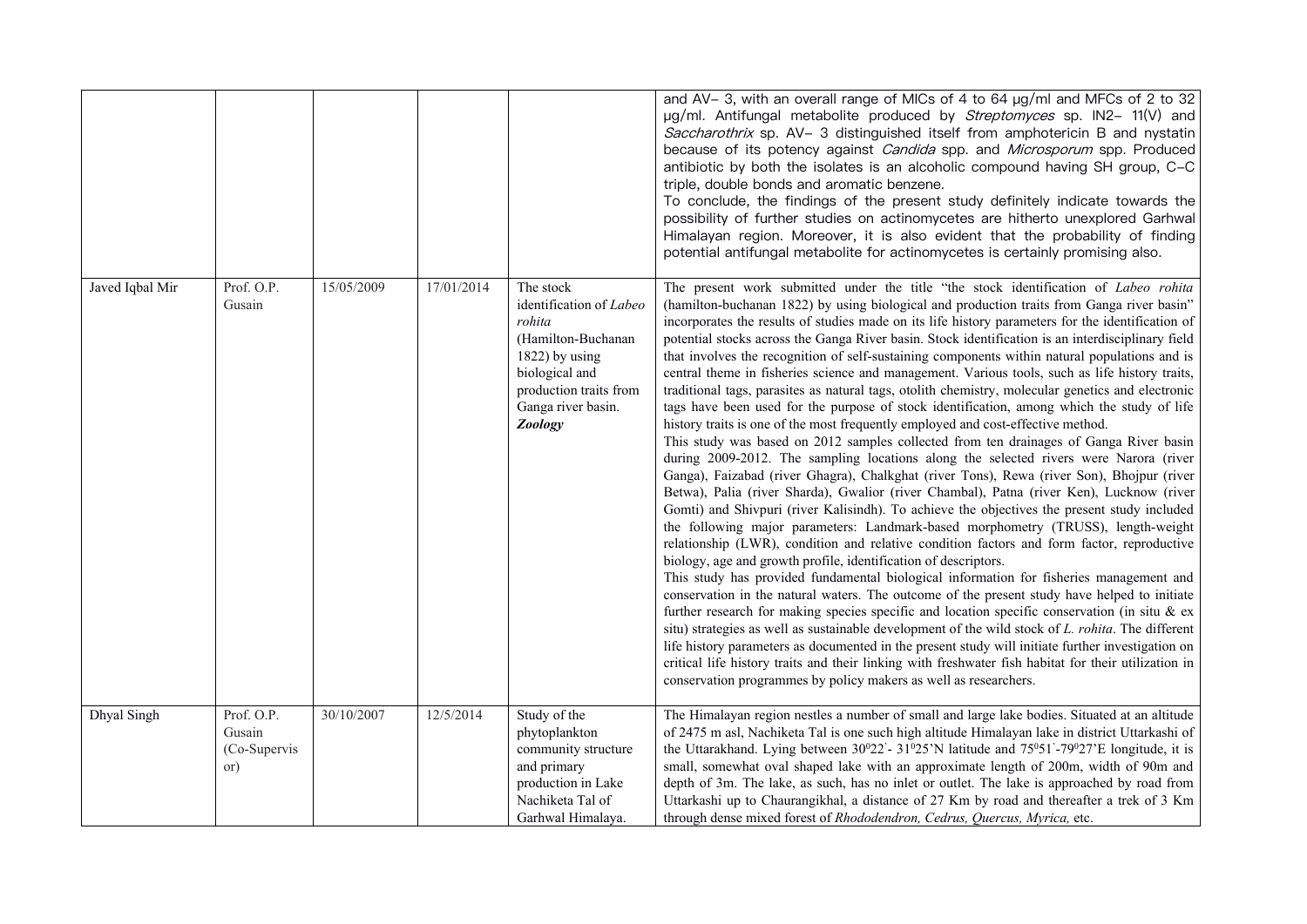| | | | | | |
|---|---|---|---|---|---|
| | | | | | and AV– 3, with an overall range of MICs of 4 to 64 µg/ml and MFCs of 2 to 32 µg/ml. Antifungal metabolite produced by *Streptomyces* sp. IN2– 11(V) and *Saccharothrix* sp. AV– 3 distinguished itself from amphotericin B and nystatin because of its potency against *Candida* spp. and *Microsporum* spp. Produced antibiotic by both the isolates is an alcoholic compound having SH group, C–C triple, double bonds and aromatic benzene.<br>To conclude, the findings of the present study definitely indicate towards the possibility of further studies on actinomycetes are hitherto unexplored Garhwal Himalayan region. Moreover, it is also evident that the probability of finding potential antifungal metabolite for actinomycetes is certainly promising also. |
| Javed Iqbal Mir | Prof. O.P. Gusain | 15/05/2009 | 17/01/2014 | The stock identification of *Labeo rohita* (Hamilton-Buchanan 1822) by using biological and production traits from Ganga river basin. ***Zoology*** | The present work submitted under the title "the stock identification of *Labeo rohita* (hamilton-buchanan 1822) by using biological and production traits from Ganga river basin" incorporates the results of studies made on its life history parameters for the identification of potential stocks across the Ganga River basin. Stock identification is an interdisciplinary field that involves the recognition of self-sustaining components within natural populations and is central theme in fisheries science and management. Various tools, such as life history traits, traditional tags, parasites as natural tags, otolith chemistry, molecular genetics and electronic tags have been used for the purpose of stock identification, among which the study of life history traits is one of the most frequently employed and cost-effective method.<br>This study was based on 2012 samples collected from ten drainages of Ganga River basin during 2009-2012. The sampling locations along the selected rivers were Narora (river Ganga), Faizabad (river Ghagra), Chalkghat (river Tons), Rewa (river Son), Bhojpur (river Betwa), Palia (river Sharda), Gwalior (river Chambal), Patna (river Ken), Lucknow (river Gomti) and Shivpuri (river Kalisindh). To achieve the objectives the present study included the following major parameters: Landmark-based morphometry (TRUSS), length-weight relationship (LWR), condition and relative condition factors and form factor, reproductive biology, age and growth profile, identification of descriptors.<br>This study has provided fundamental biological information for fisheries management and conservation in the natural waters. The outcome of the present study have helped to initiate further research for making species specific and location specific conservation (in situ & ex situ) strategies as well as sustainable development of the wild stock of *L. rohita*. The different life history parameters as documented in the present study will initiate further investigation on critical life history traits and their linking with freshwater fish habitat for their utilization in conservation programmes by policy makers as well as researchers. |
| Dhyal Singh | Prof. O.P. Gusain (Co-Supervisor) | 30/10/2007 | 12/5/2014 | Study of the phytoplankton community structure and primary production in Lake Nachiketa Tal of Garhwal Himalaya. | The Himalayan region nestles a number of small and large lake bodies. Situated at an altitude of 2475 m asl, Nachiketa Tal is one such high altitude Himalayan lake in district Uttarkashi of the Uttarakhand. Lying between $30^{0}22'$- $31^{0}25'$N latitude and $75^{0}51'$-$79^{0}27'$E longitude, it is small, somewhat oval shaped lake with an approximate length of 200m, width of 90m and depth of 3m. The lake, as such, has no inlet or outlet. The lake is approached by road from Uttarkashi up to Chaurangikhal, a distance of 27 Km by road and thereafter a trek of 3 Km through dense mixed forest of *Rhododendron, Cedrus, Quercus, Myrica,* etc. |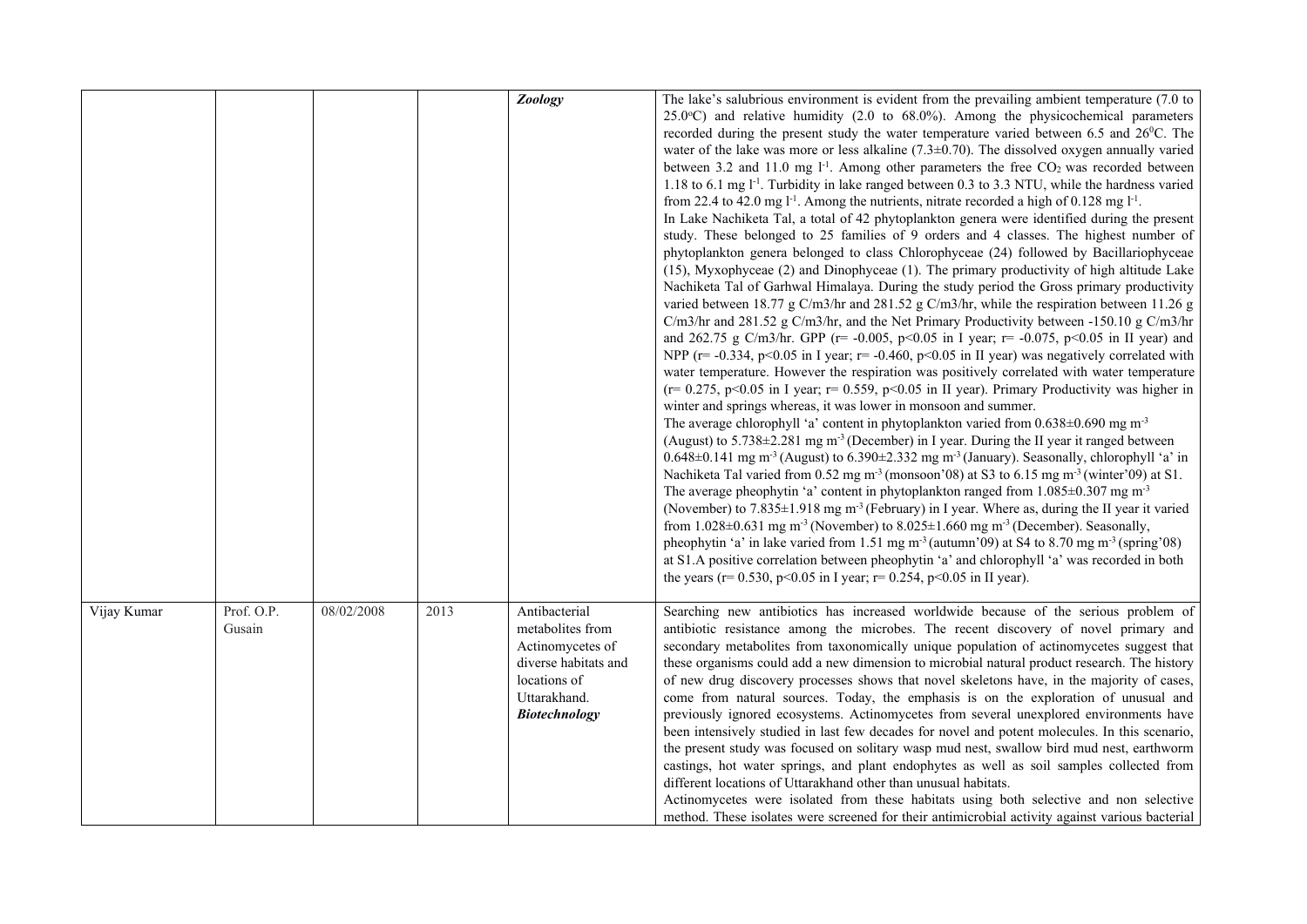| | | | | | |
|---|---|---|---|---|---|
| | | | | ***Zoology*** | The lake's salubrious environment is evident from the prevailing ambient temperature (7.0 to 25.0°C) and relative humidity (2.0 to 68.0%). Among the physicochemical parameters recorded during the present study the water temperature varied between 6.5 and 26°C. The water of the lake was more or less alkaline (7.3±0.70). The dissolved oxygen annually varied between 3.2 and 11.0 mg $l^{-1}$. Among other parameters the free $CO_2$ was recorded between 1.18 to 6.1 mg $l^{-1}$. Turbidity in lake ranged between 0.3 to 3.3 NTU, while the hardness varied from 22.4 to 42.0 mg $l^{-1}$. Among the nutrients, nitrate recorded a high of 0.128 mg $l^{-1}$.<br>In Lake Nachiketa Tal, a total of 42 phytoplankton genera were identified during the present study. These belonged to 25 families of 9 orders and 4 classes. The highest number of phytoplankton genera belonged to class Chlorophyceae (24) followed by Bacillariophyceae (15), Myxophyceae (2) and Dinophyceae (1). The primary productivity of high altitude Lake Nachiketa Tal of Garhwal Himalaya. During the study period the Gross primary productivity varied between 18.77 g C/m3/hr and 281.52 g C/m3/hr, while the respiration between 11.26 g C/m3/hr and 281.52 g C/m3/hr, and the Net Primary Productivity between -150.10 g C/m3/hr and 262.75 g C/m3/hr. GPP ($r= -0.005$, $p<0.05$ in I year; $r= -0.075$, $p<0.05$ in II year) and NPP ($r= -0.334$, $p<0.05$ in I year; $r= -0.460$, $p<0.05$ in II year) was negatively correlated with water temperature. However the respiration was positively correlated with water temperature ($r= 0.275$, $p<0.05$ in I year; $r= 0.559$, $p<0.05$ in II year). Primary Productivity was higher in winter and springs whereas, it was lower in monsoon and summer.<br>The average chlorophyll 'a' content in phytoplankton varied from 0.638±0.690 mg $m^{-3}$ (August) to 5.738±2.281 mg $m^{-3}$ (December) in I year. During the II year it ranged between 0.648±0.141 mg $m^{-3}$ (August) to 6.390±2.332 mg $m^{-3}$ (January). Seasonally, chlorophyll 'a' in Nachiketa Tal varied from 0.52 mg $m^{-3}$ (monsoon'08) at S3 to 6.15 mg $m^{-3}$ (winter'09) at S1. The average pheophytin 'a' content in phytoplankton ranged from 1.085±0.307 mg $m^{-3}$ (November) to 7.835±1.918 mg $m^{-3}$ (February) in I year. Where as, during the II year it varied from 1.028±0.631 mg $m^{-3}$ (November) to 8.025±1.660 mg $m^{-3}$ (December). Seasonally, pheophytin 'a' in lake varied from 1.51 mg $m^{-3}$ (autumn'09) at S4 to 8.70 mg $m^{-3}$ (spring'08) at S1.A positive correlation between pheophytin 'a' and chlorophyll 'a' was recorded in both the years ($r= 0.530$, $p<0.05$ in I year; $r= 0.254$, $p<0.05$ in II year). |
| Vijay Kumar | Prof. O.P. Gusain | 08/02/2008 | 2013 | Antibacterial metabolites from Actinomycetes of diverse habitats and locations of Uttarakhand. ***Biotechnology*** | Searching new antibiotics has increased worldwide because of the serious problem of antibiotic resistance among the microbes. The recent discovery of novel primary and secondary metabolites from taxonomically unique population of actinomycetes suggest that these organisms could add a new dimension to microbial natural product research. The history of new drug discovery processes shows that novel skeletons have, in the majority of cases, come from natural sources. Today, the emphasis is on the exploration of unusual and previously ignored ecosystems. Actinomycetes from several unexplored environments have been intensively studied in last few decades for novel and potent molecules. In this scenario, the present study was focused on solitary wasp mud nest, swallow bird mud nest, earthworm castings, hot water springs, and plant endophytes as well as soil samples collected from different locations of Uttarakhand other than unusual habitats.<br>Actinomycetes were isolated from these habitats using both selective and non selective method. These isolates were screened for their antimicrobial activity against various bacterial |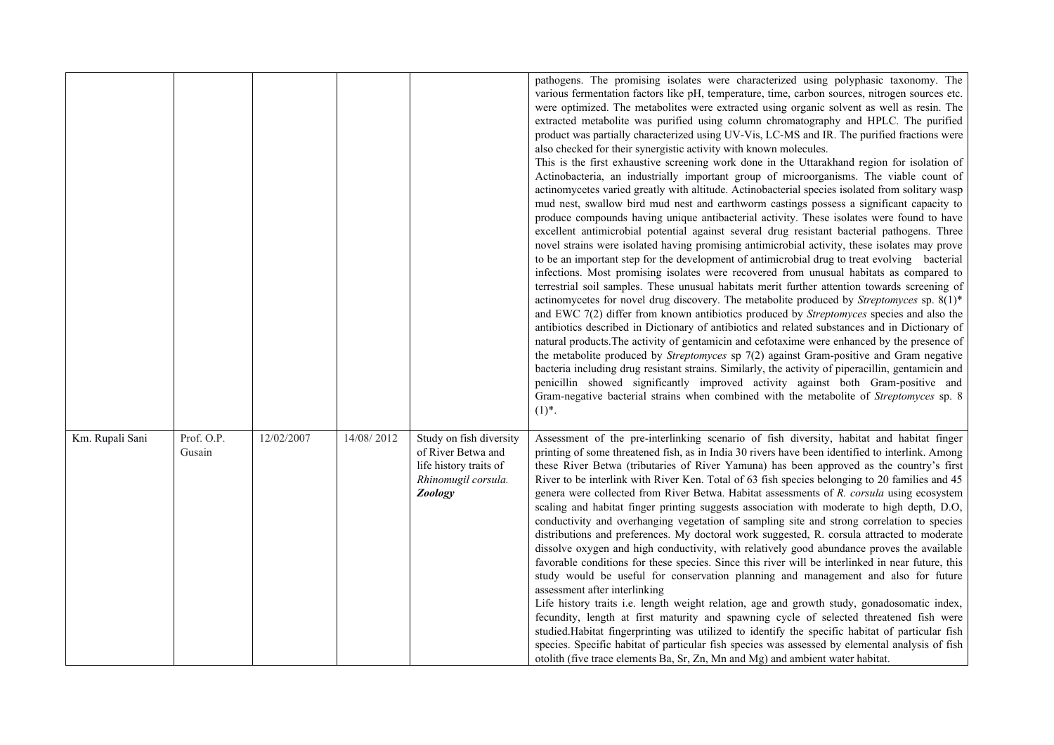| | | | | | |
|---|---|---|---|---|---|
| | | | | | pathogens. The promising isolates were characterized using polyphasic taxonomy. The various fermentation factors like pH, temperature, time, carbon sources, nitrogen sources etc. were optimized. The metabolites were extracted using organic solvent as well as resin. The extracted metabolite was purified using column chromatography and HPLC. The purified product was partially characterized using UV-Vis, LC-MS and IR. The purified fractions were also checked for their synergistic activity with known molecules.<br>This is the first exhaustive screening work done in the Uttarakhand region for isolation of Actinobacteria, an industrially important group of microorganisms. The viable count of actinomycetes varied greatly with altitude. Actinobacterial species isolated from solitary wasp mud nest, swallow bird mud nest and earthworm castings possess a significant capacity to produce compounds having unique antibacterial activity. These isolates were found to have excellent antimicrobial potential against several drug resistant bacterial pathogens. Three novel strains were isolated having promising antimicrobial activity, these isolates may prove to be an important step for the development of antimicrobial drug to treat evolving bacterial infections. Most promising isolates were recovered from unusual habitats as compared to terrestrial soil samples. These unusual habitats merit further attention towards screening of actinomycetes for novel drug discovery. The metabolite produced by *Streptomyces* sp. 8(1)* and EWC 7(2) differ from known antibiotics produced by *Streptomyces* species and also the antibiotics described in Dictionary of antibiotics and related substances and in Dictionary of natural products.The activity of gentamicin and cefotaxime were enhanced by the presence of the metabolite produced by *Streptomyces* sp 7(2) against Gram-positive and Gram negative bacteria including drug resistant strains. Similarly, the activity of piperacillin, gentamicin and penicillin showed significantly improved activity against both Gram-positive and Gram-negative bacterial strains when combined with the metabolite of *Streptomyces* sp. 8 (1)*. |
| Km. Rupali Sani | Prof. O.P. Gusain | 12/02/2007 | 14/08/ 2012 | Study on fish diversity of River Betwa and life history traits of *Rhinomugil corsula*. ***Zoology*** | Assessment of the pre-interlinking scenario of fish diversity, habitat and habitat finger printing of some threatened fish, as in India 30 rivers have been identified to interlink. Among these River Betwa (tributaries of River Yamuna) has been approved as the country's first River to be interlink with River Ken. Total of 63 fish species belonging to 20 families and 45 genera were collected from River Betwa. Habitat assessments of *R. corsula* using ecosystem scaling and habitat finger printing suggests association with moderate to high depth, D.O, conductivity and overhanging vegetation of sampling site and strong correlation to species distributions and preferences. My doctoral work suggested, R. corsula attracted to moderate dissolve oxygen and high conductivity, with relatively good abundance proves the available favorable conditions for these species. Since this river will be interlinked in near future, this study would be useful for conservation planning and management and also for future assessment after interlinking<br>Life history traits i.e. length weight relation, age and growth study, gonadosomatic index, fecundity, length at first maturity and spawning cycle of selected threatened fish were studied.Habitat fingerprinting was utilized to identify the specific habitat of particular fish species. Specific habitat of particular fish species was assessed by elemental analysis of fish otolith (five trace elements Ba, Sr, Zn, Mn and Mg) and ambient water habitat. |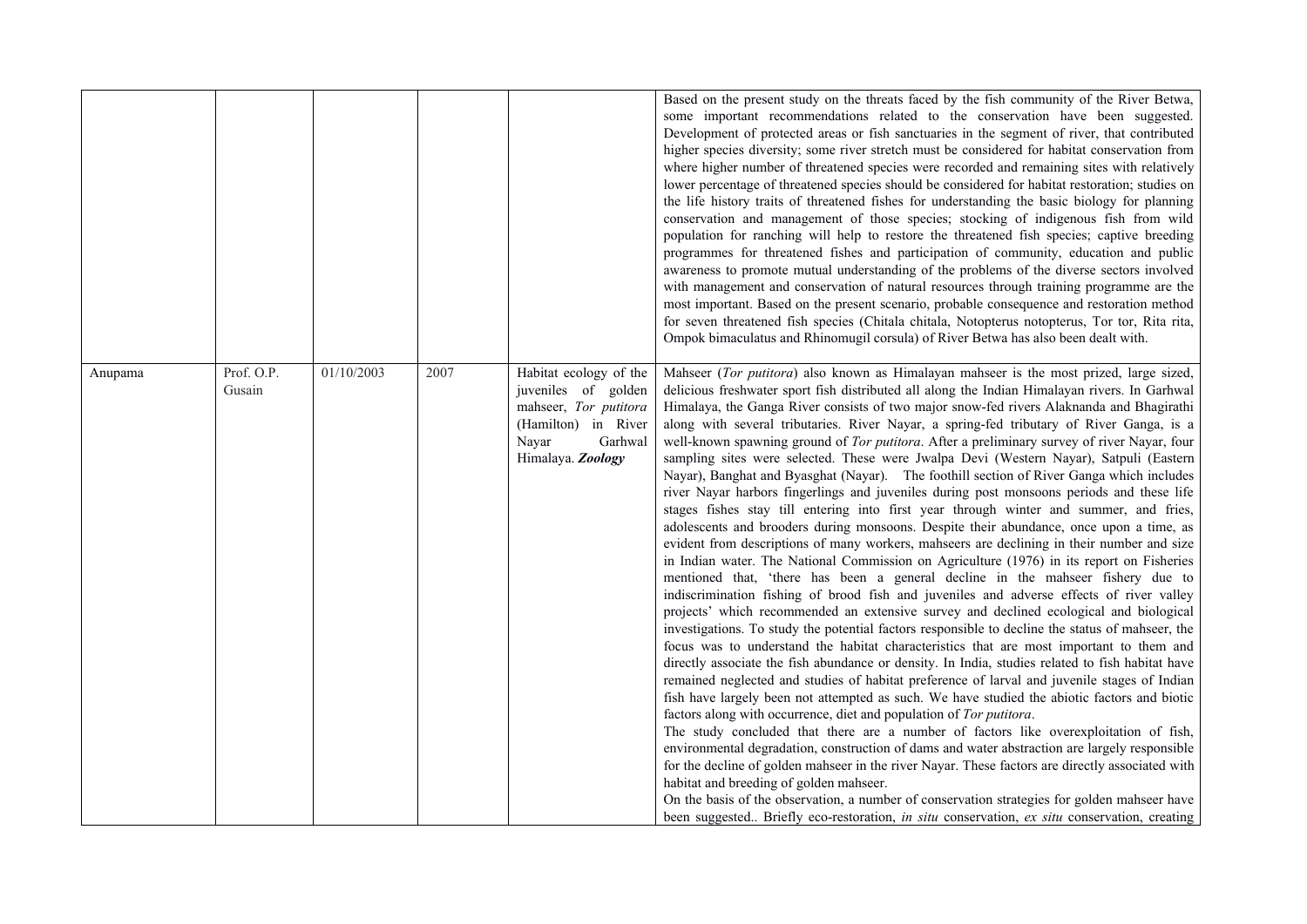| | | | | | |
|---|---|---|---|---|---|
| | | | | | Based on the present study on the threats faced by the fish community of the River Betwa, some important recommendations related to the conservation have been suggested. Development of protected areas or fish sanctuaries in the segment of river, that contributed higher species diversity; some river stretch must be considered for habitat conservation from where higher number of threatened species were recorded and remaining sites with relatively lower percentage of threatened species should be considered for habitat restoration; studies on the life history traits of threatened fishes for understanding the basic biology for planning conservation and management of those species; stocking of indigenous fish from wild population for ranching will help to restore the threatened fish species; captive breeding programmes for threatened fishes and participation of community, education and public awareness to promote mutual understanding of the problems of the diverse sectors involved with management and conservation of natural resources through training programme are the most important. Based on the present scenario, probable consequence and restoration method for seven threatened fish species (Chitala chitala, Notopterus notopterus, Tor tor, Rita rita, Ompok bimaculatus and Rhinomugil corsula) of River Betwa has also been dealt with. |
| Anupama | Prof. O.P. Gusain | 01/10/2003 | 2007 | Habitat ecology of the juveniles of golden mahseer, *Tor putitora* (Hamilton) in River Nayar Garhwal Himalaya. ***Zoology*** | Mahseer (*Tor putitora*) also known as Himalayan mahseer is the most prized, large sized, delicious freshwater sport fish distributed all along the Indian Himalayan rivers. In Garhwal Himalaya, the Ganga River consists of two major snow-fed rivers Alaknanda and Bhagirathi along with several tributaries. River Nayar, a spring-fed tributary of River Ganga, is a well-known spawning ground of *Tor putitora*. After a preliminary survey of river Nayar, four sampling sites were selected. These were Jwalpa Devi (Western Nayar), Satpuli (Eastern Nayar), Banghat and Byasghat (Nayar). The foothill section of River Ganga which includes river Nayar harbors fingerlings and juveniles during post monsoons periods and these life stages fishes stay till entering into first year through winter and summer, and fries, adolescents and brooders during monsoons. Despite their abundance, once upon a time, as evident from descriptions of many workers, mahseers are declining in their number and size in Indian water. The National Commission on Agriculture (1976) in its report on Fisheries mentioned that, 'there has been a general decline in the mahseer fishery due to indiscrimination fishing of brood fish and juveniles and adverse effects of river valley projects' which recommended an extensive survey and declined ecological and biological investigations. To study the potential factors responsible to decline the status of mahseer, the focus was to understand the habitat characteristics that are most important to them and directly associate the fish abundance or density. In India, studies related to fish habitat have remained neglected and studies of habitat preference of larval and juvenile stages of Indian fish have largely been not attempted as such. We have studied the abiotic factors and biotic factors along with occurrence, diet and population of *Tor putitora*.<br>The study concluded that there are a number of factors like overexploitation of fish, environmental degradation, construction of dams and water abstraction are largely responsible for the decline of golden mahseer in the river Nayar. These factors are directly associated with habitat and breeding of golden mahseer.<br>On the basis of the observation, a number of conservation strategies for golden mahseer have been suggested.. Briefly eco-restoration, *in situ* conservation, *ex situ* conservation, creating |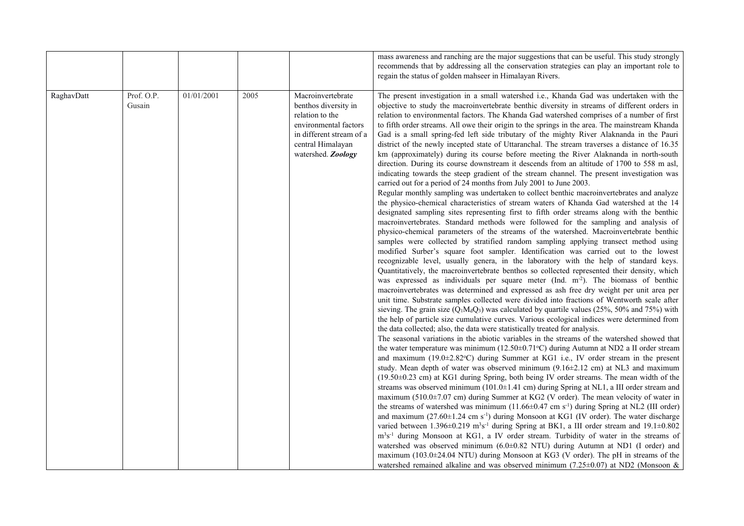|  |  |  |  |  | mass awareness and ranching are the major suggestions that can be useful. This study strongly recommends that by addressing all the conservation strategies can play an important role to regain the status of golden mahseer in Himalayan Rivers. |
|---|---|---|---|---|---|
| RaghavDatt | Prof. O.P. Gusain | 01/01/2001 | 2005 | Macroinvertebrate benthos diversity in relation to the environmental factors in different stream of a central Himalayan watershed. ***Zoology*** | The present investigation in a small watershed i.e., Khanda Gad was undertaken with the objective to study the macroinvertebrate benthic diversity in streams of different orders in relation to environmental factors. The Khanda Gad watershed comprises of a number of first to fifth order streams. All owe their origin to the springs in the area. The mainstream Khanda Gad is a small spring-fed left side tributary of the mighty River Alaknanda in the Pauri district of the newly incepted state of Uttaranchal. The stream traverses a distance of 16.35 km (approximately) during its course before meeting the River Alaknanda in north-south direction. During its course downstream it descends from an altitude of 1700 to 558 m asl, indicating towards the steep gradient of the stream channel. The present investigation was carried out for a period of 24 months from July 2001 to June 2003.<br>Regular monthly sampling was undertaken to collect benthic macroinvertebrates and analyze the physico-chemical characteristics of stream waters of Khanda Gad watershed at the 14 designated sampling sites representing first to fifth order streams along with the benthic macroinvertebrates. Standard methods were followed for the sampling and analysis of physico-chemical parameters of the streams of the watershed. Macroinvertebrate benthic samples were collected by stratified random sampling applying transect method using modified Surber's square foot sampler. Identification was carried out to the lowest recognizable level, usually genera, in the laboratory with the help of standard keys. Quantitatively, the macroinvertebrate benthos so collected represented their density, which was expressed as individuals per square meter (Ind. $m^{-2}$). The biomass of benthic macroinvertebrates was determined and expressed as ash free dry weight per unit area per unit time. Substrate samples collected were divided into fractions of Wentworth scale after sieving. The grain size ($Q_1M_dQ_3$) was calculated by quartile values (25%, 50% and 75%) with the help of particle size cumulative curves. Various ecological indices were determined from the data collected; also, the data were statistically treated for analysis.<br>The seasonal variations in the abiotic variables in the streams of the watershed showed that the water temperature was minimum (12.50±0.71°C) during Autumn at ND2 a II order stream and maximum (19.0±2.82°C) during Summer at KG1 i.e., IV order stream in the present study. Mean depth of water was observed minimum (9.16±2.12 cm) at NL3 and maximum (19.50±0.23 cm) at KG1 during Spring, both being IV order streams. The mean width of the streams was observed minimum (101.0±1.41 cm) during Spring at NL1, a III order stream and maximum (510.0±7.07 cm) during Summer at KG2 (V order). The mean velocity of water in the streams of watershed was minimum (11.66±0.47 cm $s^{-1}$) during Spring at NL2 (III order) and maximum (27.60±1.24 cm $s^{-1}$) during Monsoon at KG1 (IV order). The water discharge varied between 1.396±0.219 $m^3s^{-1}$ during Spring at BK1, a III order stream and 19.1±0.802 $m^3s^{-1}$ during Monsoon at KG1, a IV order stream. Turbidity of water in the streams of watershed was observed minimum (6.0±0.82 NTU) during Autumn at ND1 (I order) and maximum (103.0±24.04 NTU) during Monsoon at KG3 (V order). The pH in streams of the watershed remained alkaline and was observed minimum (7.25±0.07) at ND2 (Monsoon & |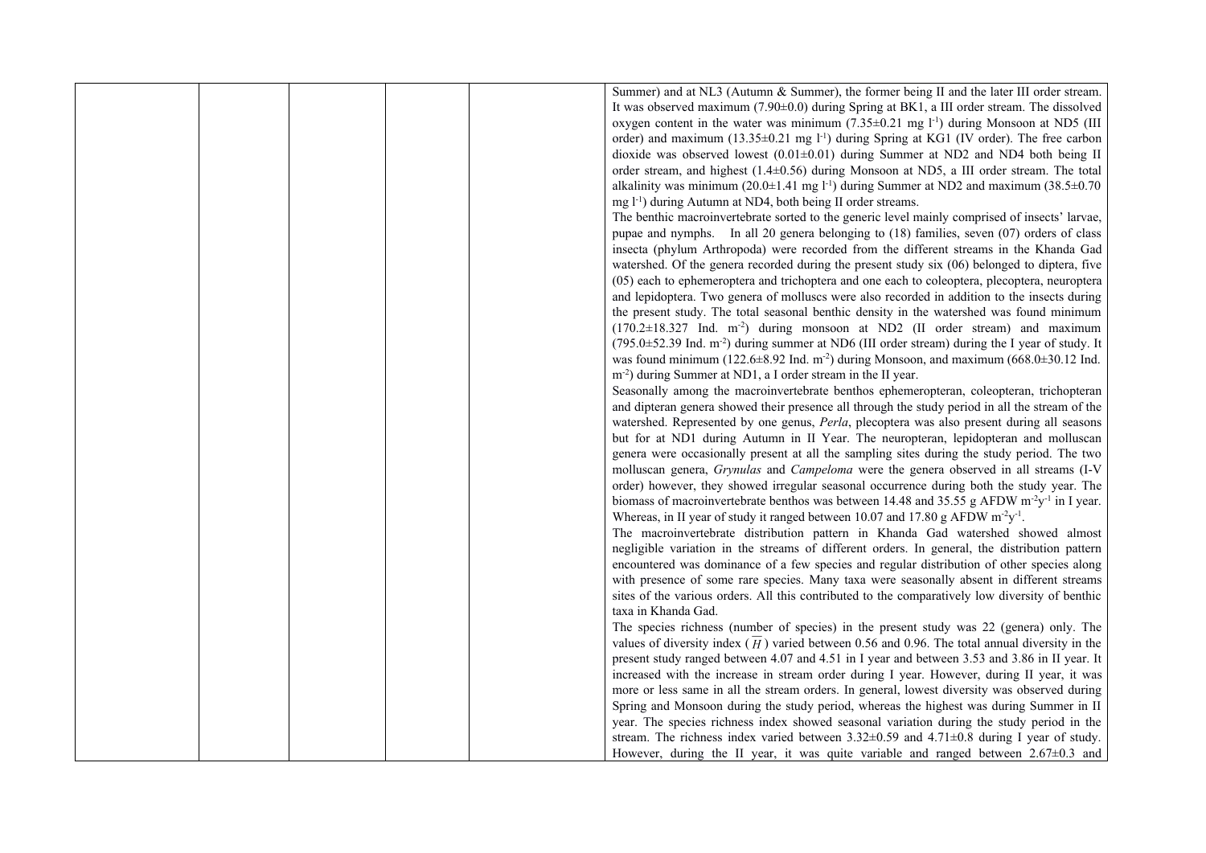Summer) and at NL3 (Autumn & Summer), the former being II and the later III order stream. It was observed maximum (7.90±0.0) during Spring at BK1, a III order stream. The dissolved oxygen content in the water was minimum (7.35±0.21 mg $l^{-1}$) during Monsoon at ND5 (III order) and maximum (13.35±0.21 mg $l^{-1}$) during Spring at KG1 (IV order). The free carbon dioxide was observed lowest (0.01±0.01) during Summer at ND2 and ND4 both being II order stream, and highest (1.4±0.56) during Monsoon at ND5, a III order stream. The total alkalinity was minimum (20.0±1.41 mg $l^{-1}$) during Summer at ND2 and maximum (38.5±0.70 mg $l^{-1}$) during Autumn at ND4, both being II order streams.

The benthic macroinvertebrate sorted to the generic level mainly comprised of insects' larvae, pupae and nymphs. In all 20 genera belonging to (18) families, seven (07) orders of class insecta (phylum Arthropoda) were recorded from the different streams in the Khanda Gad watershed. Of the genera recorded during the present study six (06) belonged to diptera, five (05) each to ephemeroptera and trichoptera and one each to coleoptera, plecoptera, neuroptera and lepidoptera. Two genera of molluscs were also recorded in addition to the insects during the present study. The total seasonal benthic density in the watershed was found minimum (170.2±18.327 Ind. $m^{-2}$) during monsoon at ND2 (II order stream) and maximum (795.0±52.39 Ind. $m^{-2}$) during summer at ND6 (III order stream) during the I year of study. It was found minimum (122.6±8.92 Ind. $m^{-2}$) during Monsoon, and maximum (668.0±30.12 Ind. $m^{-2}$) during Summer at ND1, a I order stream in the II year.

Seasonally among the macroinvertebrate benthos ephemeropteran, coleopteran, trichopteran and dipteran genera showed their presence all through the study period in all the stream of the watershed. Represented by one genus, *Perla*, plecoptera was also present during all seasons but for at ND1 during Autumn in II Year. The neuropteran, lepidopteran and molluscan genera were occasionally present at all the sampling sites during the study period. The two molluscan genera, *Grynulas* and *Campeloma* were the genera observed in all streams (I-V order) however, they showed irregular seasonal occurrence during both the study year. The biomass of macroinvertebrate benthos was between 14.48 and 35.55 g AFDW $m^{-2}y^{-1}$ in I year. Whereas, in II year of study it ranged between 10.07 and 17.80 g AFDW $m^{-2}y^{-1}$.

The macroinvertebrate distribution pattern in Khanda Gad watershed showed almost negligible variation in the streams of different orders. In general, the distribution pattern encountered was dominance of a few species and regular distribution of other species along with presence of some rare species. Many taxa were seasonally absent in different streams sites of the various orders. All this contributed to the comparatively low diversity of benthic taxa in Khanda Gad.

The species richness (number of species) in the present study was 22 (genera) only. The values of diversity index ($\overline{H}$) varied between 0.56 and 0.96. The total annual diversity in the present study ranged between 4.07 and 4.51 in I year and between 3.53 and 3.86 in II year. It increased with the increase in stream order during I year. However, during II year, it was more or less same in all the stream orders. In general, lowest diversity was observed during Spring and Monsoon during the study period, whereas the highest was during Summer in II year. The species richness index showed seasonal variation during the study period in the stream. The richness index varied between 3.32±0.59 and 4.71±0.8 during I year of study. However, during the II year, it was quite variable and ranged between 2.67±0.3 and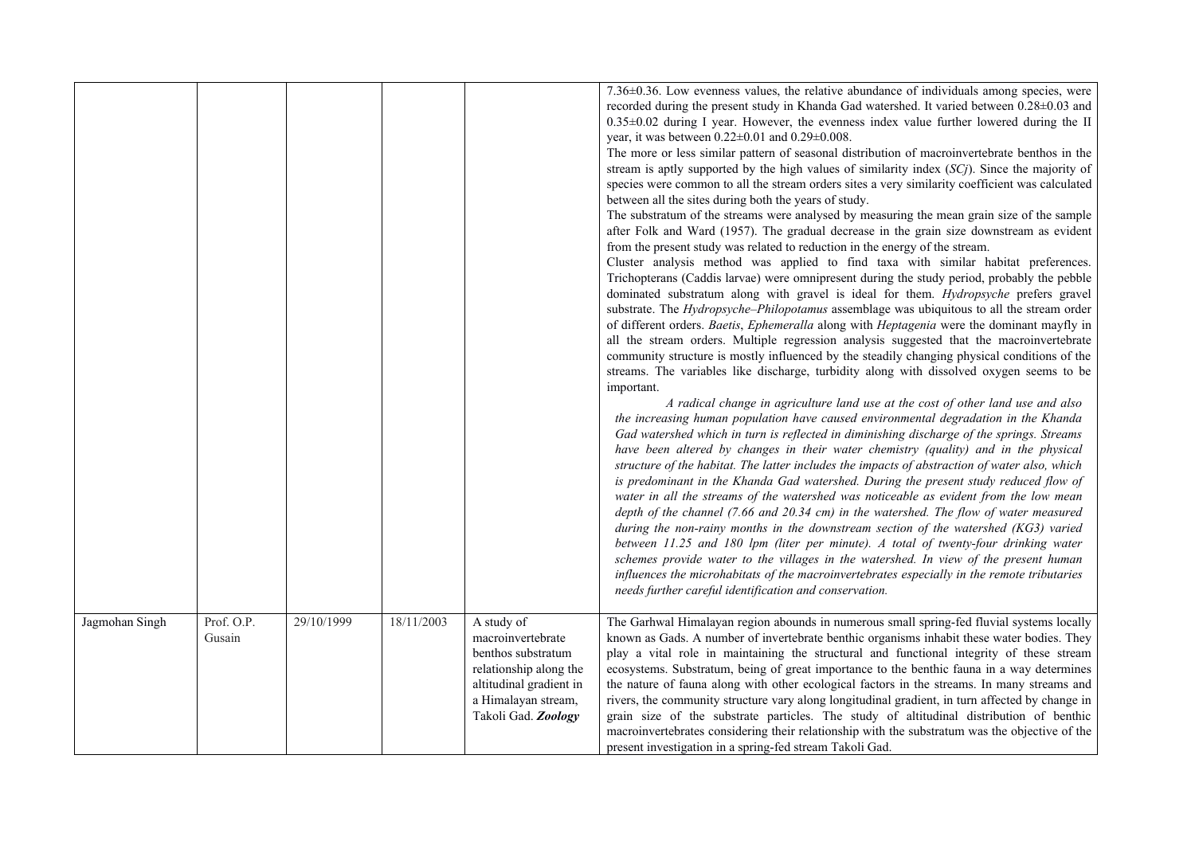| | | | | | |
|---|---|---|---|---|---|
| | | | | | 7.36±0.36. Low evenness values, the relative abundance of individuals among species, were recorded during the present study in Khanda Gad watershed. It varied between 0.28±0.03 and 0.35±0.02 during I year. However, the evenness index value further lowered during the II year, it was between 0.22±0.01 and 0.29±0.008.<br>The more or less similar pattern of seasonal distribution of macroinvertebrate benthos in the stream is aptly supported by the high values of similarity index (*SCj*). Since the majority of species were common to all the stream orders sites a very similarity coefficient was calculated between all the sites during both the years of study.<br>The substratum of the streams were analysed by measuring the mean grain size of the sample after Folk and Ward (1957). The gradual decrease in the grain size downstream as evident from the present study was related to reduction in the energy of the stream.<br>Cluster analysis method was applied to find taxa with similar habitat preferences. Trichopterans (Caddis larvae) were omnipresent during the study period, probably the pebble dominated substratum along with gravel is ideal for them. *Hydropsyche* prefers gravel substrate. The *Hydropsyche–Philopotamus* assemblage was ubiquitous to all the stream order of different orders. *Baetis*, *Ephemeralla* along with *Heptagenia* were the dominant mayfly in all the stream orders. Multiple regression analysis suggested that the macroinvertebrate community structure is mostly influenced by the steadily changing physical conditions of the streams. The variables like discharge, turbidity along with dissolved oxygen seems to be important.<br>*A radical change in agriculture land use at the cost of other land use and also the increasing human population have caused environmental degradation in the Khanda Gad watershed which in turn is reflected in diminishing discharge of the springs. Streams have been altered by changes in their water chemistry (quality) and in the physical structure of the habitat. The latter includes the impacts of abstraction of water also, which is predominant in the Khanda Gad watershed. During the present study reduced flow of water in all the streams of the watershed was noticeable as evident from the low mean depth of the channel (7.66 and 20.34 cm) in the watershed. The flow of water measured during the non-rainy months in the downstream section of the watershed (KG3) varied between 11.25 and 180 lpm (liter per minute). A total of twenty-four drinking water schemes provide water to the villages in the watershed. In view of the present human influences the microhabitats of the macroinvertebrates especially in the remote tributaries needs further careful identification and conservation.* |
| Jagmohan Singh | Prof. O.P. Gusain | 29/10/1999 | 18/11/2003 | A study of macroinvertebrate benthos substratum relationship along the altitudinal gradient in a Himalayan stream, Takoli Gad. ***Zoology*** | The Garhwal Himalayan region abounds in numerous small spring-fed fluvial systems locally known as Gads. A number of invertebrate benthic organisms inhabit these water bodies. They play a vital role in maintaining the structural and functional integrity of these stream ecosystems. Substratum, being of great importance to the benthic fauna in a way determines the nature of fauna along with other ecological factors in the streams. In many streams and rivers, the community structure vary along longitudinal gradient, in turn affected by change in grain size of the substrate particles. The study of altitudinal distribution of benthic macroinvertebrates considering their relationship with the substratum was the objective of the present investigation in a spring-fed stream Takoli Gad. |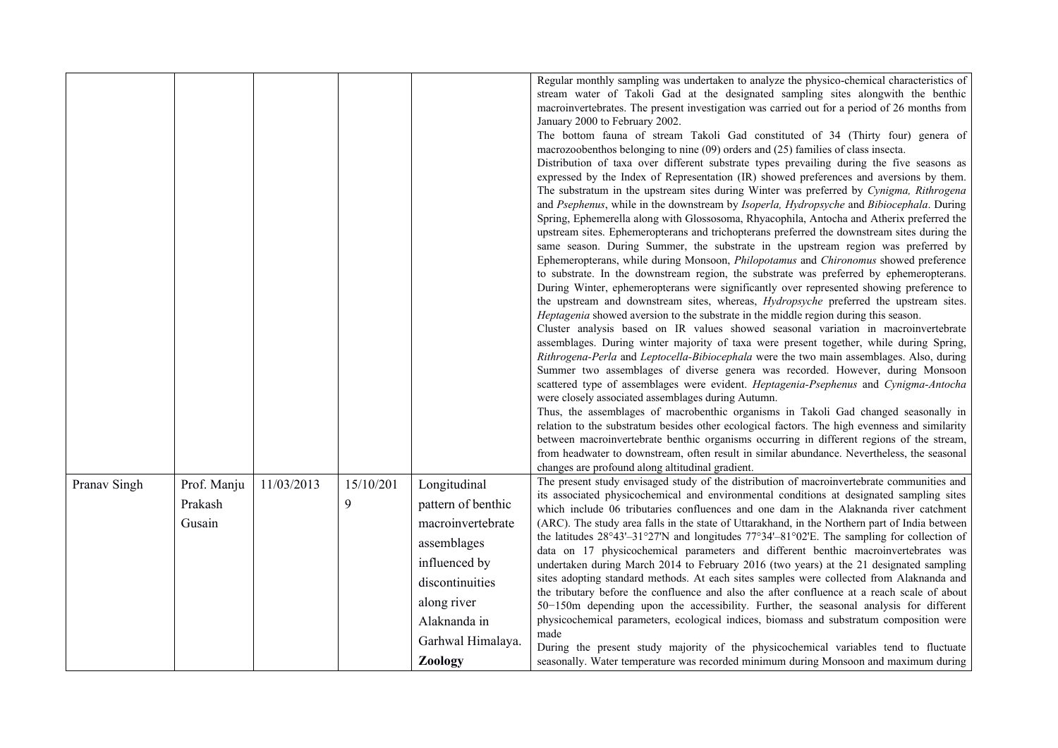| | | | | | |
|---|---|---|---|---|---|
| | | | | | Regular monthly sampling was undertaken to analyze the physico-chemical characteristics of stream water of Takoli Gad at the designated sampling sites alongwith the benthic macroinvertebrates. The present investigation was carried out for a period of 26 months from January 2000 to February 2002.<br>The bottom fauna of stream Takoli Gad constituted of 34 (Thirty four) genera of macrozoobenthos belonging to nine (09) orders and (25) families of class insecta.<br>Distribution of taxa over different substrate types prevailing during the five seasons as expressed by the Index of Representation (IR) showed preferences and aversions by them. The substratum in the upstream sites during Winter was preferred by *Cynigma, Rithrogena* and *Psephenus*, while in the downstream by *Isoperla, Hydropsyche* and *Bibiocephala*. During Spring, Ephemerella along with Glossosoma, Rhyacophila, Antocha and Atherix preferred the upstream sites. Ephemeropterans and trichopterans preferred the downstream sites during the same season. During Summer, the substrate in the upstream region was preferred by Ephemeropterans, while during Monsoon, *Philopotamus* and *Chironomus* showed preference to substrate. In the downstream region, the substrate was preferred by ephemeropterans. During Winter, ephemeropterans were significantly over represented showing preference to the upstream and downstream sites, whereas, *Hydropsyche* preferred the upstream sites. *Heptagenia* showed aversion to the substrate in the middle region during this season.<br>Cluster analysis based on IR values showed seasonal variation in macroinvertebrate assemblages. During winter majority of taxa were present together, while during Spring, *Rithrogena-Perla* and *Leptocella-Bibiocephala* were the two main assemblages. Also, during Summer two assemblages of diverse genera was recorded. However, during Monsoon scattered type of assemblages were evident. *Heptagenia-Psephenus* and *Cynigma-Antocha* were closely associated assemblages during Autumn.<br>Thus, the assemblages of macrobenthic organisms in Takoli Gad changed seasonally in relation to the substratum besides other ecological factors. The high evenness and similarity between macroinvertebrate benthic organisms occurring in different regions of the stream, from headwater to downstream, often result in similar abundance. Nevertheless, the seasonal changes are profound along altitudinal gradient. |
| Pranav Singh | Prof. Manju Prakash Gusain | 11/03/2013 | 15/10/2019 | Longitudinal pattern of benthic macroinvertebrate assemblages influenced by discontinuities along river Alaknanda in Garhwal Himalaya. **Zoology** | The present study envisaged study of the distribution of macroinvertebrate communities and its associated physicochemical and environmental conditions at designated sampling sites which include 06 tributaries confluences and one dam in the Alaknanda river catchment (ARC). The study area falls in the state of Uttarakhand, in the Northern part of India between the latitudes 28°43'–31°27'N and longitudes 77°34'–81°02'E. The sampling for collection of data on 17 physicochemical parameters and different benthic macroinvertebrates was undertaken during March 2014 to February 2016 (two years) at the 21 designated sampling sites adopting standard methods. At each sites samples were collected from Alaknanda and the tributary before the confluence and also the after confluence at a reach scale of about 50−150m depending upon the accessibility. Further, the seasonal analysis for different physicochemical parameters, ecological indices, biomass and substratum composition were made<br>During the present study majority of the physicochemical variables tend to fluctuate seasonally. Water temperature was recorded minimum during Monsoon and maximum during |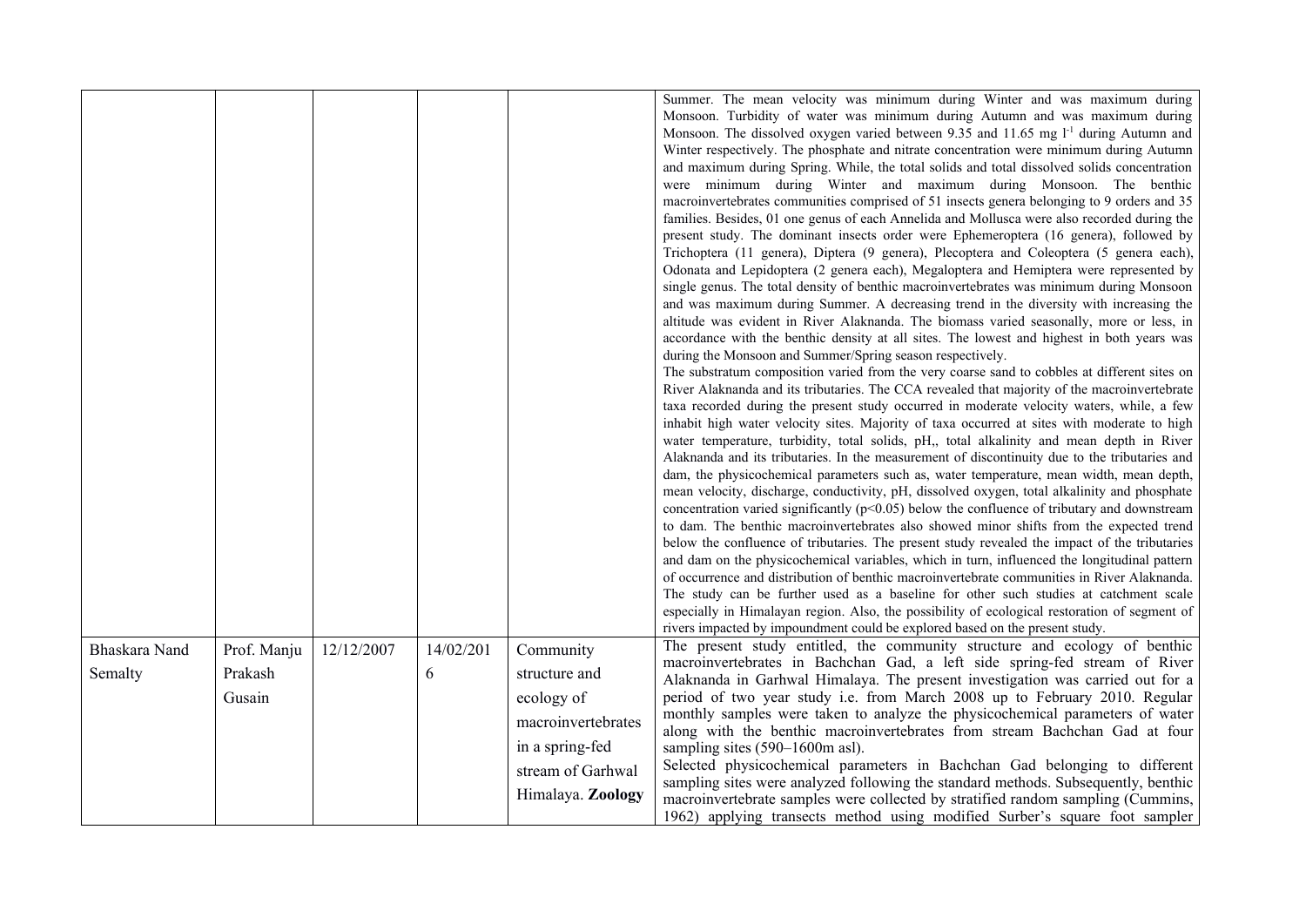| | | | | | |
|---|---|---|---|---|---|
| | | | | | Summer. The mean velocity was minimum during Winter and was maximum during Monsoon. Turbidity of water was minimum during Autumn and was maximum during Monsoon. The dissolved oxygen varied between 9.35 and 11.65 mg $l^{-1}$ during Autumn and Winter respectively. The phosphate and nitrate concentration were minimum during Autumn and maximum during Spring. While, the total solids and total dissolved solids concentration were minimum during Winter and maximum during Monsoon. The benthic macroinvertebrates communities comprised of 51 insects genera belonging to 9 orders and 35 families. Besides, 01 one genus of each Annelida and Mollusca were also recorded during the present study. The dominant insects order were Ephemeroptera (16 genera), followed by Trichoptera (11 genera), Diptera (9 genera), Plecoptera and Coleoptera (5 genera each), Odonata and Lepidoptera (2 genera each), Megaloptera and Hemiptera were represented by single genus. The total density of benthic macroinvertebrates was minimum during Monsoon and was maximum during Summer. A decreasing trend in the diversity with increasing the altitude was evident in River Alaknanda. The biomass varied seasonally, more or less, in accordance with the benthic density at all sites. The lowest and highest in both years was during the Monsoon and Summer/Spring season respectively.<br>The substratum composition varied from the very coarse sand to cobbles at different sites on River Alaknanda and its tributaries. The CCA revealed that majority of the macroinvertebrate taxa recorded during the present study occurred in moderate velocity waters, while, a few inhabit high water velocity sites. Majority of taxa occurred at sites with moderate to high water temperature, turbidity, total solids, pH,, total alkalinity and mean depth in River Alaknanda and its tributaries. In the measurement of discontinuity due to the tributaries and dam, the physicochemical parameters such as, water temperature, mean width, mean depth, mean velocity, discharge, conductivity, pH, dissolved oxygen, total alkalinity and phosphate concentration varied significantly ($p<0.05$) below the confluence of tributary and downstream to dam. The benthic macroinvertebrates also showed minor shifts from the expected trend below the confluence of tributaries. The present study revealed the impact of the tributaries and dam on the physicochemical variables, which in turn, influenced the longitudinal pattern of occurrence and distribution of benthic macroinvertebrate communities in River Alaknanda. The study can be further used as a baseline for other such studies at catchment scale especially in Himalayan region. Also, the possibility of ecological restoration of segment of rivers impacted by impoundment could be explored based on the present study. |
| Bhaskara Nand Semalty | Prof. Manju Prakash Gusain | 12/12/2007 | 14/02/2016 | Community structure and ecology of macroinvertebrates in a spring-fed stream of Garhwal Himalaya. **Zoology** | The present study entitled, the community structure and ecology of benthic macroinvertebrates in Bachchan Gad, a left side spring-fed stream of River Alaknanda in Garhwal Himalaya. The present investigation was carried out for a period of two year study i.e. from March 2008 up to February 2010. Regular monthly samples were taken to analyze the physicochemical parameters of water along with the benthic macroinvertebrates from stream Bachchan Gad at four sampling sites (590–1600m asl).<br>Selected physicochemical parameters in Bachchan Gad belonging to different sampling sites were analyzed following the standard methods. Subsequently, benthic macroinvertebrate samples were collected by stratified random sampling (Cummins, 1962) applying transects method using modified Surber's square foot sampler |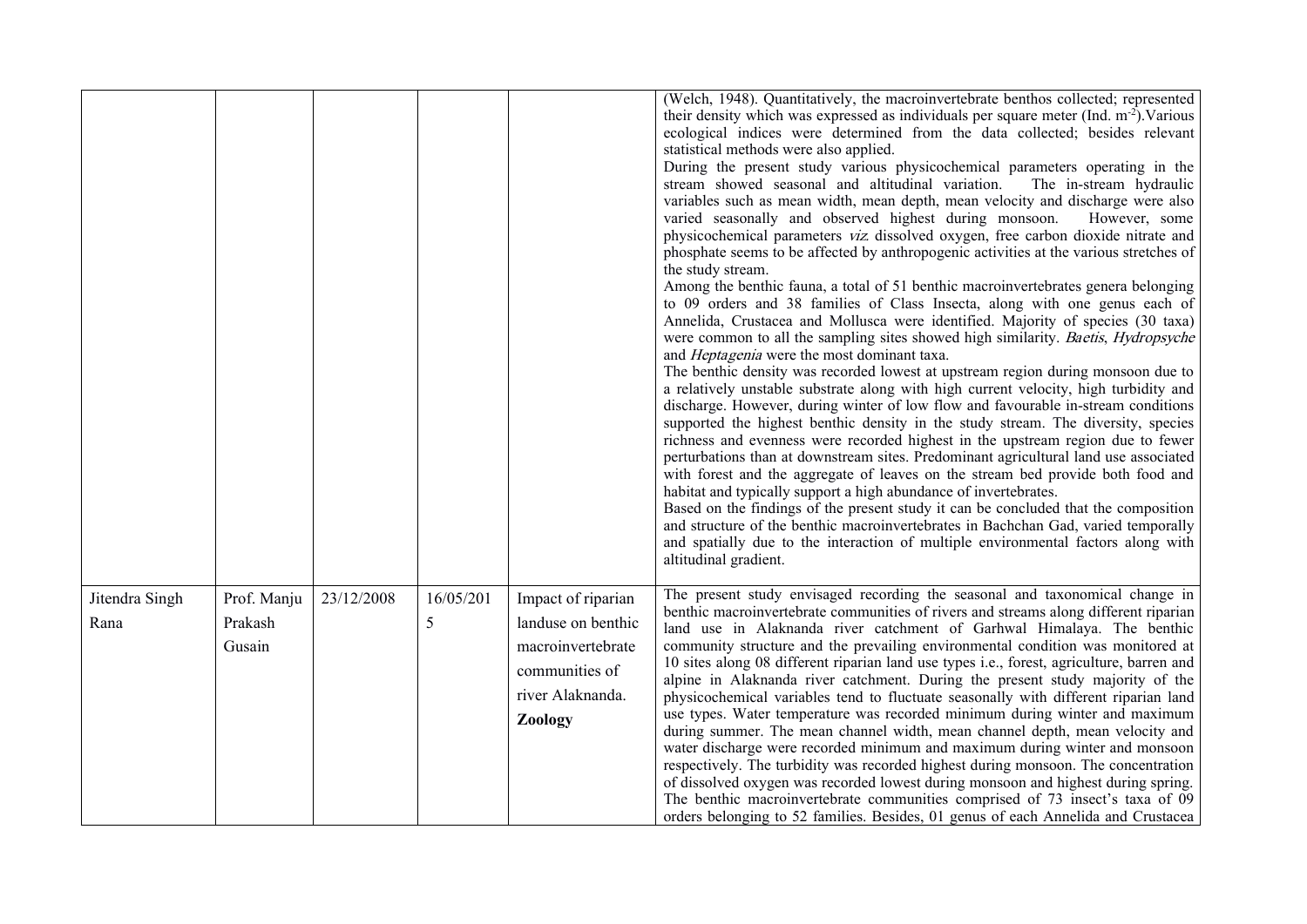| | | | | | |
|---|---|---|---|---|---|
| | | | | | (Welch, 1948). Quantitatively, the macroinvertebrate benthos collected; represented their density which was expressed as individuals per square meter (Ind. $m^{-2}$).Various ecological indices were determined from the data collected; besides relevant statistical methods were also applied.<br>During the present study various physicochemical parameters operating in the stream showed seasonal and altitudinal variation. The in-stream hydraulic variables such as mean width, mean depth, mean velocity and discharge were also varied seasonally and observed highest during monsoon. However, some physicochemical parameters *viz.* dissolved oxygen, free carbon dioxide nitrate and phosphate seems to be affected by anthropogenic activities at the various stretches of the study stream.<br>Among the benthic fauna, a total of 51 benthic macroinvertebrates genera belonging to 09 orders and 38 families of Class Insecta, along with one genus each of Annelida, Crustacea and Mollusca were identified. Majority of species (30 taxa) were common to all the sampling sites showed high similarity. *Baetis*, *Hydropsyche* and *Heptagenia* were the most dominant taxa.<br>The benthic density was recorded lowest at upstream region during monsoon due to a relatively unstable substrate along with high current velocity, high turbidity and discharge. However, during winter of low flow and favourable in-stream conditions supported the highest benthic density in the study stream. The diversity, species richness and evenness were recorded highest in the upstream region due to fewer perturbations than at downstream sites. Predominant agricultural land use associated with forest and the aggregate of leaves on the stream bed provide both food and habitat and typically support a high abundance of invertebrates.<br>Based on the findings of the present study it can be concluded that the composition and structure of the benthic macroinvertebrates in Bachchan Gad, varied temporally and spatially due to the interaction of multiple environmental factors along with altitudinal gradient. |
| Jitendra Singh Rana | Prof. Manju Prakash Gusain | 23/12/2008 | 16/05/2015 | Impact of riparian landuse on benthic macroinvertebrate communities of river Alaknanda. **Zoology** | The present study envisaged recording the seasonal and taxonomical change in benthic macroinvertebrate communities of rivers and streams along different riparian land use in Alaknanda river catchment of Garhwal Himalaya. The benthic community structure and the prevailing environmental condition was monitored at 10 sites along 08 different riparian land use types i.e., forest, agriculture, barren and alpine in Alaknanda river catchment. During the present study majority of the physicochemical variables tend to fluctuate seasonally with different riparian land use types. Water temperature was recorded minimum during winter and maximum during summer. The mean channel width, mean channel depth, mean velocity and water discharge were recorded minimum and maximum during winter and monsoon respectively. The turbidity was recorded highest during monsoon. The concentration of dissolved oxygen was recorded lowest during monsoon and highest during spring. The benthic macroinvertebrate communities comprised of 73 insect's taxa of 09 orders belonging to 52 families. Besides, 01 genus of each Annelida and Crustacea |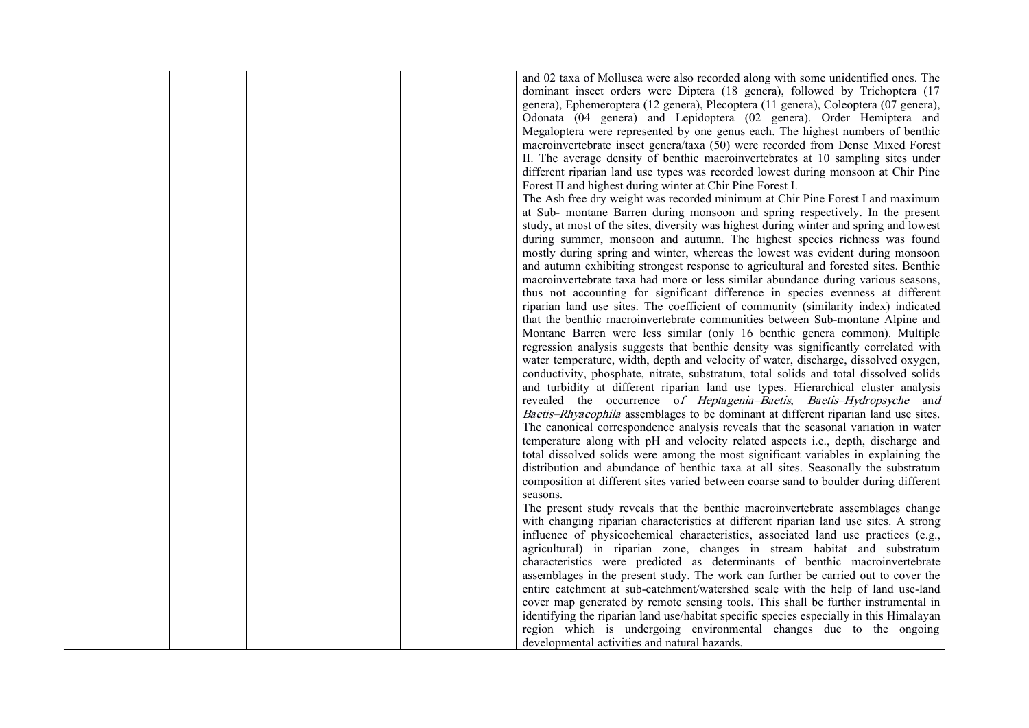| | | | | | |
|---|---|---|---|---|---|
| | | | | | and 02 taxa of Mollusca were also recorded along with some unidentified ones. The dominant insect orders were Diptera (18 genera), followed by Trichoptera (17 genera), Ephemeroptera (12 genera), Plecoptera (11 genera), Coleoptera (07 genera), Odonata (04 genera) and Lepidoptera (02 genera). Order Hemiptera and Megaloptera were represented by one genus each. The highest numbers of benthic macroinvertebrate insect genera/taxa (50) were recorded from Dense Mixed Forest II. The average density of benthic macroinvertebrates at 10 sampling sites under different riparian land use types was recorded lowest during monsoon at Chir Pine Forest II and highest during winter at Chir Pine Forest I.<br>The Ash free dry weight was recorded minimum at Chir Pine Forest I and maximum at Sub- montane Barren during monsoon and spring respectively. In the present study, at most of the sites, diversity was highest during winter and spring and lowest during summer, monsoon and autumn. The highest species richness was found mostly during spring and winter, whereas the lowest was evident during monsoon and autumn exhibiting strongest response to agricultural and forested sites. Benthic macroinvertebrate taxa had more or less similar abundance during various seasons, thus not accounting for significant difference in species evenness at different riparian land use sites. The coefficient of community (similarity index) indicated that the benthic macroinvertebrate communities between Sub-montane Alpine and Montane Barren were less similar (only 16 benthic genera common). Multiple regression analysis suggests that benthic density was significantly correlated with water temperature, width, depth and velocity of water, discharge, dissolved oxygen, conductivity, phosphate, nitrate, substratum, total solids and total dissolved solids and turbidity at different riparian land use types. Hierarchical cluster analysis revealed the occurrence of *Heptagenia–Baetis, Baetis–Hydropsyche* and *Baetis–Rhyacophila* assemblages to be dominant at different riparian land use sites. The canonical correspondence analysis reveals that the seasonal variation in water temperature along with pH and velocity related aspects i.e., depth, discharge and total dissolved solids were among the most significant variables in explaining the distribution and abundance of benthic taxa at all sites. Seasonally the substratum composition at different sites varied between coarse sand to boulder during different seasons.<br>The present study reveals that the benthic macroinvertebrate assemblages change with changing riparian characteristics at different riparian land use sites. A strong influence of physicochemical characteristics, associated land use practices (e.g., agricultural) in riparian zone, changes in stream habitat and substratum characteristics were predicted as determinants of benthic macroinvertebrate assemblages in the present study. The work can further be carried out to cover the entire catchment at sub-catchment/watershed scale with the help of land use-land cover map generated by remote sensing tools. This shall be further instrumental in identifying the riparian land use/habitat specific species especially in this Himalayan region which is undergoing environmental changes due to the ongoing developmental activities and natural hazards. |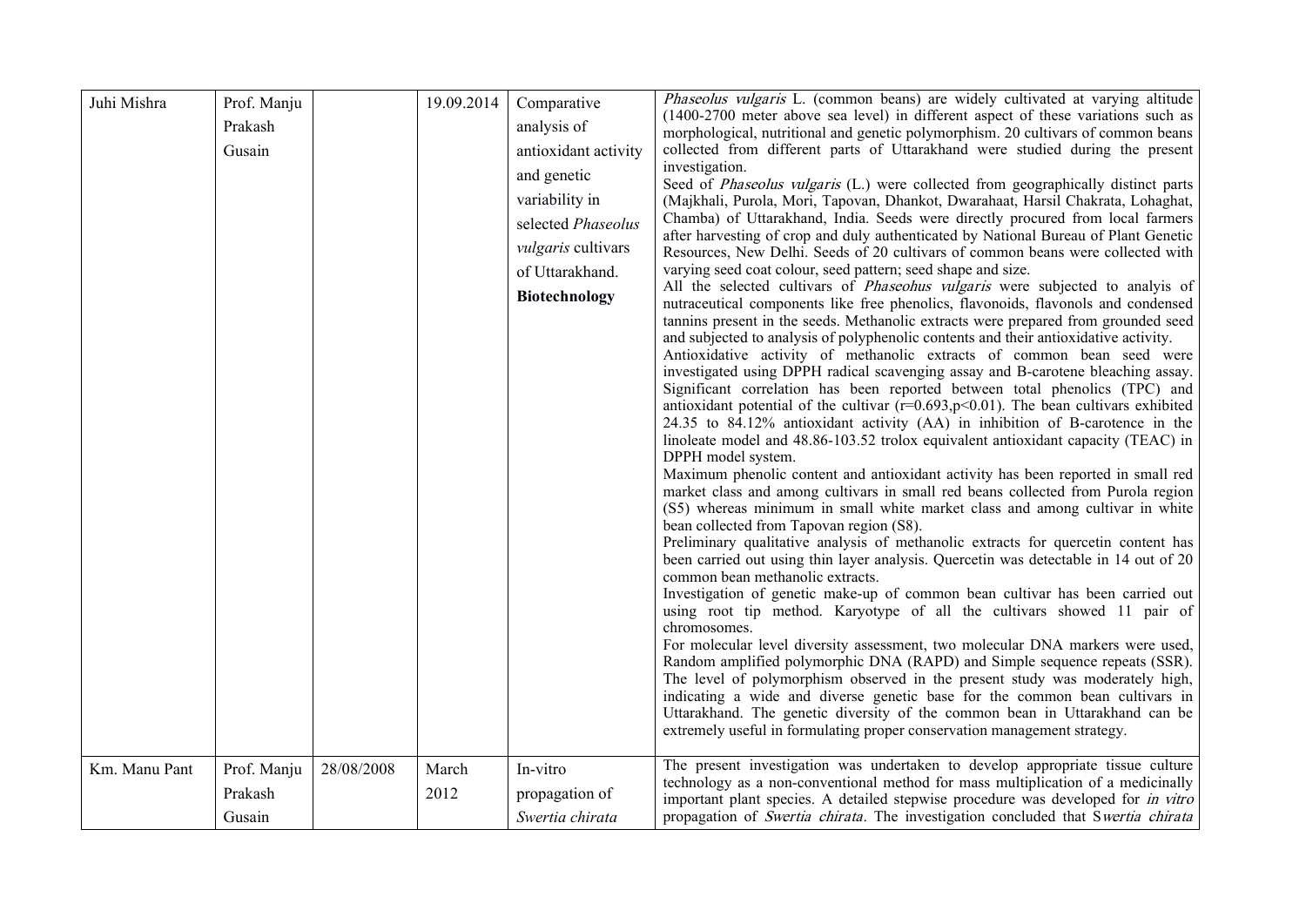| Juhi Mishra | Prof. Manju Prakash Gusain | | 19.09.2014 | Comparative analysis of antioxidant activity and genetic variability in selected *Phaseolus vulgaris* cultivars of Uttarakhand. **Biotechnology** | *Phaseolus vulgaris* L. (common beans) are widely cultivated at varying altitude (1400-2700 meter above sea level) in different aspect of these variations such as morphological, nutritional and genetic polymorphism. 20 cultivars of common beans collected from different parts of Uttarakhand were studied during the present investigation.<br>Seed of *Phaseolus vulgaris* (L.) were collected from geographically distinct parts (Majkhali, Purola, Mori, Tapovan, Dhankot, Dwarahaat, Harsil Chakrata, Lohaghat, Chamba) of Uttarakhand, India. Seeds were directly procured from local farmers after harvesting of crop and duly authenticated by National Bureau of Plant Genetic Resources, New Delhi. Seeds of 20 cultivars of common beans were collected with varying seed coat colour, seed pattern; seed shape and size.<br>All the selected cultivars of *Phaseohus vulgaris* were subjected to analyis of nutraceutical components like free phenolics, flavonoids, flavonols and condensed tannins present in the seeds. Methanolic extracts were prepared from grounded seed and subjected to analysis of polyphenolic contents and their antioxidative activity.<br>Antioxidative activity of methanolic extracts of common bean seed were investigated using DPPH radical scavenging assay and B-carotene bleaching assay. Significant correlation has been reported between total phenolics (TPC) and antioxidant potential of the cultivar ($r=0.693, p<0.01$). The bean cultivars exhibited 24.35 to 84.12% antioxidant activity (AA) in inhibition of B-carotence in the linoleate model and 48.86-103.52 trolox equivalent antioxidant capacity (TEAC) in DPPH model system.<br>Maximum phenolic content and antioxidant activity has been reported in small red market class and among cultivars in small red beans collected from Purola region (S5) whereas minimum in small white market class and among cultivar in white bean collected from Tapovan region (S8).<br>Preliminary qualitative analysis of methanolic extracts for quercetin content has been carried out using thin layer analysis. Quercetin was detectable in 14 out of 20 common bean methanolic extracts.<br>Investigation of genetic make-up of common bean cultivar has been carried out using root tip method. Karyotype of all the cultivars showed 11 pair of chromosomes.<br>For molecular level diversity assessment, two molecular DNA markers were used, Random amplified polymorphic DNA (RAPD) and Simple sequence repeats (SSR). The level of polymorphism observed in the present study was moderately high, indicating a wide and diverse genetic base for the common bean cultivars in Uttarakhand. The genetic diversity of the common bean in Uttarakhand can be extremely useful in formulating proper conservation management strategy. |
|---|---|---|---|---|---|
| Km. Manu Pant | Prof. Manju Prakash Gusain | 28/08/2008 | March 2012 | In-vitro propagation of *Swertia chirata* | The present investigation was undertaken to develop appropriate tissue culture technology as a non-conventional method for mass multiplication of a medicinally important plant species. A detailed stepwise procedure was developed for *in vitro* propagation of *Swertia chirata*. The investigation concluded that S*wertia chirata* |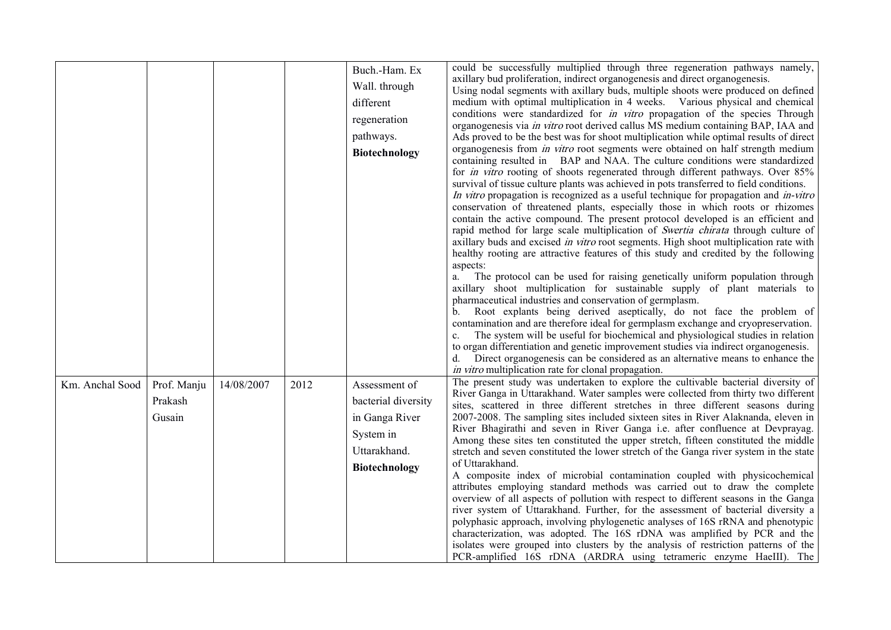|  |  |  |  |  |  |
|---|---|---|---|---|---|
|  |  |  |  | Buch.-Ham. Ex Wall. through different regeneration pathways. **Biotechnology** | could be successfully multiplied through three regeneration pathways namely, axillary bud proliferation, indirect organogenesis and direct organogenesis. Using nodal segments with axillary buds, multiple shoots were produced on defined medium with optimal multiplication in 4 weeks. Various physical and chemical conditions were standardized for *in vitro* propagation of the species Through organogenesis via *in vitro* root derived callus MS medium containing BAP, IAA and Ads proved to be the best was for shoot multiplication while optimal results of direct organogenesis from *in vitro* root segments were obtained on half strength medium containing resulted in BAP and NAA. The culture conditions were standardized for *in vitro* rooting of shoots regenerated through different pathways. Over 85% survival of tissue culture plants was achieved in pots transferred to field conditions. *In vitro* propagation is recognized as a useful technique for propagation and *in-vitro* conservation of threatened plants, especially those in which roots or rhizomes contain the active compound. The present protocol developed is an efficient and rapid method for large scale multiplication of *Swertia chirata* through culture of axillary buds and excised *in vitro* root segments. High shoot multiplication rate with healthy rooting are attractive features of this study and credited by the following aspects: a. The protocol can be used for raising genetically uniform population through axillary shoot multiplication for sustainable supply of plant materials to pharmaceutical industries and conservation of germplasm. b. Root explants being derived aseptically, do not face the problem of contamination and are therefore ideal for germplasm exchange and cryopreservation. c. The system will be useful for biochemical and physiological studies in relation to organ differentiation and genetic improvement studies via indirect organogenesis. d. Direct organogenesis can be considered as an alternative means to enhance the *in vitro* multiplication rate for clonal propagation. |
| Km. Anchal Sood | Prof. Manju Prakash Gusain | 14/08/2007 | 2012 | Assessment of bacterial diversity in Ganga River System in Uttarakhand. **Biotechnology** | The present study was undertaken to explore the cultivable bacterial diversity of River Ganga in Uttarakhand. Water samples were collected from thirty two different sites, scattered in three different stretches in three different seasons during 2007-2008. The sampling sites included sixteen sites in River Alaknanda, eleven in River Bhagirathi and seven in River Ganga i.e. after confluence at Devprayag. Among these sites ten constituted the upper stretch, fifteen constituted the middle stretch and seven constituted the lower stretch of the Ganga river system in the state of Uttarakhand. A composite index of microbial contamination coupled with physicochemical attributes employing standard methods was carried out to draw the complete overview of all aspects of pollution with respect to different seasons in the Ganga river system of Uttarakhand. Further, for the assessment of bacterial diversity a polyphasic approach, involving phylogenetic analyses of 16S rRNA and phenotypic characterization, was adopted. The 16S rDNA was amplified by PCR and the isolates were grouped into clusters by the analysis of restriction patterns of the PCR-amplified 16S rDNA (ARDRA using tetrameric enzyme HaeIII). The |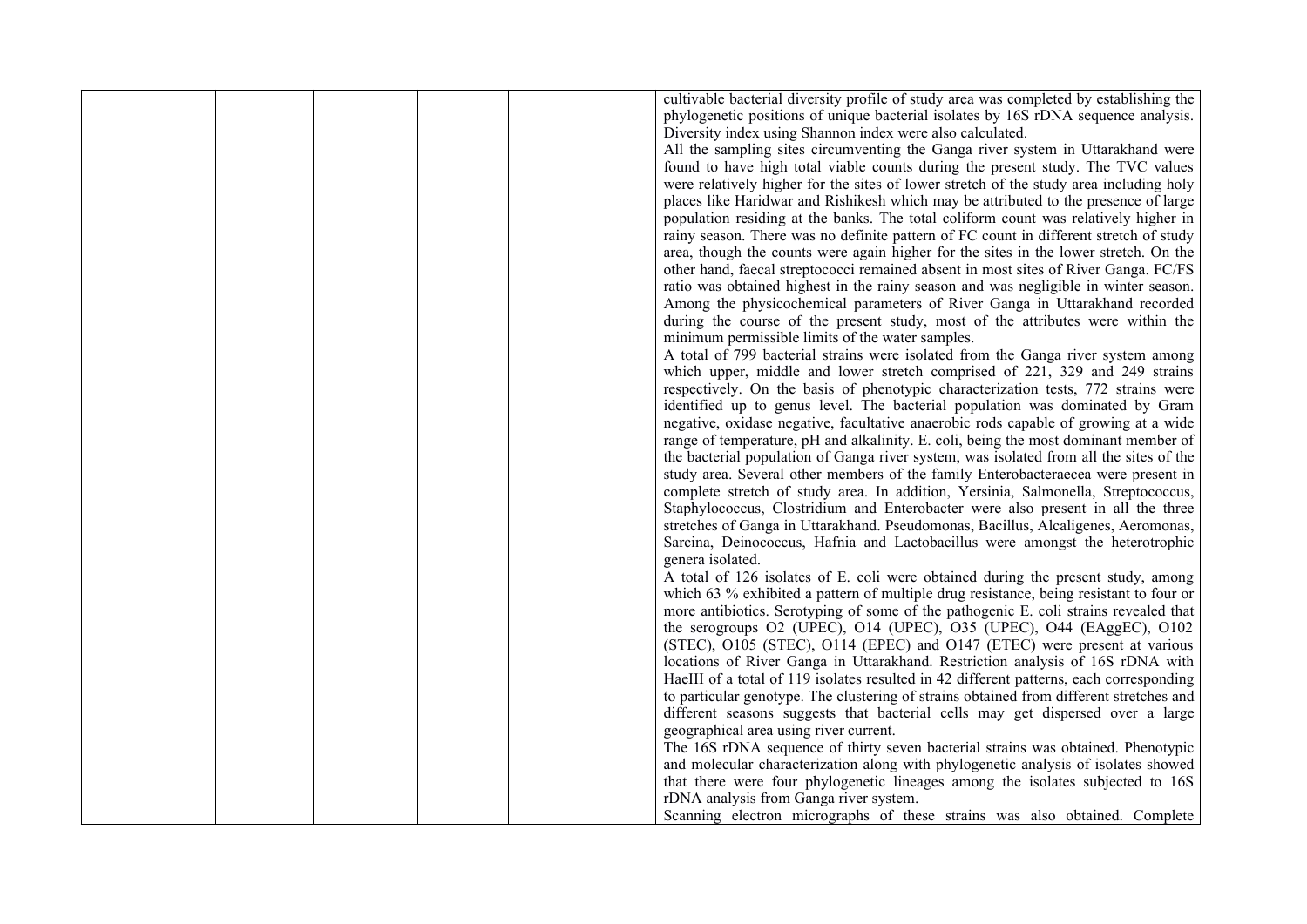|  |  |  |  |  | cultivable bacterial diversity profile of study area was completed by establishing the phylogenetic positions of unique bacterial isolates by 16S rDNA sequence analysis. Diversity index using Shannon index were also calculated.<br>All the sampling sites circumventing the Ganga river system in Uttarakhand were found to have high total viable counts during the present study. The TVC values were relatively higher for the sites of lower stretch of the study area including holy places like Haridwar and Rishikesh which may be attributed to the presence of large population residing at the banks. The total coliform count was relatively higher in rainy season. There was no definite pattern of FC count in different stretch of study area, though the counts were again higher for the sites in the lower stretch. On the other hand, faecal streptococci remained absent in most sites of River Ganga. FC/FS ratio was obtained highest in the rainy season and was negligible in winter season. Among the physicochemical parameters of River Ganga in Uttarakhand recorded during the course of the present study, most of the attributes were within the minimum permissible limits of the water samples.<br>A total of 799 bacterial strains were isolated from the Ganga river system among which upper, middle and lower stretch comprised of 221, 329 and 249 strains respectively. On the basis of phenotypic characterization tests, 772 strains were identified up to genus level. The bacterial population was dominated by Gram negative, oxidase negative, facultative anaerobic rods capable of growing at a wide range of temperature, pH and alkalinity. E. coli, being the most dominant member of the bacterial population of Ganga river system, was isolated from all the sites of the study area. Several other members of the family Enterobacteraecea were present in complete stretch of study area. In addition, Yersinia, Salmonella, Streptococcus, Staphylococcus, Clostridium and Enterobacter were also present in all the three stretches of Ganga in Uttarakhand. Pseudomonas, Bacillus, Alcaligenes, Aeromonas, Sarcina, Deinococcus, Hafnia and Lactobacillus were amongst the heterotrophic genera isolated.<br>A total of 126 isolates of E. coli were obtained during the present study, among which 63 % exhibited a pattern of multiple drug resistance, being resistant to four or more antibiotics. Serotyping of some of the pathogenic E. coli strains revealed that the serogroups O2 (UPEC), O14 (UPEC), O35 (UPEC), O44 (EAggEC), O102 (STEC), O105 (STEC), O114 (EPEC) and O147 (ETEC) were present at various locations of River Ganga in Uttarakhand. Restriction analysis of 16S rDNA with HaeIII of a total of 119 isolates resulted in 42 different patterns, each corresponding to particular genotype. The clustering of strains obtained from different stretches and different seasons suggests that bacterial cells may get dispersed over a large geographical area using river current.<br>The 16S rDNA sequence of thirty seven bacterial strains was obtained. Phenotypic and molecular characterization along with phylogenetic analysis of isolates showed that there were four phylogenetic lineages among the isolates subjected to 16S rDNA analysis from Ganga river system.<br>Scanning electron micrographs of these strains was also obtained. Complete |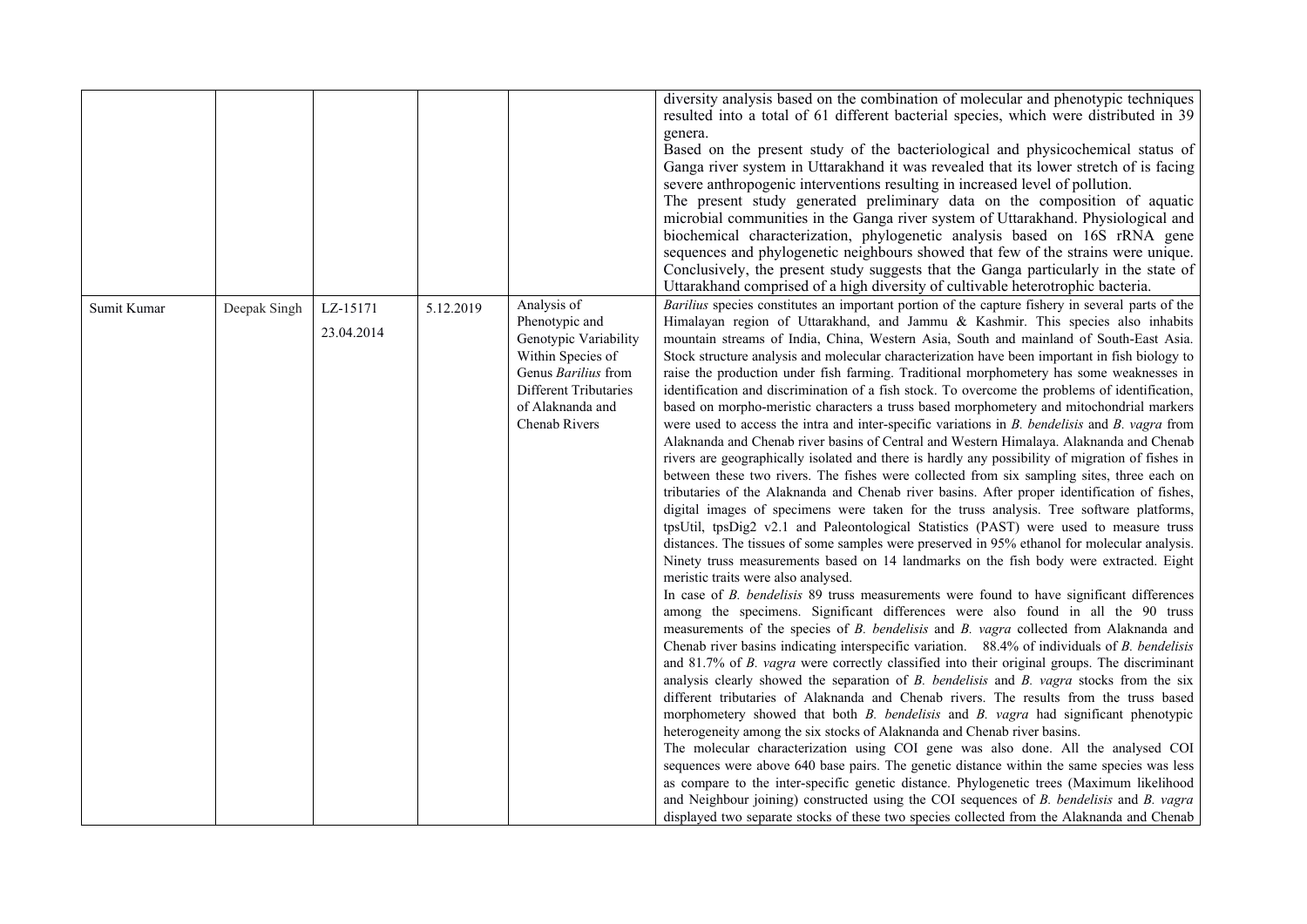| | | | | | |
|---|---|---|---|---|---|
| | | | | | diversity analysis based on the combination of molecular and phenotypic techniques resulted into a total of 61 different bacterial species, which were distributed in 39 genera.<br>Based on the present study of the bacteriological and physicochemical status of Ganga river system in Uttarakhand it was revealed that its lower stretch of is facing severe anthropogenic interventions resulting in increased level of pollution.<br>The present study generated preliminary data on the composition of aquatic microbial communities in the Ganga river system of Uttarakhand. Physiological and biochemical characterization, phylogenetic analysis based on 16S rRNA gene sequences and phylogenetic neighbours showed that few of the strains were unique. Conclusively, the present study suggests that the Ganga particularly in the state of Uttarakhand comprised of a high diversity of cultivable heterotrophic bacteria. |
| Sumit Kumar | Deepak Singh | LZ-15171<br>23.04.2014 | 5.12.2019 | Analysis of Phenotypic and Genotypic Variability Within Species of Genus *Barilius* from Different Tributaries of Alaknanda and Chenab Rivers | *Barilius* species constitutes an important portion of the capture fishery in several parts of the Himalayan region of Uttarakhand, and Jammu & Kashmir. This species also inhabits mountain streams of India, China, Western Asia, South and mainland of South-East Asia. Stock structure analysis and molecular characterization have been important in fish biology to raise the production under fish farming. Traditional morphometery has some weaknesses in identification and discrimination of a fish stock. To overcome the problems of identification, based on morpho-meristic characters a truss based morphometery and mitochondrial markers were used to access the intra and inter-specific variations in *B. bendelisis* and *B. vagra* from Alaknanda and Chenab river basins of Central and Western Himalaya. Alaknanda and Chenab rivers are geographically isolated and there is hardly any possibility of migration of fishes in between these two rivers. The fishes were collected from six sampling sites, three each on tributaries of the Alaknanda and Chenab river basins. After proper identification of fishes, digital images of specimens were taken for the truss analysis. Tree software platforms, tpsUtil, tpsDig2 v2.1 and Paleontological Statistics (PAST) were used to measure truss distances. The tissues of some samples were preserved in 95% ethanol for molecular analysis. Ninety truss measurements based on 14 landmarks on the fish body were extracted. Eight meristic traits were also analysed.<br>In case of *B. bendelisis* 89 truss measurements were found to have significant differences among the specimens. Significant differences were also found in all the 90 truss measurements of the species of *B. bendelisis* and *B. vagra* collected from Alaknanda and Chenab river basins indicating interspecific variation. 88.4% of individuals of *B. bendelisis* and 81.7% of *B. vagra* were correctly classified into their original groups. The discriminant analysis clearly showed the separation of *B. bendelisis* and *B. vagra* stocks from the six different tributaries of Alaknanda and Chenab rivers. The results from the truss based morphometery showed that both *B. bendelisis* and *B. vagra* had significant phenotypic heterogeneity among the six stocks of Alaknanda and Chenab river basins.<br>The molecular characterization using COI gene was also done. All the analysed COI sequences were above 640 base pairs. The genetic distance within the same species was less as compare to the inter-specific genetic distance. Phylogenetic trees (Maximum likelihood and Neighbour joining) constructed using the COI sequences of *B. bendelisis* and *B. vagra* displayed two separate stocks of these two species collected from the Alaknanda and Chenab |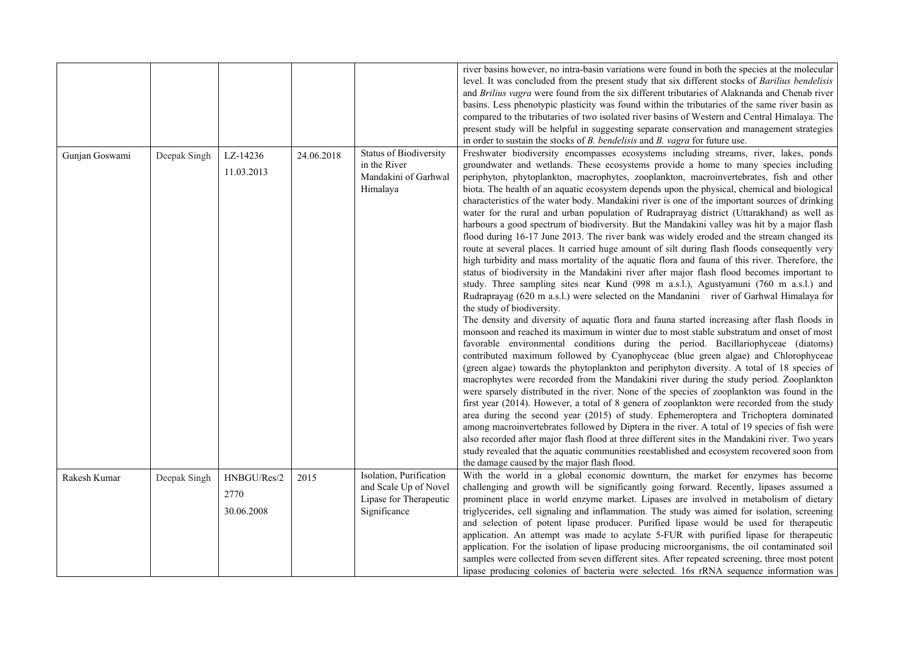| | | | | | |
|---|---|---|---|---|---|
| | | | | | river basins however, no intra-basin variations were found in both the species at the molecular level. It was concluded from the present study that six different stocks of *Barilius bendelisis* and *Brilius vagra* were found from the six different tributaries of Alaknanda and Chenab river basins. Less phenotypic plasticity was found within the tributaries of the same river basin as compared to the tributaries of two isolated river basins of Western and Central Himalaya. The present study will be helpful in suggesting separate conservation and management strategies in order to sustain the stocks of *B. bendelisis* and *B. vagra* for future use. |
| Gunjan Goswami | Deepak Singh | LZ-14236 11.03.2013 | 24.06.2018 | Status of Biodiversity in the River Mandakini of Garhwal Himalaya | Freshwater biodiversity encompasses ecosystems including streams, river, lakes, ponds groundwater and wetlands. These ecosystems provide a home to many species including periphyton, phytoplankton, macrophytes, zooplankton, macroinvertebrates, fish and other biota. The health of an aquatic ecosystem depends upon the physical, chemical and biological characteristics of the water body. Mandakini river is one of the important sources of drinking water for the rural and urban population of Rudraprayag district (Uttarakhand) as well as harbours a good spectrum of biodiversity. But the Mandakini valley was hit by a major flash flood during 16-17 June 2013. The river bank was widely eroded and the stream changed its route at several places. It carried huge amount of silt during flash floods consequently very high turbidity and mass mortality of the aquatic flora and fauna of this river. Therefore, the status of biodiversity in the Mandakini river after major flash flood becomes important to study. Three sampling sites near Kund (998 m a.s.l.), Agustyamuni (760 m a.s.l.) and Rudraprayag (620 m a.s.l.) were selected on the Mandanini river of Garhwal Himalaya for the study of biodiversity.<br>The density and diversity of aquatic flora and fauna started increasing after flash floods in monsoon and reached its maximum in winter due to most stable substratum and onset of most favorable environmental conditions during the period. Bacillariophyceae (diatoms) contributed maximum followed by Cyanophyceae (blue green algae) and Chlorophyceae (green algae) towards the phytoplankton and periphyton diversity. A total of 18 species of macrophytes were recorded from the Mandakini river during the study period. Zooplankton were sparsely distributed in the river. None of the species of zooplankton was found in the first year (2014). However, a total of 8 genera of zooplankton were recorded from the study area during the second year (2015) of study. Ephemeroptera and Trichoptera dominated among macroinvertebrates followed by Diptera in the river. A total of 19 species of fish were also recorded after major flash flood at three different sites in the Mandakini river. Two years study revealed that the aquatic communities reestablished and ecosystem recovered soon from the damage caused by the major flash flood. |
| Rakesh Kumar | Deepak Singh | HNBGU/Res/2 2770 30.06.2008 | 2015 | Isolation, Purification and Scale Up of Novel Lipase for Therapeutic Significance | With the world in a global economic downturn, the market for enzymes has become challenging and growth will be significantly going forward. Recently, lipases assumed a prominent place in world enzyme market. Lipases are involved in metabolism of dietary triglycerides, cell signaling and inflammation. The study was aimed for isolation, screening and selection of potent lipase producer. Purified lipase would be used for therapeutic application. An attempt was made to acylate 5-FUR with purified lipase for therapeutic application. For the isolation of lipase producing microorganisms, the oil contaminated soil samples were collected from seven different sites. After repeated screening, three most potent lipase producing colonies of bacteria were selected. 16s rRNA sequence information was |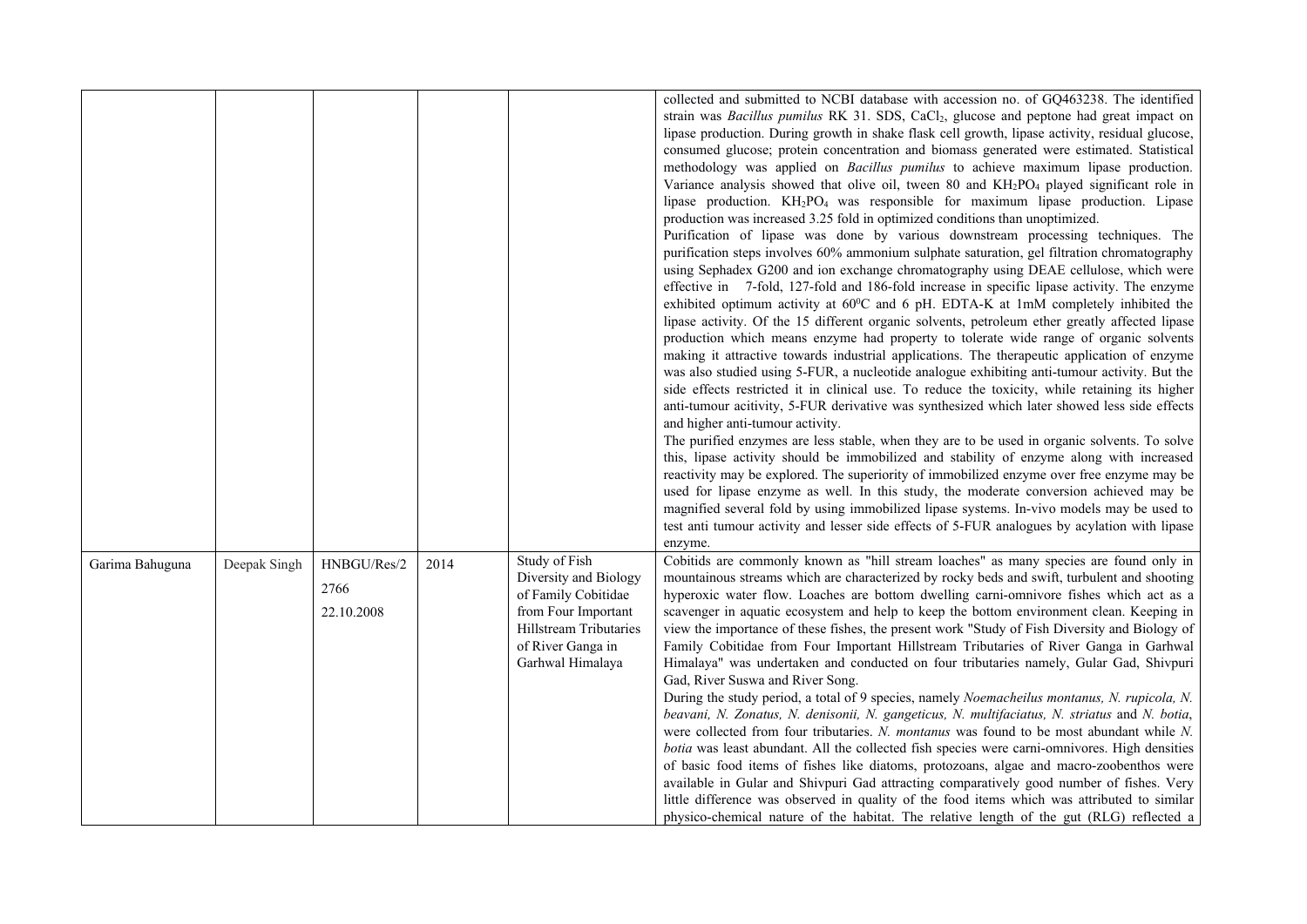| | | | | | |
|---|---|---|---|---|---|
| | | | | | collected and submitted to NCBI database with accession no. of GQ463238. The identified strain was *Bacillus pumilus* RK 31. SDS, $CaCl_2$, glucose and peptone had great impact on lipase production. During growth in shake flask cell growth, lipase activity, residual glucose, consumed glucose; protein concentration and biomass generated were estimated. Statistical methodology was applied on *Bacillus pumilus* to achieve maximum lipase production. Variance analysis showed that olive oil, tween 80 and $KH_2PO_4$ played significant role in lipase production. $KH_2PO_4$ was responsible for maximum lipase production. Lipase production was increased 3.25 fold in optimized conditions than unoptimized.<br>Purification of lipase was done by various downstream processing techniques. The purification steps involves 60% ammonium sulphate saturation, gel filtration chromatography using Sephadex G200 and ion exchange chromatography using DEAE cellulose, which were effective in 7-fold, 127-fold and 186-fold increase in specific lipase activity. The enzyme exhibited optimum activity at $60^0C$ and 6 pH. EDTA-K at 1mM completely inhibited the lipase activity. Of the 15 different organic solvents, petroleum ether greatly affected lipase production which means enzyme had property to tolerate wide range of organic solvents making it attractive towards industrial applications. The therapeutic application of enzyme was also studied using 5-FUR, a nucleotide analogue exhibiting anti-tumour activity. But the side effects restricted it in clinical use. To reduce the toxicity, while retaining its higher anti-tumour acitivity, 5-FUR derivative was synthesized which later showed less side effects and higher anti-tumour activity.<br>The purified enzymes are less stable, when they are to be used in organic solvents. To solve this, lipase activity should be immobilized and stability of enzyme along with increased reactivity may be explored. The superiority of immobilized enzyme over free enzyme may be used for lipase enzyme as well. In this study, the moderate conversion achieved may be magnified several fold by using immobilized lipase systems. In-vivo models may be used to test anti tumour activity and lesser side effects of 5-FUR analogues by acylation with lipase enzyme. |
| Garima Bahuguna | Deepak Singh | HNBGU/Res/2 2766 22.10.2008 | 2014 | Study of Fish Diversity and Biology of Family Cobitidae from Four Important Hillstream Tributaries of River Ganga in Garhwal Himalaya | Cobitids are commonly known as "hill stream loaches" as many species are found only in mountainous streams which are characterized by rocky beds and swift, turbulent and shooting hyperoxic water flow. Loaches are bottom dwelling carni-omnivore fishes which act as a scavenger in aquatic ecosystem and help to keep the bottom environment clean. Keeping in view the importance of these fishes, the present work "Study of Fish Diversity and Biology of Family Cobitidae from Four Important Hillstream Tributaries of River Ganga in Garhwal Himalaya" was undertaken and conducted on four tributaries namely, Gular Gad, Shivpuri Gad, River Suswa and River Song.<br>During the study period, a total of 9 species, namely *Noemacheilus montanus, N. rupicola, N. beavani, N. Zonatus, N. denisonii, N. gangeticus, N. multifaciatus, N. striatus* and *N. botia*, were collected from four tributaries. *N. montanus* was found to be most abundant while *N. botia* was least abundant. All the collected fish species were carni-omnivores. High densities of basic food items of fishes like diatoms, protozoans, algae and macro-zoobenthos were available in Gular and Shivpuri Gad attracting comparatively good number of fishes. Very little difference was observed in quality of the food items which was attributed to similar physico-chemical nature of the habitat. The relative length of the gut (RLG) reflected a |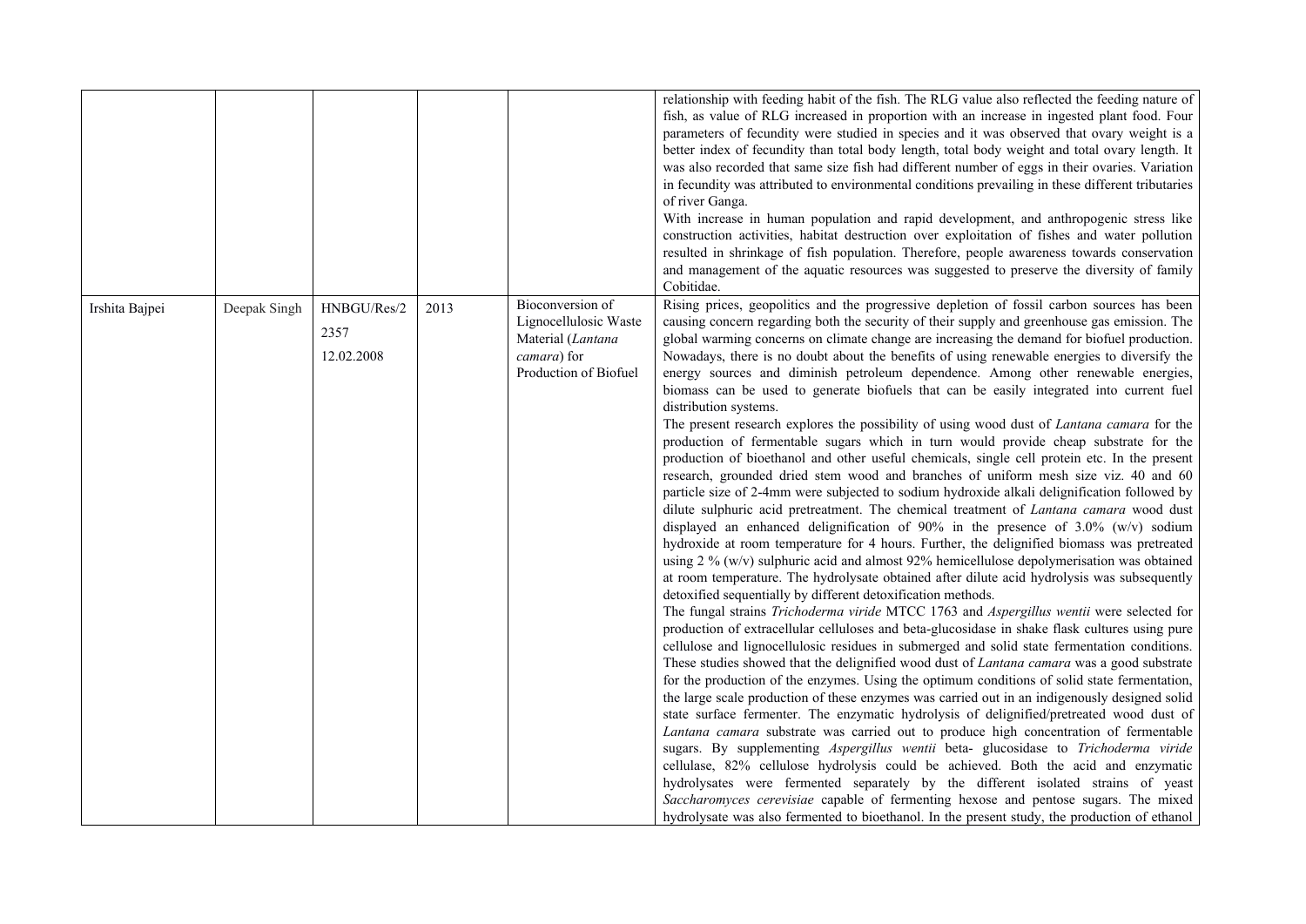| | | | | | |
|---|---|---|---|---|---|
| | | | | | relationship with feeding habit of the fish. The RLG value also reflected the feeding nature of fish, as value of RLG increased in proportion with an increase in ingested plant food. Four parameters of fecundity were studied in species and it was observed that ovary weight is a better index of fecundity than total body length, total body weight and total ovary length. It was also recorded that same size fish had different number of eggs in their ovaries. Variation in fecundity was attributed to environmental conditions prevailing in these different tributaries of river Ganga.<br>With increase in human population and rapid development, and anthropogenic stress like construction activities, habitat destruction over exploitation of fishes and water pollution resulted in shrinkage of fish population. Therefore, people awareness towards conservation and management of the aquatic resources was suggested to preserve the diversity of family Cobitidae. |
| Irshita Bajpei | Deepak Singh | HNBGU/Res/2 2357 12.02.2008 | 2013 | Bioconversion of Lignocellulosic Waste Material (*Lantana camara*) for Production of Biofuel | Rising prices, geopolitics and the progressive depletion of fossil carbon sources has been causing concern regarding both the security of their supply and greenhouse gas emission. The global warming concerns on climate change are increasing the demand for biofuel production. Nowadays, there is no doubt about the benefits of using renewable energies to diversify the energy sources and diminish petroleum dependence. Among other renewable energies, biomass can be used to generate biofuels that can be easily integrated into current fuel distribution systems.<br>The present research explores the possibility of using wood dust of *Lantana camara* for the production of fermentable sugars which in turn would provide cheap substrate for the production of bioethanol and other useful chemicals, single cell protein etc. In the present research, grounded dried stem wood and branches of uniform mesh size viz. 40 and 60 particle size of 2-4mm were subjected to sodium hydroxide alkali delignification followed by dilute sulphuric acid pretreatment. The chemical treatment of *Lantana camara* wood dust displayed an enhanced delignification of 90% in the presence of 3.0% (w/v) sodium hydroxide at room temperature for 4 hours. Further, the delignified biomass was pretreated using 2 % (w/v) sulphuric acid and almost 92% hemicellulose depolymerisation was obtained at room temperature. The hydrolysate obtained after dilute acid hydrolysis was subsequently detoxified sequentially by different detoxification methods.<br>The fungal strains *Trichoderma viride* MTCC 1763 and *Aspergillus wentii* were selected for production of extracellular celluloses and beta-glucosidase in shake flask cultures using pure cellulose and lignocellulosic residues in submerged and solid state fermentation conditions. These studies showed that the delignified wood dust of *Lantana camara* was a good substrate for the production of the enzymes. Using the optimum conditions of solid state fermentation, the large scale production of these enzymes was carried out in an indigenously designed solid state surface fermenter. The enzymatic hydrolysis of delignified/pretreated wood dust of *Lantana camara* substrate was carried out to produce high concentration of fermentable sugars. By supplementing *Aspergillus wentii* beta- glucosidase to *Trichoderma viride* cellulase, 82% cellulose hydrolysis could be achieved. Both the acid and enzymatic hydrolysates were fermented separately by the different isolated strains of yeast *Saccharomyces cerevisiae* capable of fermenting hexose and pentose sugars. The mixed hydrolysate was also fermented to bioethanol. In the present study, the production of ethanol |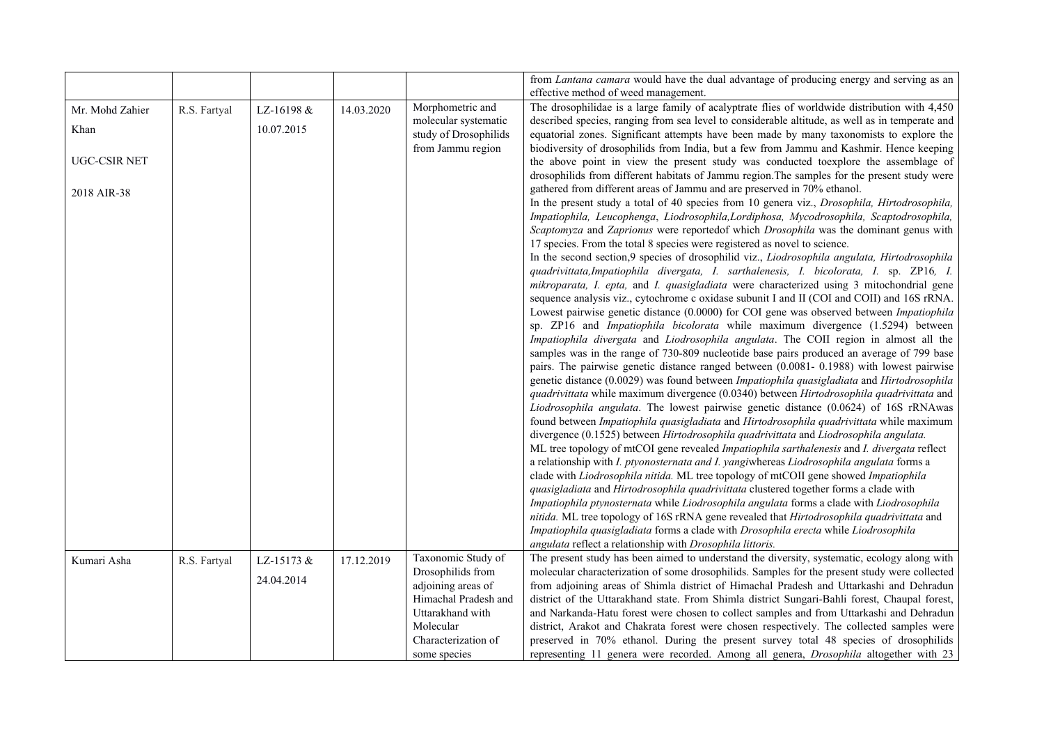| | | | | | |
|---|---|---|---|---|---|
| | | | | | from *Lantana camara* would have the dual advantage of producing energy and serving as an effective method of weed management. |
| Mr. Mohd Zahier Khan<br><br>UGC-CSIR NET<br><br>2018 AIR-38 | R.S. Fartyal | LZ-16198 & 10.07.2015 | 14.03.2020 | Morphometric and molecular systematic study of Drosophilids from Jammu region | The drosophilidae is a large family of acalyptrate flies of worldwide distribution with 4,450 described species, ranging from sea level to considerable altitude, as well as in temperate and equatorial zones. Significant attempts have been made by many taxonomists to explore the biodiversity of drosophilids from India, but a few from Jammu and Kashmir. Hence keeping the above point in view the present study was conducted toexplore the assemblage of drosophilids from different habitats of Jammu region.The samples for the present study were gathered from different areas of Jammu and are preserved in 70% ethanol.<br>In the present study a total of 40 species from 10 genera viz., *Drosophila, Hirtodrosophila, Impatiophila, Leucophenga*, *Liodrosophila,Lordiphosa, Mycodrosophila, Scaptodrosophila, Scaptomyza* and *Zaprionus* were reportedof which *Drosophila* was the dominant genus with 17 species. From the total 8 species were registered as novel to science.<br>In the second section,9 species of drosophilid viz., *Liodrosophila angulata, Hirtodrosophila quadrivittata,Impatiophila divergata, I. sarthalenesis, I. bicolorata, I.* sp. ZP16*, I. mikroparata, I. epta,* and *I. quasigladiata* were characterized using 3 mitochondrial gene sequence analysis viz., cytochrome c oxidase subunit I and II (COI and COII) and 16S rRNA. Lowest pairwise genetic distance (0.0000) for COI gene was observed between *Impatiophila* sp. ZP16 and *Impatiophila bicolorata* while maximum divergence (1.5294) between *Impatiophila divergata* and *Liodrosophila angulata*. The COII region in almost all the samples was in the range of 730-809 nucleotide base pairs produced an average of 799 base pairs. The pairwise genetic distance ranged between (0.0081- 0.1988) with lowest pairwise genetic distance (0.0029) was found between *Impatiophila quasigladiata* and *Hirtodrosophila quadrivittata* while maximum divergence (0.0340) between *Hirtodrosophila quadrivittata* and *Liodrosophila angulata*. The lowest pairwise genetic distance (0.0624) of 16S rRNAwas found between *Impatiophila quasigladiata* and *Hirtodrosophila quadrivittata* while maximum divergence (0.1525) between *Hirtodrosophila quadrivittata* and *Liodrosophila angulata.*<br>ML tree topology of mtCOI gene revealed *Impatiophila sarthalenesis* and *I. divergata* reflect a relationship with *I. ptyonosternata and I. yangi*whereas *Liodrosophila angulata* forms a clade with *Liodrosophila nitida.* ML tree topology of mtCOII gene showed *Impatiophila quasigladiata* and *Hirtodrosophila quadrivittata* clustered together forms a clade with *Impatiophila ptynosternata* while *Liodrosophila angulata* forms a clade with *Liodrosophila nitida.* ML tree topology of 16S rRNA gene revealed that *Hirtodrosophila quadrivittata* and *Impatiophila quasigladiata* forms a clade with *Drosophila erecta* while *Liodrosophila angulata* reflect a relationship with *Drosophila littoris.* |
| Kumari Asha | R.S. Fartyal | LZ-15173 & 24.04.2014 | 17.12.2019 | Taxonomic Study of Drosophilids from adjoining areas of Himachal Pradesh and Uttarakhand with Molecular Characterization of some species | The present study has been aimed to understand the diversity, systematic, ecology along with molecular characterization of some drosophilids. Samples for the present study were collected from adjoining areas of Shimla district of Himachal Pradesh and Uttarkashi and Dehradun district of the Uttarakhand state. From Shimla district Sungari-Bahli forest, Chaupal forest, and Narkanda-Hatu forest were chosen to collect samples and from Uttarkashi and Dehradun district, Arakot and Chakrata forest were chosen respectively. The collected samples were preserved in 70% ethanol. During the present survey total 48 species of drosophilids representing 11 genera were recorded. Among all genera, *Drosophila* altogether with 23 |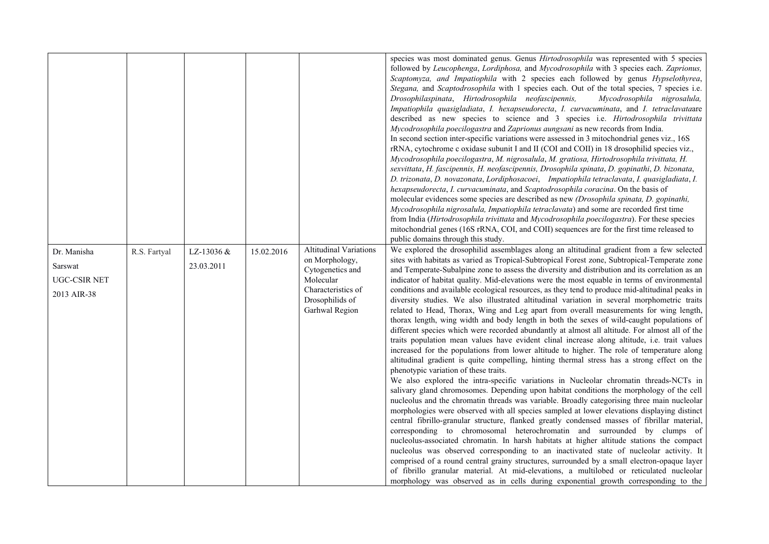| | | | | | |
|---|---|---|---|---|---|
| | | | | | species was most dominated genus. Genus *Hirtodrosophila* was represented with 5 species followed by *Leucophenga*, *Lordiphosa,* and *Mycodrosophila* with 3 species each. *Zaprionus, Scaptomyza, and Impatiophila* with 2 species each followed by genus *Hypselothyrea*, *Stegana,* and *Scaptodrosophila* with 1 species each. Out of the total species, 7 species i.e. *Drosophilaspinata*, *Hirtodrosophila neofascipennis,* *Mycodrosophila nigrosalula, Impatiophila quasigladiata*, *I. hexapseudorecta*, *I. curvacuminata*, and *I. tetraclavata*are described as new species to science and 3 species i.e. *Hirtodrosophila trivittata Mycodrosophila poecilogastra* and *Zaprionus aungsani* as new records from India.<br>In second section inter-specific variations were assessed in 3 mitochondrial genes viz., 16S rRNA, cytochrome c oxidase subunit I and II (COI and COII) in 18 drosophilid species viz., *Mycodrosophila poecilogastra*, *M. nigrosalula*, *M. gratiosa, Hirtodrosophila trivittata, H. sexvittata*, *H. fascipennis, H. neofascipennis, Drosophila spinata*, *D. gopinathi*, *D. bizonata*, *D. trizonata*, *D. novazonata*, *Lordiphosacoei*, *Impatiophila tetraclavata*, *I. quasigladiata*, *I. hexapseudorecta*, *I. curvacuminata*, and *Scaptodrosophila coracina*. On the basis of molecular evidences some species are described as new *(Drosophila spinata, D. gopinathi, Mycodrosophila nigrosalula, Impatiophila tetraclavata*) and some are recorded first time from India (*Hirtodrosophila trivittata* and *Mycodrosophila poecilogastra*). For these species mitochondrial genes (16S rRNA, COI, and COII) sequences are for the first time released to public domains through this study. |
| Dr. Manisha Sarswat<br>UGC-CSIR NET 2013 AIR-38 | R.S. Fartyal | LZ-13036 & 23.03.2011 | 15.02.2016 | Altitudinal Variations on Morphology, Cytogenetics and Molecular Characteristics of Drosophilids of Garhwal Region | We explored the drosophilid assemblages along an altitudinal gradient from a few selected sites with habitats as varied as Tropical-Subtropical Forest zone, Subtropical-Temperate zone and Temperate-Subalpine zone to assess the diversity and distribution and its correlation as an indicator of habitat quality. Mid-elevations were the most equable in terms of environmental conditions and available ecological resources, as they tend to produce mid-altitudinal peaks in diversity studies. We also illustrated altitudinal variation in several morphometric traits related to Head, Thorax, Wing and Leg apart from overall measurements for wing length, thorax length, wing width and body length in both the sexes of wild-caught populations of different species which were recorded abundantly at almost all altitude. For almost all of the traits population mean values have evident clinal increase along altitude, i.e. trait values increased for the populations from lower altitude to higher. The role of temperature along altitudinal gradient is quite compelling, hinting thermal stress has a strong effect on the phenotypic variation of these traits.<br>We also explored the intra-specific variations in Nucleolar chromatin threads-NCTs in salivary gland chromosomes. Depending upon habitat conditions the morphology of the cell nucleolus and the chromatin threads was variable. Broadly categorising three main nucleolar morphologies were observed with all species sampled at lower elevations displaying distinct central fibrillo-granular structure, flanked greatly condensed masses of fibrillar material, corresponding to chromosomal heterochromatin and surrounded by clumps of nucleolus-associated chromatin. In harsh habitats at higher altitude stations the compact nucleolus was observed corresponding to an inactivated state of nucleolar activity. It comprised of a round central grainy structures, surrounded by a small electron-opaque layer of fibrillo granular material. At mid-elevations, a multilobed or reticulated nucleolar morphology was observed as in cells during exponential growth corresponding to the |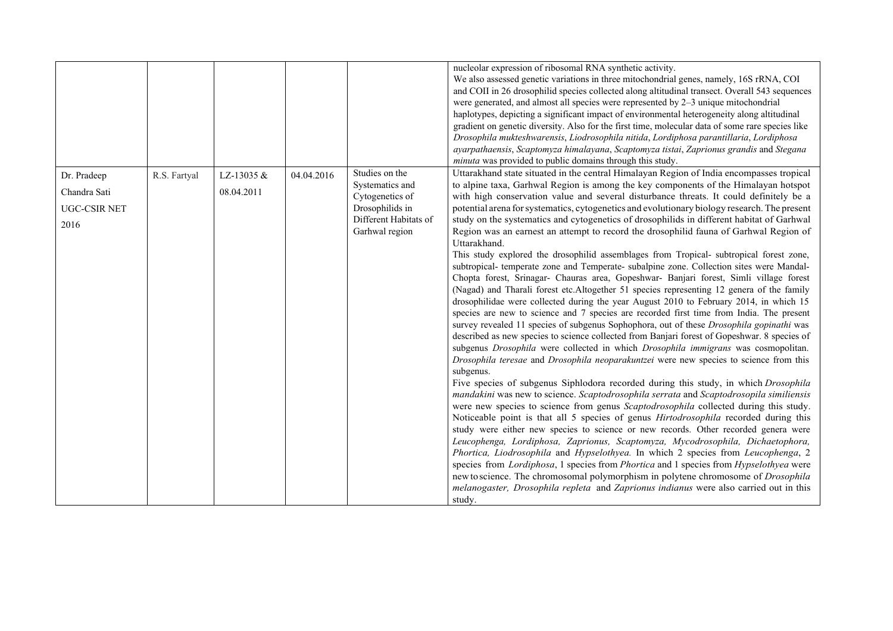| | | | | | |
|---|---|---|---|---|---|
| | | | | | nucleolar expression of ribosomal RNA synthetic activity.<br>We also assessed genetic variations in three mitochondrial genes, namely, 16S rRNA, COI and COII in 26 drosophilid species collected along altitudinal transect. Overall 543 sequences were generated, and almost all species were represented by 2–3 unique mitochondrial haplotypes, depicting a significant impact of environmental heterogeneity along altitudinal gradient on genetic diversity. Also for the first time, molecular data of some rare species like *Drosophila mukteshwarensis*, *Liodrosophila nitida*, *Lordiphosa parantillaria*, *Lordiphosa ayarpathaensis*, *Scaptomyza himalayana*, *Scaptomyza tistai*, *Zaprionus grandis* and *Stegana minuta* was provided to public domains through this study. |
| Dr. Pradeep Chandra Sati<br>UGC-CSIR NET 2016 | R.S. Fartyal | LZ-13035 & 08.04.2011 | 04.04.2016 | Studies on the Systematics and Cytogenetics of Drosophilids in Different Habitats of Garhwal region | Uttarakhand state situated in the central Himalayan Region of India encompasses tropical to alpine taxa, Garhwal Region is among the key components of the Himalayan hotspot with high conservation value and several disturbance threats. It could definitely be a potential arena for systematics, cytogenetics and evolutionary biology research. The present study on the systematics and cytogenetics of drosophilids in different habitat of Garhwal Region was an earnest an attempt to record the drosophilid fauna of Garhwal Region of Uttarakhand.<br>This study explored the drosophilid assemblages from Tropical- subtropical forest zone, subtropical- temperate zone and Temperate- subalpine zone. Collection sites were Mandal-Chopta forest, Srinagar- Chauras area, Gopeshwar- Banjari forest, Simli village forest (Nagad) and Tharali forest etc.Altogether 51 species representing 12 genera of the family drosophilidae were collected during the year August 2010 to February 2014, in which 15 species are new to science and 7 species are recorded first time from India. The present survey revealed 11 species of subgenus Sophophora, out of these *Drosophila gopinathi* was described as new species to science collected from Banjari forest of Gopeshwar. 8 species of subgenus *Drosophila* were collected in which *Drosophila immigrans* was cosmopolitan. *Drosophila teresae* and *Drosophila neoparakuntzei* were new species to science from this subgenus.<br>Five species of subgenus Siphlodora recorded during this study, in which *Drosophila mandakini* was new to science. *Scaptodrosophila serrata* and *Scaptodrosopila similiensis* were new species to science from genus *Scaptodrosophila* collected during this study. Noticeable point is that all 5 species of genus *Hirtodrosophila* recorded during this study were either new species to science or new records. Other recorded genera were *Leucophenga, Lordiphosa, Zaprionus, Scaptomyza, Mycodrosophila, Dichaetophora, Phortica, Liodrosophila* and *Hypselothyea.* In which 2 species from *Leucophenga*, 2 species from *Lordiphosa*, 1 species from *Phortica* and 1 species from *Hypselothyea* were new to science. The chromosomal polymorphism in polytene chromosome of *Drosophila melanogaster, Drosophila repleta* and *Zaprionus indianus* were also carried out in this study. |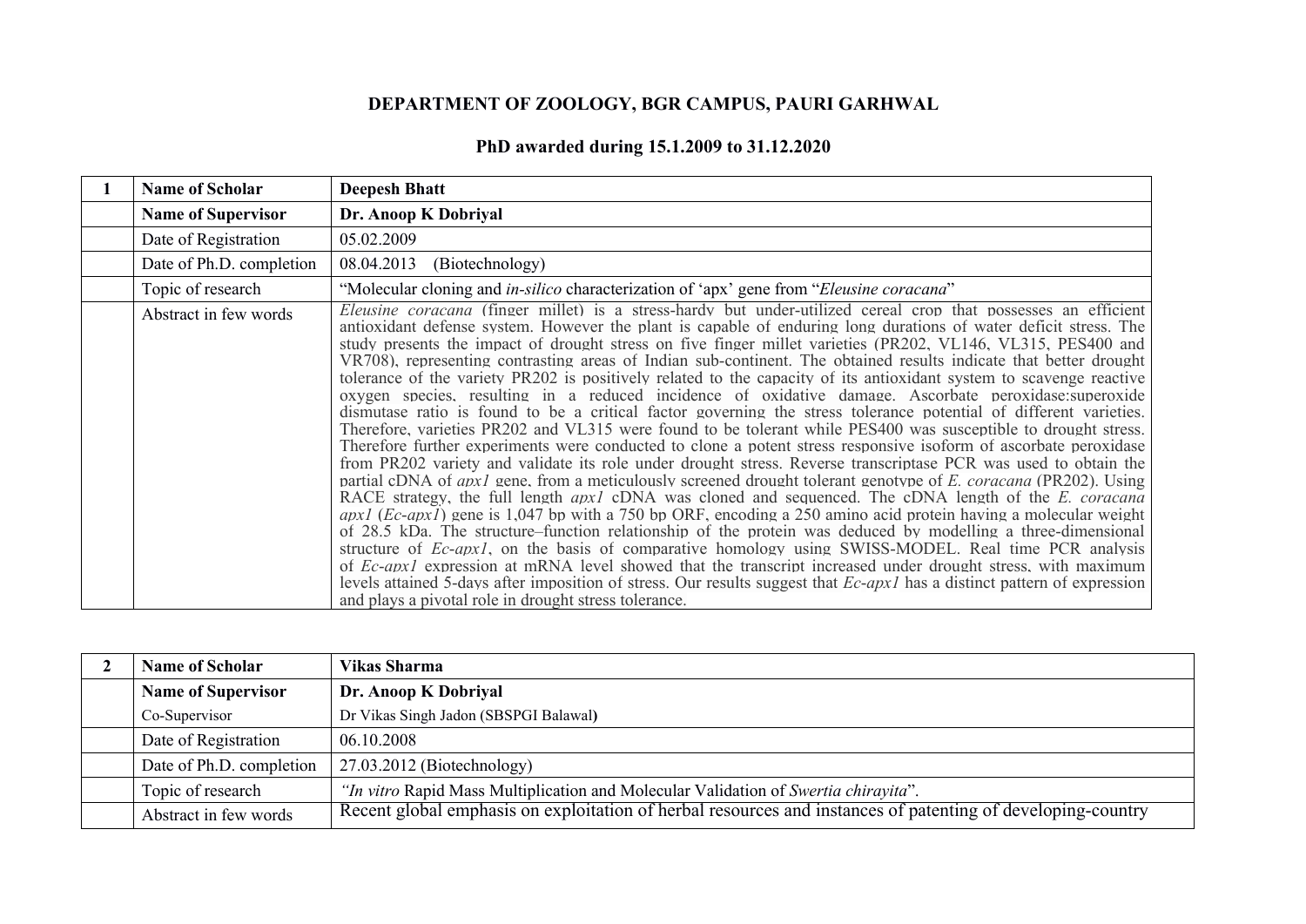**DEPARTMENT OF ZOOLOGY, BGR CAMPUS, PAURI GARHWAL**

**PhD awarded during 15.1.2009 to 31.12.2020**

| 1 | **Name of Scholar** | **Deepesh Bhatt** |
|---|---|---|
| | **Name of Supervisor** | **Dr. Anoop K Dobriyal** |
| | Date of Registration | 05.02.2009 |
| | Date of Ph.D. completion | 08.04.2013 (Biotechnology) |
| | Topic of research | "Molecular cloning and *in-silico* characterization of 'apx' gene from "*Eleusine coracana*" |
| | Abstract in few words | *Eleusine coracana* (finger millet) is a stress-hardy but under-utilized cereal crop that possesses an efficient antioxidant defense system. However the plant is capable of enduring long durations of water deficit stress. The study presents the impact of drought stress on five finger millet varieties (PR202, VL146, VL315, PES400 and VR708), representing contrasting areas of Indian sub-continent. The obtained results indicate that better drought tolerance of the variety PR202 is positively related to the capacity of its antioxidant system to scavenge reactive oxygen species, resulting in a reduced incidence of oxidative damage. Ascorbate peroxidase:superoxide dismutase ratio is found to be a critical factor governing the stress tolerance potential of different varieties. Therefore, varieties PR202 and VL315 were found to be tolerant while PES400 was susceptible to drought stress. Therefore further experiments were conducted to clone a potent stress responsive isoform of ascorbate peroxidase from PR202 variety and validate its role under drought stress. Reverse transcriptase PCR was used to obtain the partial cDNA of *apx1* gene, from a meticulously screened drought tolerant genotype of *E. coracana* (PR202). Using RACE strategy, the full length *apx1* cDNA was cloned and sequenced. The cDNA length of the *E. coracana apx1* (*Ec-apx1*) gene is 1,047 bp with a 750 bp ORF, encoding a 250 amino acid protein having a molecular weight of 28.5 kDa. The structure–function relationship of the protein was deduced by modelling a three-dimensional structure of *Ec-apx1*, on the basis of comparative homology using SWISS-MODEL. Real time PCR analysis of *Ec-apx1* expression at mRNA level showed that the transcript increased under drought stress, with maximum levels attained 5-days after imposition of stress. Our results suggest that *Ec-apx1* has a distinct pattern of expression and plays a pivotal role in drought stress tolerance. |

| 2 | **Name of Scholar** | **Vikas Sharma** |
|---|---|---|
| | **Name of Supervisor** | **Dr. Anoop K Dobriyal** |
| | Co-Supervisor | Dr Vikas Singh Jadon (SBSPGI Balawal) |
| | Date of Registration | 06.10.2008 |
| | Date of Ph.D. completion | 27.03.2012 (Biotechnology) |
| | Topic of research | *"In vitro* Rapid Mass Multiplication and Molecular Validation of *Swertia chirayita*". |
| | Abstract in few words | Recent global emphasis on exploitation of herbal resources and instances of patenting of developing-country |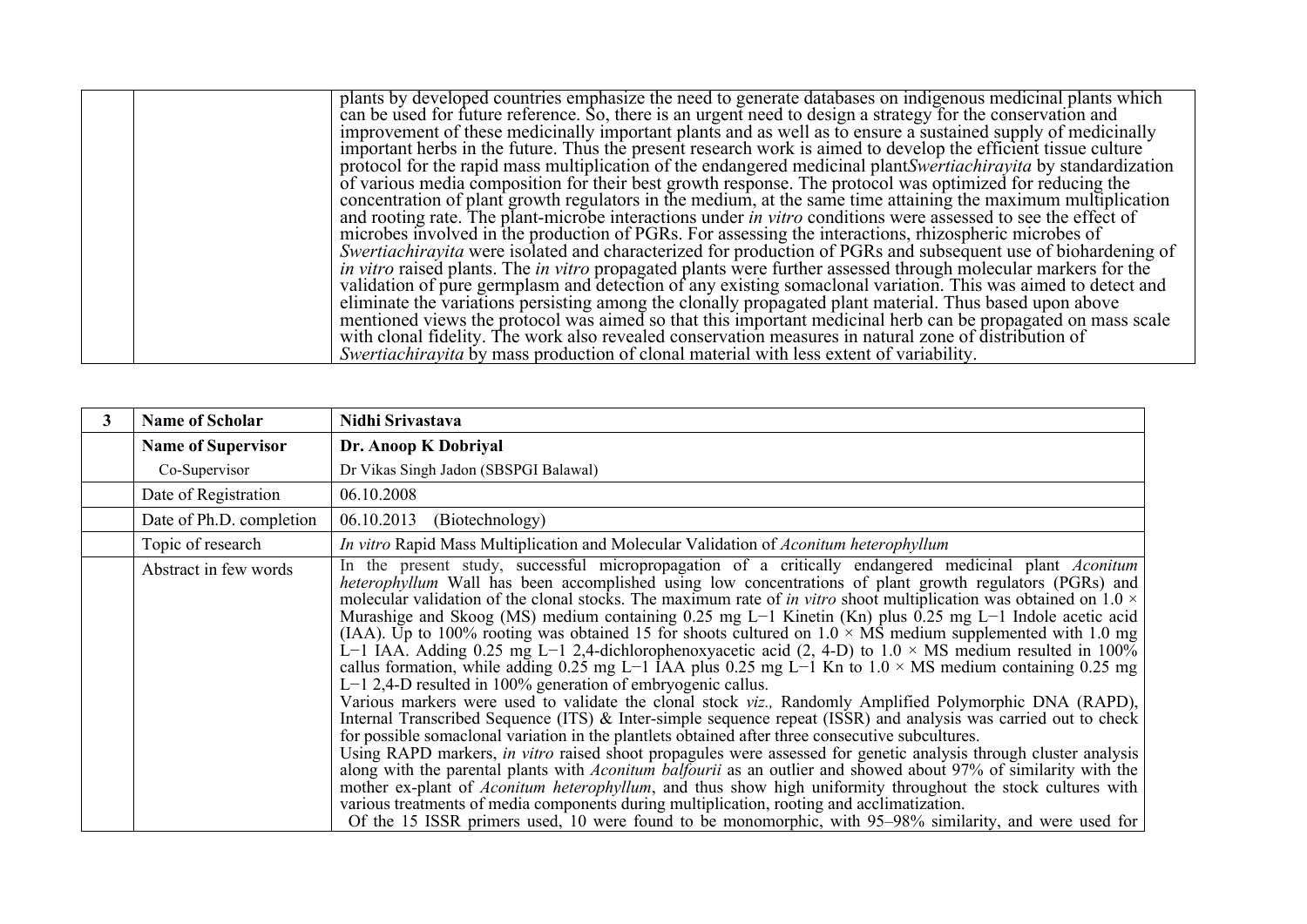| | | |
|---|---|---|
| | | plants by developed countries emphasize the need to generate databases on indigenous medicinal plants which can be used for future reference. So, there is an urgent need to design a strategy for the conservation and improvement of these medicinally important plants and as well as to ensure a sustained supply of medicinally important herbs in the future. Thus the present research work is aimed to develop the efficient tissue culture protocol for the rapid mass multiplication of the endangered medicinal plant*Swertiachirayita* by standardization of various media composition for their best growth response. The protocol was optimized for reducing the concentration of plant growth regulators in the medium, at the same time attaining the maximum multiplication and rooting rate. The plant-microbe interactions under *in vitro* conditions were assessed to see the effect of microbes involved in the production of PGRs. For assessing the interactions, rhizospheric microbes of *Swertiachirayita* were isolated and characterized for production of PGRs and subsequent use of biohardening of *in vitro* raised plants. The *in vitro* propagated plants were further assessed through molecular markers for the validation of pure germplasm and detection of any existing somaclonal variation. This was aimed to detect and eliminate the variations persisting among the clonally propagated plant material. Thus based upon above mentioned views the protocol was aimed so that this important medicinal herb can be propagated on mass scale with clonal fidelity. The work also revealed conservation measures in natural zone of distribution of *Swertiachirayita* by mass production of clonal material with less extent of variability. |

| 3 | **Name of Scholar** | **Nidhi Srivastava** |
|---|---|---|
| | **Name of Supervisor** | **Dr. Anoop K Dobriyal** |
| | Co-Supervisor | Dr Vikas Singh Jadon (SBSPGI Balawal) |
| | Date of Registration | 06.10.2008 |
| | Date of Ph.D. completion | 06.10.2013 (Biotechnology) |
| | Topic of research | *In vitro* Rapid Mass Multiplication and Molecular Validation of *Aconitum heterophyllum* |
| | Abstract in few words | In the present study, successful micropropagation of a critically endangered medicinal plant *Aconitum heterophyllum* Wall has been accomplished using low concentrations of plant growth regulators (PGRs) and molecular validation of the clonal stocks. The maximum rate of *in vitro* shoot multiplication was obtained on 1.0 × Murashige and Skoog (MS) medium containing 0.25 mg L−1 Kinetin (Kn) plus 0.25 mg L−1 Indole acetic acid (IAA). Up to 100% rooting was obtained 15 for shoots cultured on 1.0 × MS medium supplemented with 1.0 mg L−1 IAA. Adding 0.25 mg L−1 2,4-dichlorophenoxyacetic acid (2, 4-D) to 1.0 × MS medium resulted in 100% callus formation, while adding 0.25 mg L−1 IAA plus 0.25 mg L−1 Kn to 1.0 × MS medium containing 0.25 mg L−1 2,4-D resulted in 100% generation of embryogenic callus.<br>Various markers were used to validate the clonal stock *viz.,* Randomly Amplified Polymorphic DNA (RAPD), Internal Transcribed Sequence (ITS) & Inter-simple sequence repeat (ISSR) and analysis was carried out to check for possible somaclonal variation in the plantlets obtained after three consecutive subcultures.<br>Using RAPD markers, *in vitro* raised shoot propagules were assessed for genetic analysis through cluster analysis along with the parental plants with *Aconitum balfourii* as an outlier and showed about 97% of similarity with the mother ex-plant of *Aconitum heterophyllum*, and thus show high uniformity throughout the stock cultures with various treatments of media components during multiplication, rooting and acclimatization.<br>Of the 15 ISSR primers used, 10 were found to be monomorphic, with 95–98% similarity, and were used for |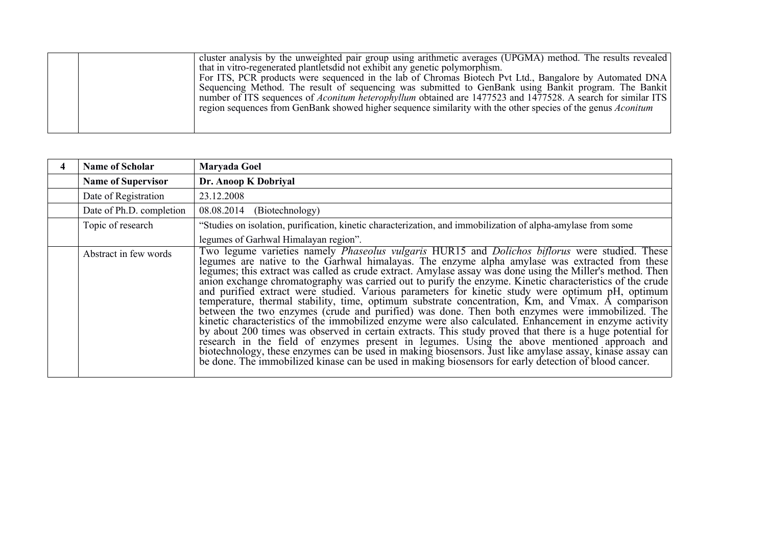|  |  |  |
|---|---|---|
|  |  | cluster analysis by the unweighted pair group using arithmetic averages (UPGMA) method. The results revealed that in vitro-regenerated plantletsdid not exhibit any genetic polymorphism. For ITS, PCR products were sequenced in the lab of Chromas Biotech Pvt Ltd., Bangalore by Automated DNA Sequencing Method. The result of sequencing was submitted to GenBank using Bankit program. The Bankit number of ITS sequences of *Aconitum heterophyllum* obtained are 1477523 and 1477528. A search for similar ITS region sequences from GenBank showed higher sequence similarity with the other species of the genus *Aconitum* |

| **4** | **Name of Scholar** | **Maryada Goel** |
|---|---|---|
|  | **Name of Supervisor** | **Dr. Anoop K Dobriyal** |
|  | Date of Registration | 23.12.2008 |
|  | Date of Ph.D. completion | 08.08.2014 (Biotechnology) |
|  | Topic of research | "Studies on isolation, purification, kinetic characterization, and immobilization of alpha-amylase from some legumes of Garhwal Himalayan region". |
|  | Abstract in few words | Two legume varieties namely *Phaseolus vulgaris* HUR15 and *Dolichos biflorus* were studied. These legumes are native to the Garhwal himalayas. The enzyme alpha amylase was extracted from these legumes; this extract was called as crude extract. Amylase assay was done using the Miller's method. Then anion exchange chromatography was carried out to purify the enzyme. Kinetic characteristics of the crude and purified extract were studied. Various parameters for kinetic study were optimum pH, optimum temperature, thermal stability, time, optimum substrate concentration, Km, and Vmax. A comparison between the two enzymes (crude and purified) was done. Then both enzymes were immobilized. The kinetic characteristics of the immobilized enzyme were also calculated. Enhancement in enzyme activity by about 200 times was observed in certain extracts. This study proved that there is a huge potential for research in the field of enzymes present in legumes. Using the above mentioned approach and biotechnology, these enzymes can be used in making biosensors. Just like amylase assay, kinase assay can be done. The immobilized kinase can be used in making biosensors for early detection of blood cancer. |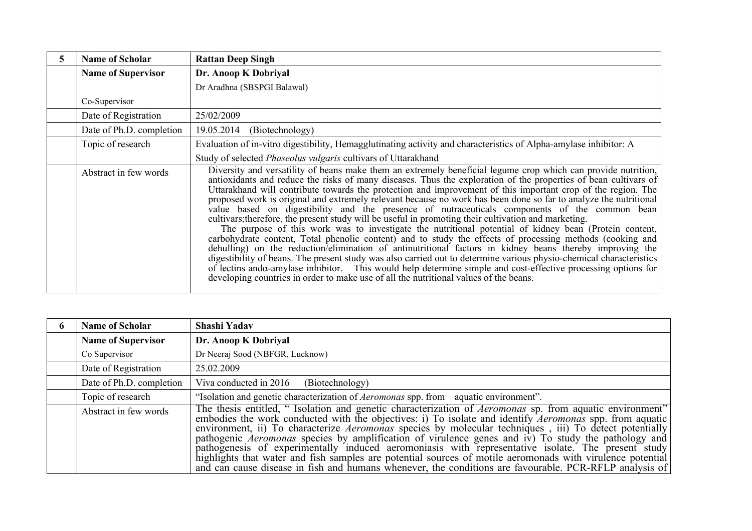| 5 | Name of Scholar | Rattan Deep Singh |
|---|---|---|
| | **Name of Supervisor** | **Dr. Anoop K Dobriyal** |
| | Co-Supervisor | Dr Aradhna (SBSPGI Balawal) |
| | Date of Registration | 25/02/2009 |
| | Date of Ph.D. completion | 19.05.2014 (Biotechnology) |
| | Topic of research | Evaluation of in-vitro digestibility, Hemagglutinating activity and characteristics of Alpha-amylase inhibitor: A Study of selected *Phaseolus vulgaris* cultivars of Uttarakhand |
| | Abstract in few words | Diversity and versatility of beans make them an extremely beneficial legume crop which can provide nutrition, antioxidants and reduce the risks of many diseases. Thus the exploration of the properties of bean cultivars of Uttarakhand will contribute towards the protection and improvement of this important crop of the region. The proposed work is original and extremely relevant because no work has been done so far to analyze the nutritional value based on digestibility and the presence of nutraceuticals components of the common bean cultivars;therefore, the present study will be useful in promoting their cultivation and marketing. The purpose of this work was to investigate the nutritional potential of kidney bean (Protein content, carbohydrate content, Total phenolic content) and to study the effects of processing methods (cooking and dehulling) on the reduction/elimination of antinutritional factors in kidney beans thereby improving the digestibility of beans. The present study was also carried out to determine various physio-chemical characteristics of lectins andα-amylase inhibitor. This would help determine simple and cost-effective processing options for developing countries in order to make use of all the nutritional values of the beans. |

| 6 | Name of Scholar | Shashi Yadav |
|---|---|---|
| | **Name of Supervisor** | **Dr. Anoop K Dobriyal** |
| | Co Supervisor | Dr Neeraj Sood (NBFGR, Lucknow) |
| | Date of Registration | 25.02.2009 |
| | Date of Ph.D. completion | Viva conducted in 2016 (Biotechnology) |
| | Topic of research | "Isolation and genetic characterization of *Aeromonas* spp. from aquatic environment". |
| | Abstract in few words | The thesis entitled, " Isolation and genetic characterization of *Aeromonas* sp. from aquatic environment" embodies the work conducted with the objectives: i) To isolate and identify *Aeromonas* spp. from aquatic environment, ii) To characterize *Aeromonas* species by molecular techniques , iii) To detect potentially pathogenic *Aeromonas* species by amplification of virulence genes and iv) To study the pathology and pathogenesis of experimentally induced aeromoniasis with representative isolate. The present study highlights that water and fish samples are potential sources of motile aeromonads with virulence potential and can cause disease in fish and humans whenever, the conditions are favourable. PCR-RFLP analysis of |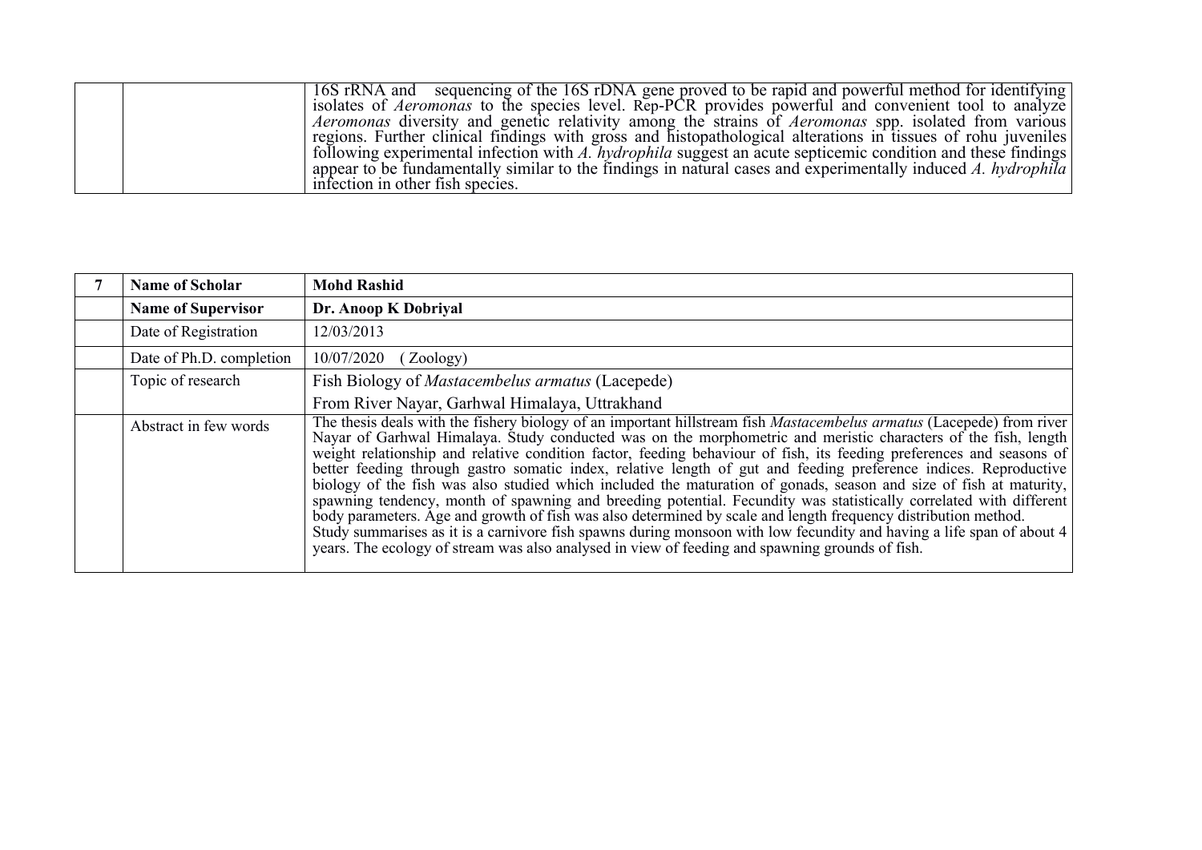|  |  | 16S rRNA and sequencing of the 16S rDNA gene proved to be rapid and powerful method for identifying isolates of *Aeromonas* to the species level. Rep-PCR provides powerful and convenient tool to analyze *Aeromonas* diversity and genetic relativity among the strains of *Aeromonas* spp. isolated from various regions. Further clinical findings with gross and histopathological alterations in tissues of rohu juveniles following experimental infection with *A. hydrophila* suggest an acute septicemic condition and these findings appear to be fundamentally similar to the findings in natural cases and experimentally induced *A. hydrophila* infection in other fish species. |
|---|---|---|

| 7 | **Name of Scholar** | **Mohd Rashid** |
|---|---|---|
|  | **Name of Supervisor** | **Dr. Anoop K Dobriyal** |
|  | Date of Registration | 12/03/2013 |
|  | Date of Ph.D. completion | 10/07/2020 ( Zoology) |
|  | Topic of research | Fish Biology of *Mastacembelus armatus* (Lacepede) From River Nayar, Garhwal Himalaya, Uttrakhand |
|  | Abstract in few words | The thesis deals with the fishery biology of an important hillstream fish *Mastacembelus armatus* (Lacepede) from river Nayar of Garhwal Himalaya. Study conducted was on the morphometric and meristic characters of the fish, length weight relationship and relative condition factor, feeding behaviour of fish, its feeding preferences and seasons of better feeding through gastro somatic index, relative length of gut and feeding preference indices. Reproductive biology of the fish was also studied which included the maturation of gonads, season and size of fish at maturity, spawning tendency, month of spawning and breeding potential. Fecundity was statistically correlated with different body parameters. Age and growth of fish was also determined by scale and length frequency distribution method. Study summarises as it is a carnivore fish spawns during monsoon with low fecundity and having a life span of about 4 years. The ecology of stream was also analysed in view of feeding and spawning grounds of fish. |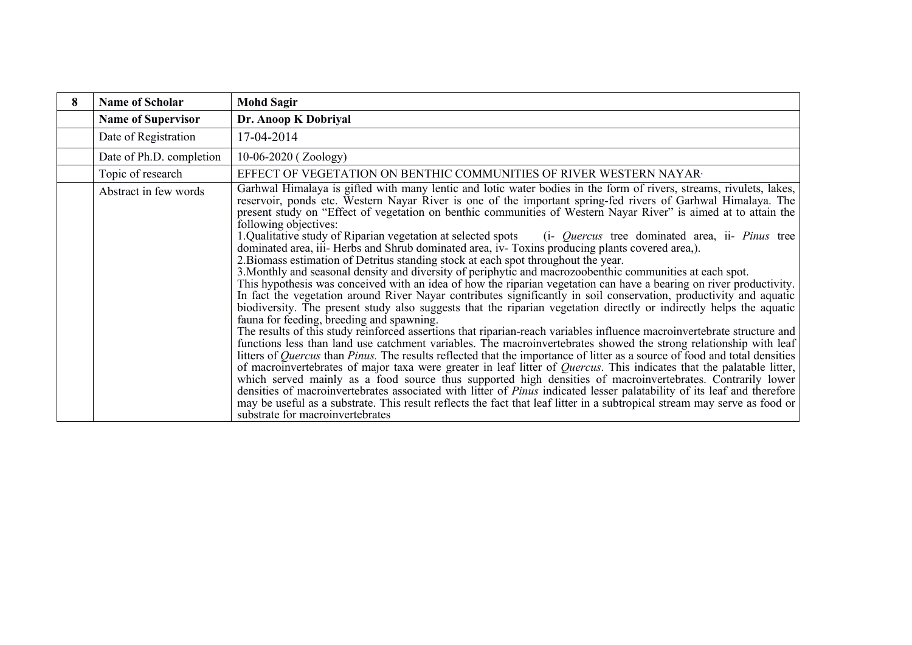| 8 | **Name of Scholar** | **Mohd Sagir** |
|---|---|---|
| | **Name of Supervisor** | **Dr. Anoop K Dobriyal** |
| | Date of Registration | 17-04-2014 |
| | Date of Ph.D. completion | 10-06-2020 ( Zoology) |
| | Topic of research | EFFECT OF VEGETATION ON BENTHIC COMMUNITIES OF RIVER WESTERN NAYAR. |
| | Abstract in few words | Garhwal Himalaya is gifted with many lentic and lotic water bodies in the form of rivers, streams, rivulets, lakes, reservoir, ponds etc. Western Nayar River is one of the important spring-fed rivers of Garhwal Himalaya. The present study on "Effect of vegetation on benthic communities of Western Nayar River" is aimed at to attain the following objectives:<br>1.Qualitative study of Riparian vegetation at selected spots (i- *Quercus* tree dominated area, ii- *Pinus* tree dominated area, iii- Herbs and Shrub dominated area, iv- Toxins producing plants covered area,).<br>2.Biomass estimation of Detritus standing stock at each spot throughout the year.<br>3.Monthly and seasonal density and diversity of periphytic and macrozoobenthic communities at each spot.<br>This hypothesis was conceived with an idea of how the riparian vegetation can have a bearing on river productivity. In fact the vegetation around River Nayar contributes significantly in soil conservation, productivity and aquatic biodiversity. The present study also suggests that the riparian vegetation directly or indirectly helps the aquatic fauna for feeding, breeding and spawning.<br>The results of this study reinforced assertions that riparian-reach variables influence macroinvertebrate structure and functions less than land use catchment variables. The macroinvertebrates showed the strong relationship with leaf litters of *Quercus* than *Pinus.* The results reflected that the importance of litter as a source of food and total densities of macroinvertebrates of major taxa were greater in leaf litter of *Quercus*. This indicates that the palatable litter, which served mainly as a food source thus supported high densities of macroinvertebrates. Contrarily lower densities of macroinvertebrates associated with litter of *Pinus* indicated lesser palatability of its leaf and therefore may be useful as a substrate. This result reflects the fact that leaf litter in a subtropical stream may serve as food or substrate for macroinvertebrates |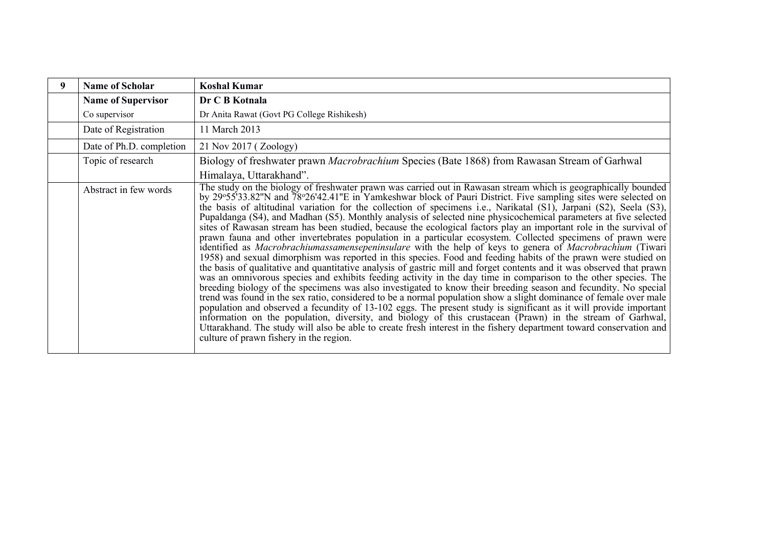| 9 | **Name of Scholar** | **Koshal Kumar** |
|---|---|---|
| | **Name of Supervisor** | **Dr C B Kotnala** |
| | Co supervisor | Dr Anita Rawat (Govt PG College Rishikesh) |
| | Date of Registration | 11 March 2013 |
| | Date of Ph.D. completion | 21 Nov 2017 ( Zoology) |
| | Topic of research | Biology of freshwater prawn *Macrobrachium* Species (Bate 1868) from Rawasan Stream of Garhwal Himalaya, Uttarakhand". |
| | Abstract in few words | The study on the biology of freshwater prawn was carried out in Rawasan stream which is geographically bounded by 29°55'33.82"N and 78°26'42.41"E in Yamkeshwar block of Pauri District. Five sampling sites were selected on the basis of altitudinal variation for the collection of specimens i.e., Narikatal (S1), Jarpani (S2), Seela (S3), Pupaldanga (S4), and Madhan (S5). Monthly analysis of selected nine physicochemical parameters at five selected sites of Rawasan stream has been studied, because the ecological factors play an important role in the survival of prawn fauna and other invertebrates population in a particular ecosystem. Collected specimens of prawn were identified as *Macrobrachiumassamensepeninsulare* with the help of keys to genera of *Macrobrachium* (Tiwari 1958) and sexual dimorphism was reported in this species. Food and feeding habits of the prawn were studied on the basis of qualitative and quantitative analysis of gastric mill and forget contents and it was observed that prawn was an omnivorous species and exhibits feeding activity in the day time in comparison to the other species. The breeding biology of the specimens was also investigated to know their breeding season and fecundity. No special trend was found in the sex ratio, considered to be a normal population show a slight dominance of female over male population and observed a fecundity of 13-102 eggs. The present study is significant as it will provide important information on the population, diversity, and biology of this crustacean (Prawn) in the stream of Garhwal, Uttarakhand. The study will also be able to create fresh interest in the fishery department toward conservation and culture of prawn fishery in the region. |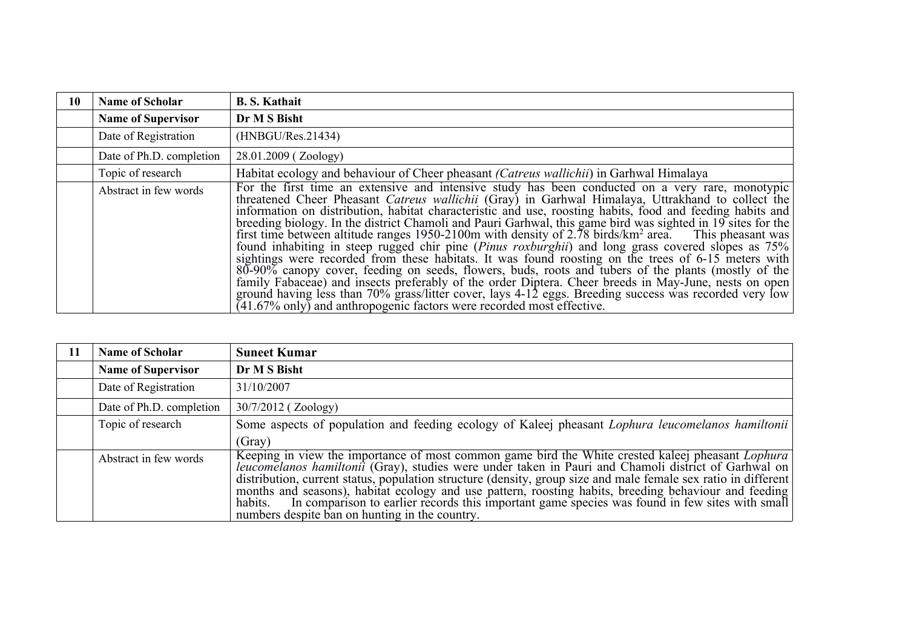| 10 | **Name of Scholar** | **B. S. Kathait** |
|---|---|---|
| | **Name of Supervisor** | **Dr M S Bisht** |
| | Date of Registration | (HNBGU/Res.21434) |
| | Date of Ph.D. completion | 28.01.2009 ( Zoology) |
| | Topic of research | Habitat ecology and behaviour of Cheer pheasant *(Catreus wallichii*) in Garhwal Himalaya |
| | Abstract in few words | For the first time an extensive and intensive study has been conducted on a very rare, monotypic threatened Cheer Pheasant *Catreus wallichii* (Gray) in Garhwal Himalaya, Uttrakhand to collect the information on distribution, habitat characteristic and use, roosting habits, food and feeding habits and breeding biology. In the district Chamoli and Pauri Garhwal, this game bird was sighted in 19 sites for the first time between altitude ranges 1950-2100m with density of 2.78 birds/km$^2$ area. This pheasant was found inhabiting in steep rugged chir pine (*Pinus roxburghii*) and long grass covered slopes as 75% sightings were recorded from these habitats. It was found roosting on the trees of 6-15 meters with 80-90% canopy cover, feeding on seeds, flowers, buds, roots and tubers of the plants (mostly of the family Fabaceae) and insects preferably of the order Diptera. Cheer breeds in May-June, nests on open ground having less than 70% grass/litter cover, lays 4-12 eggs. Breeding success was recorded very low (41.67% only) and anthropogenic factors were recorded most effective. |

| 11 | **Name of Scholar** | **Suneet Kumar** |
|---|---|---|
| | **Name of Supervisor** | **Dr M S Bisht** |
| | Date of Registration | 31/10/2007 |
| | Date of Ph.D. completion | 30/7/2012 ( Zoology) |
| | Topic of research | Some aspects of population and feeding ecology of Kaleej pheasant *Lophura leucomelanos hamiltonii* (Gray) |
| | Abstract in few words | Keeping in view the importance of most common game bird the White crested kaleej pheasant *Lophura leucomelanos hamiltonii* (Gray), studies were under taken in Pauri and Chamoli district of Garhwal on distribution, current status, population structure (density, group size and male female sex ratio in different months and seasons), habitat ecology and use pattern, roosting habits, breeding behaviour and feeding habits. In comparison to earlier records this important game species was found in few sites with small numbers despite ban on hunting in the country. |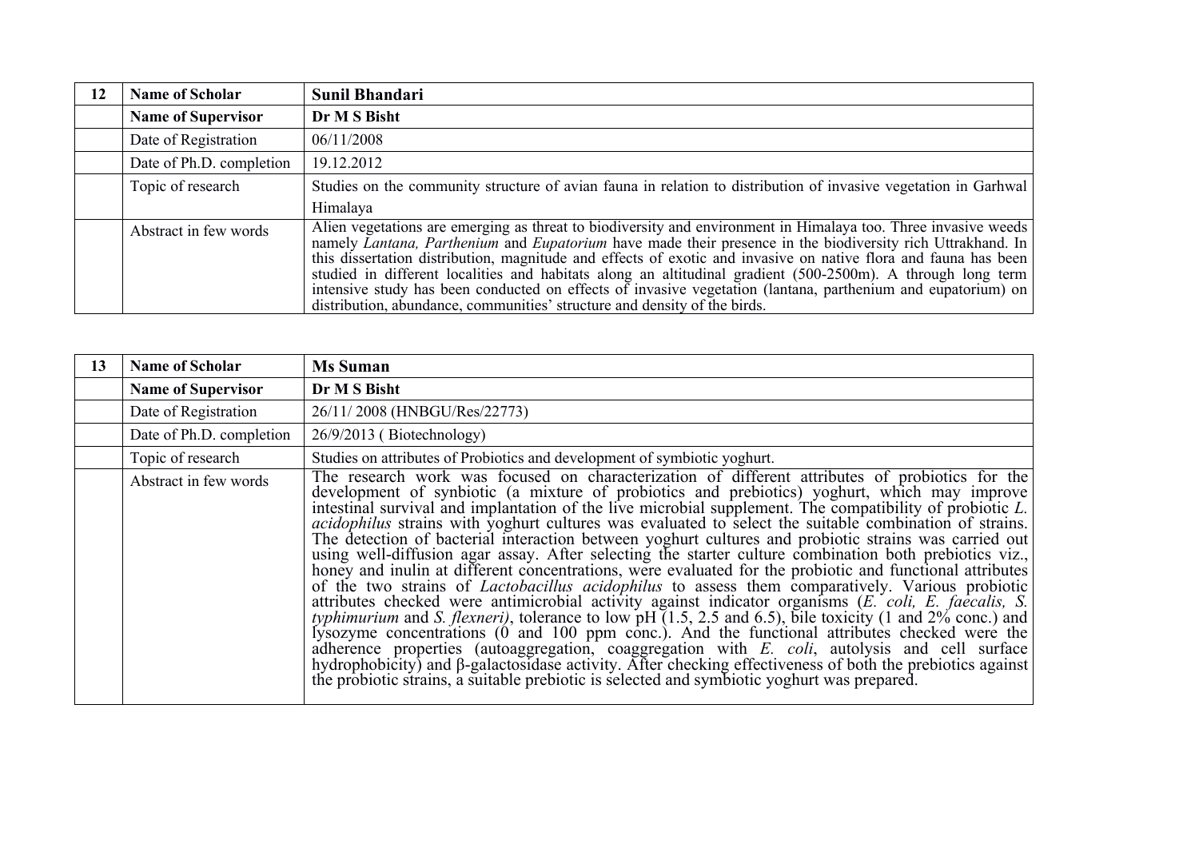| 12 | **Name of Scholar** | **Sunil Bhandari** |
|---|---|---|
| | **Name of Supervisor** | **Dr M S Bisht** |
| | Date of Registration | 06/11/2008 |
| | Date of Ph.D. completion | 19.12.2012 |
| | Topic of research | Studies on the community structure of avian fauna in relation to distribution of invasive vegetation in Garhwal Himalaya |
| | Abstract in few words | Alien vegetations are emerging as threat to biodiversity and environment in Himalaya too. Three invasive weeds namely *Lantana, Parthenium* and *Eupatorium* have made their presence in the biodiversity rich Uttrakhand. In this dissertation distribution, magnitude and effects of exotic and invasive on native flora and fauna has been studied in different localities and habitats along an altitudinal gradient (500-2500m). A through long term intensive study has been conducted on effects of invasive vegetation (lantana, parthenium and eupatorium) on distribution, abundance, communities' structure and density of the birds. |

| 13 | **Name of Scholar** | **Ms Suman** |
|---|---|---|
| | **Name of Supervisor** | **Dr M S Bisht** |
| | Date of Registration | 26/11/ 2008 (HNBGU/Res/22773) |
| | Date of Ph.D. completion | 26/9/2013 ( Biotechnology) |
| | Topic of research | Studies on attributes of Probiotics and development of symbiotic yoghurt. |
| | Abstract in few words | The research work was focused on characterization of different attributes of probiotics for the development of synbiotic (a mixture of probiotics and prebiotics) yoghurt, which may improve intestinal survival and implantation of the live microbial supplement. The compatibility of probiotic *L. acidophilus* strains with yoghurt cultures was evaluated to select the suitable combination of strains. The detection of bacterial interaction between yoghurt cultures and probiotic strains was carried out using well-diffusion agar assay. After selecting the starter culture combination both prebiotics viz., honey and inulin at different concentrations, were evaluated for the probiotic and functional attributes of the two strains of *Lactobacillus acidophilus* to assess them comparatively. Various probiotic attributes checked were antimicrobial activity against indicator organisms (*E. coli, E. faecalis, S. typhimurium* and *S. flexneri)*, tolerance to low pH (1.5, 2.5 and 6.5), bile toxicity (1 and 2% conc.) and lysozyme concentrations (0 and 100 ppm conc.). And the functional attributes checked were the adherence properties (autoaggregation, coaggregation with *E. coli*, autolysis and cell surface hydrophobicity) and β-galactosidase activity. After checking effectiveness of both the prebiotics against the probiotic strains, a suitable prebiotic is selected and symbiotic yoghurt was prepared. |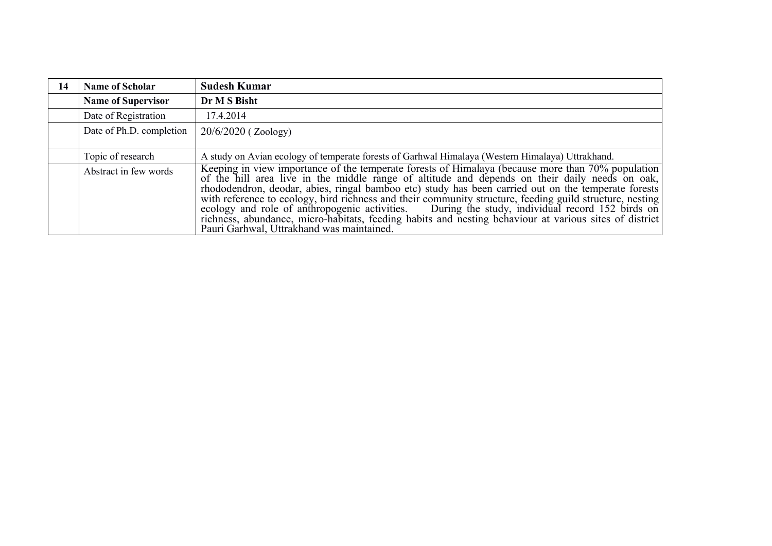| | | |
|---|---|---|
| **14** | **Name of Scholar** | **Sudesh Kumar** |
| | **Name of Supervisor** | **Dr M S Bisht** |
| | Date of Registration | 17.4.2014 |
| | Date of Ph.D. completion | 20/6/2020 ( Zoology) |
| | Topic of research | A study on Avian ecology of temperate forests of Garhwal Himalaya (Western Himalaya) Uttrakhand. |
| | Abstract in few words | Keeping in view importance of the temperate forests of Himalaya (because more than 70% population of the hill area live in the middle range of altitude and depends on their daily needs on oak, rhododendron, deodar, abies, ringal bamboo etc) study has been carried out on the temperate forests with reference to ecology, bird richness and their community structure, feeding guild structure, nesting ecology and role of anthropogenic activities. During the study, individual record 152 birds on richness, abundance, micro-habitats, feeding habits and nesting behaviour at various sites of district Pauri Garhwal, Uttrakhand was maintained. |